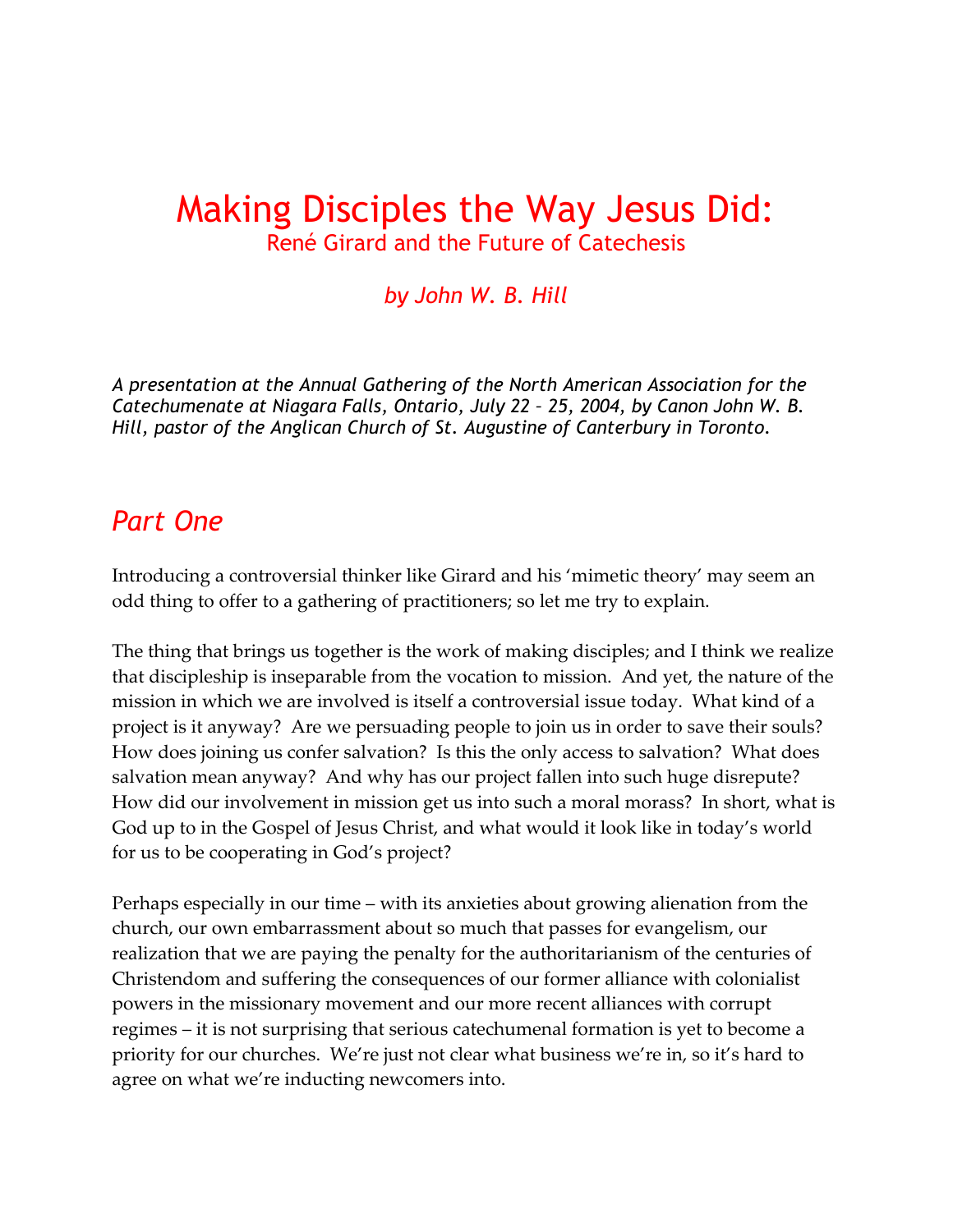# Making Disciples the Way Jesus Did:

## René Girard and the Future of Catechesis

*by John W. B. Hill*

*A presentation at the Annual Gathering of the North American Association for the Catechumenate at Niagara Falls, Ontario, July 22 – 25, 2004, by Canon John W. B. Hill, pastor of the Anglican Church of St. Augustine of Canterbury in Toronto.*

## Part One

Introducing a controversial thinker like Girard and his 'mimetic theory' may seem an odd thing to offer to a gathering of practitioners; so let me try to explain.

The thing that brings us together is the work of making disciples; and I think we realize that discipleship is inseparable from the vocation to mission. And yet, the nature of the mission in which we are involved is itself a controversial issue today. What kind of a project is it anyway? Are we persuading people to join us in order to save their souls? How does joining us confer salvation? Is this the only access to salvation? What does salvation mean anyway? And why has our project fallen into such huge disrepute? How did our involvement in mission get us into such a moral morass? In short, what is God up to in the Gospel of Jesus Christ, and what would it look like in today's world for us to be cooperating in God's project?

Perhaps especially in our time – with its anxieties about growing alienation from the church, our own embarrassment about so much that passes for evangelism, our realization that we are paying the penalty for the authoritarianism of the centuries of Christendom and suffering the consequences of our former alliance with colonialist powers in the missionary movement and our more recent alliances with corrupt regimes – it is not surprising that serious catechumenal formation is yet to become a priority for our churches. We're just not clear what business we're in, so it's hard to agree on what we're inducting newcomers into.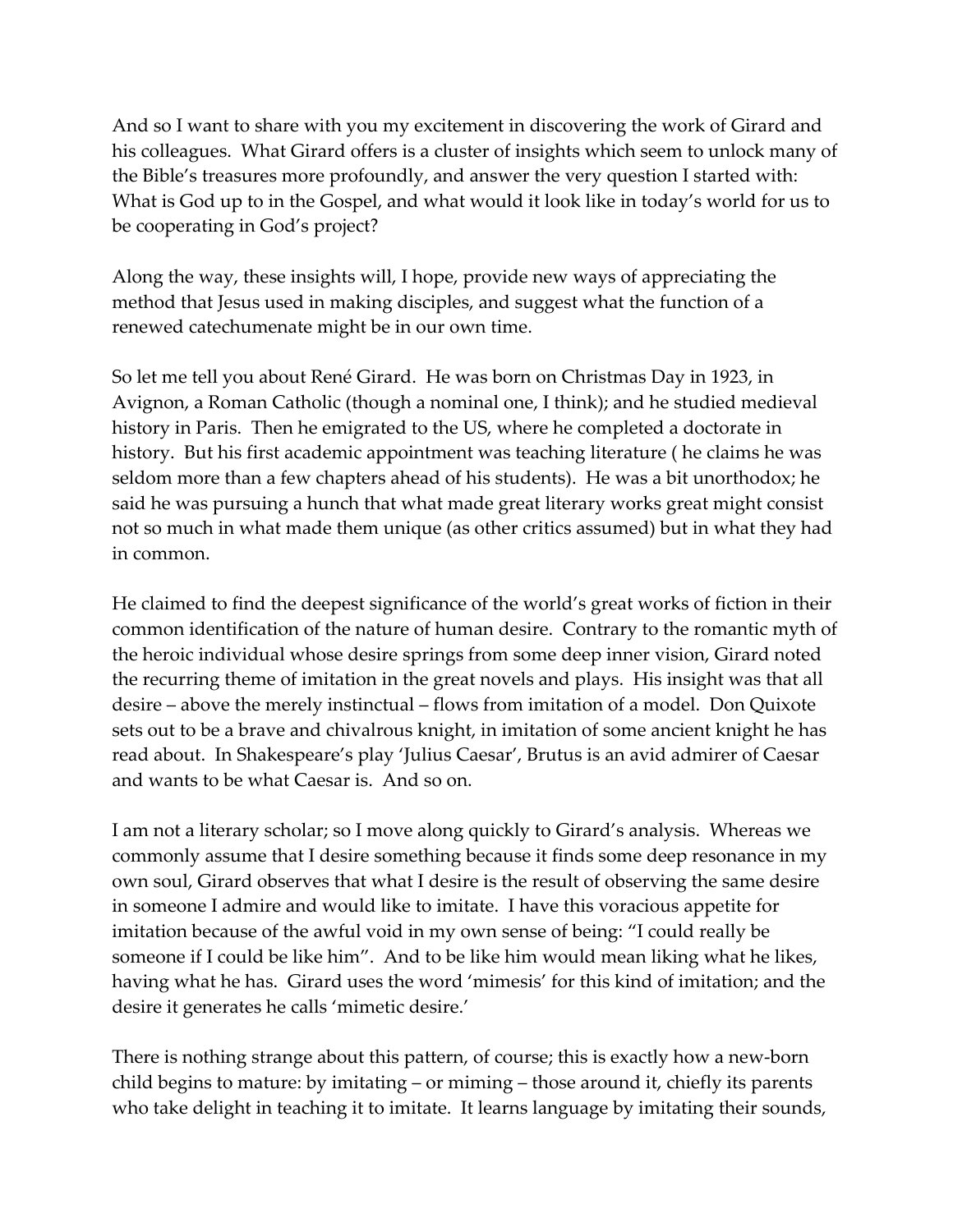And so I want to share with you my excitement in discovering the work of Girard and his colleagues. What Girard offers is a cluster of insights which seem to unlock many of the Bible's treasures more profoundly, and answer the very question I started with: What is God up to in the Gospel, and what would it look like in today's world for us to be cooperating in God's project?

Along the way, these insights will, I hope, provide new ways of appreciating the method that Jesus used in making disciples, and suggest what the function of a renewed catechumenate might be in our own time.

So let me tell you about René Girard. He was born on Christmas Day in 1923, in Avignon, a Roman Catholic (though a nominal one, I think); and he studied medieval history in Paris. Then he emigrated to the US, where he completed a doctorate in history. But his first academic appointment was teaching literature ( he claims he was seldom more than a few chapters ahead of his students). He was a bit unorthodox; he said he was pursuing a hunch that what made great literary works great might consist not so much in what made them unique (as other critics assumed) but in what they had in common.

He claimed to find the deepest significance of the world's great works of fiction in their common identification of the nature of human desire. Contrary to the romantic myth of the heroic individual whose desire springs from some deep inner vision, Girard noted the recurring theme of imitation in the great novels and plays. His insight was that all desire – above the merely instinctual – flows from imitation of a model. Don Quixote sets out to be a brave and chivalrous knight, in imitation of some ancient knight he has read about. In Shakespeare's play 'Julius Caesar', Brutus is an avid admirer of Caesar and wants to be what Caesar is. And so on.

I am not a literary scholar; so I move along quickly to Girard's analysis. Whereas we commonly assume that I desire something because it finds some deep resonance in my own soul, Girard observes that what I desire is the result of observing the same desire in someone I admire and would like to imitate. I have this voracious appetite for imitation because of the awful void in my own sense of being: "I could really be someone if I could be like him". And to be like him would mean liking what he likes, having what he has. Girard uses the word 'mimesis' for this kind of imitation; and the desire it generates he calls 'mimetic desire.'

There is nothing strange about this pattern, of course; this is exactly how a new-born child begins to mature: by imitating – or miming – those around it, chiefly its parents who take delight in teaching it to imitate. It learns language by imitating their sounds,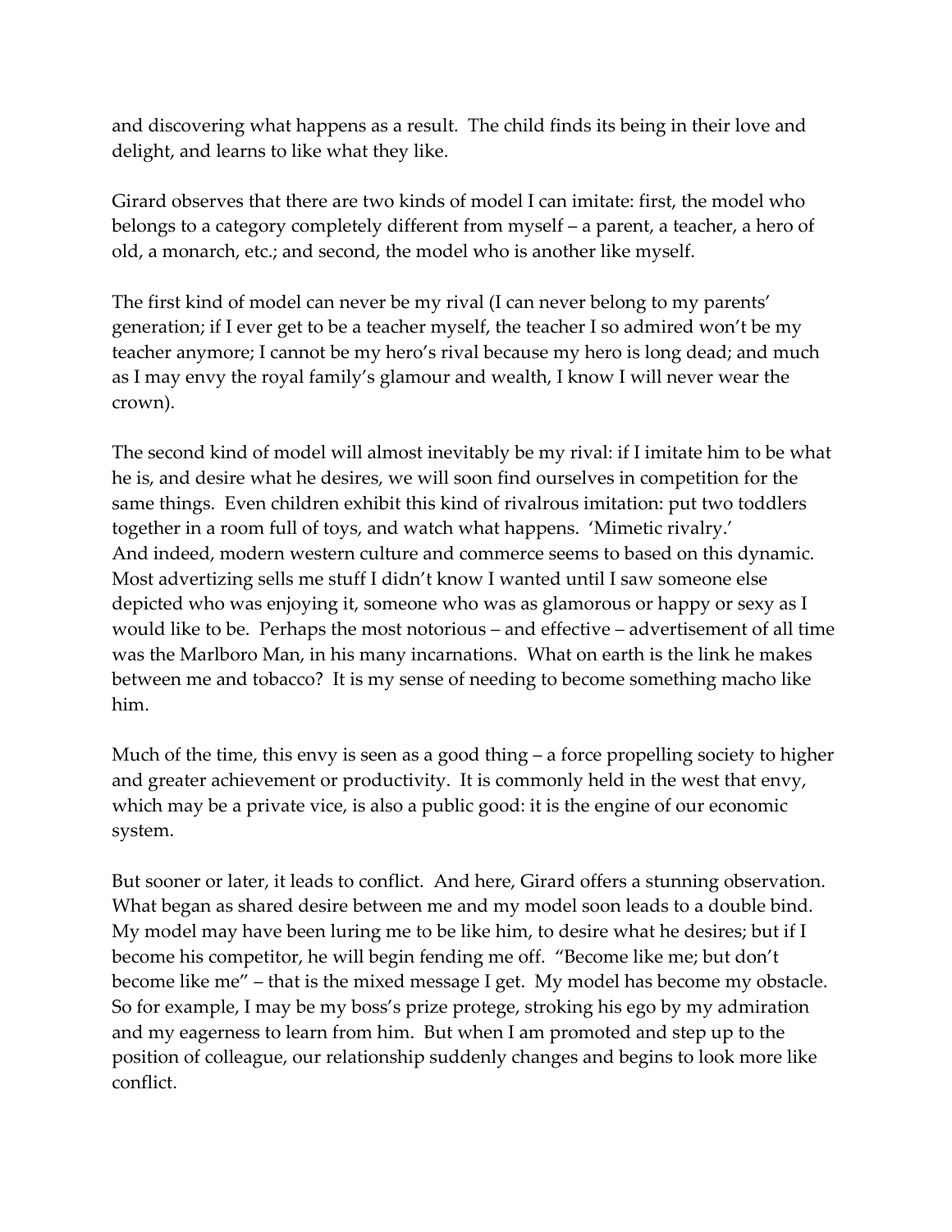and discovering what happens as a result. The child finds its being in their love and delight, and learns to like what they like.

Girard observes that there are two kinds of model I can imitate: first, the model who belongs to a category completely different from myself – a parent, a teacher, a hero of old, a monarch, etc.; and second, the model who is another like myself.

The first kind of model can never be my rival (I can never belong to my parents' generation; if I ever get to be a teacher myself, the teacher I so admired won't be my teacher anymore; I cannot be my hero's rival because my hero is long dead; and much as I may envy the royal family's glamour and wealth, I know I will never wear the crown).

The second kind of model will almost inevitably be my rival: if I imitate him to be what he is, and desire what he desires, we will soon find ourselves in competition for the same things. Even children exhibit this kind of rivalrous imitation: put two toddlers together in a room full of toys, and watch what happens. 'Mimetic rivalry.'
And indeed, modern western culture and commerce seems to based on this dynamic. Most advertizing sells me stuff I didn't know I wanted until I saw someone else depicted who was enjoying it, someone who was as glamorous or happy or sexy as I would like to be. Perhaps the most notorious – and effective – advertisement of all time was the Marlboro Man, in his many incarnations. What on earth is the link he makes between me and tobacco? It is my sense of needing to become something macho like him.

Much of the time, this envy is seen as a good thing – a force propelling society to higher and greater achievement or productivity. It is commonly held in the west that envy, which may be a private vice, is also a public good: it is the engine of our economic system.

But sooner or later, it leads to conflict. And here, Girard offers a stunning observation. What began as shared desire between me and my model soon leads to a double bind. My model may have been luring me to be like him, to desire what he desires; but if I become his competitor, he will begin fending me off. "Become like me; but don't become like me" – that is the mixed message I get. My model has become my obstacle. So for example, I may be my boss's prize protege, stroking his ego by my admiration and my eagerness to learn from him. But when I am promoted and step up to the position of colleague, our relationship suddenly changes and begins to look more like conflict.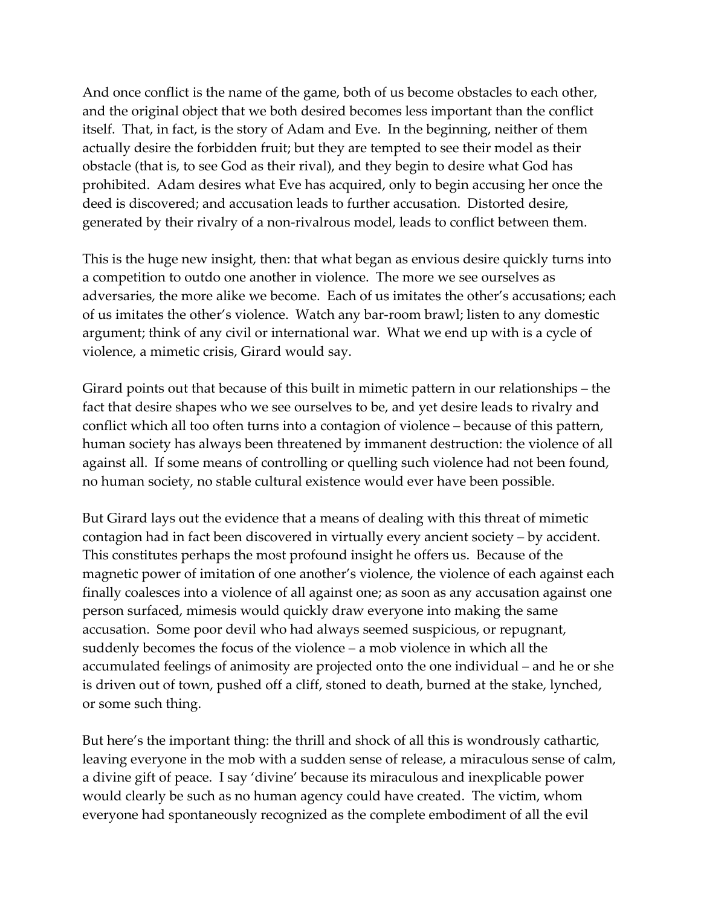And once conflict is the name of the game, both of us become obstacles to each other, and the original object that we both desired becomes less important than the conflict itself. That, in fact, is the story of Adam and Eve. In the beginning, neither of them actually desire the forbidden fruit; but they are tempted to see their model as their obstacle (that is, to see God as their rival), and they begin to desire what God has prohibited. Adam desires what Eve has acquired, only to begin accusing her once the deed is discovered; and accusation leads to further accusation. Distorted desire, generated by their rivalry of a non-rivalrous model, leads to conflict between them.

This is the huge new insight, then: that what began as envious desire quickly turns into a competition to outdo one another in violence. The more we see ourselves as adversaries, the more alike we become. Each of us imitates the other's accusations; each of us imitates the other's violence. Watch any bar-room brawl; listen to any domestic argument; think of any civil or international war. What we end up with is a cycle of violence, a mimetic crisis, Girard would say.

Girard points out that because of this built in mimetic pattern in our relationships – the fact that desire shapes who we see ourselves to be, and yet desire leads to rivalry and conflict which all too often turns into a contagion of violence – because of this pattern, human society has always been threatened by immanent destruction: the violence of all against all. If some means of controlling or quelling such violence had not been found, no human society, no stable cultural existence would ever have been possible.

But Girard lays out the evidence that a means of dealing with this threat of mimetic contagion had in fact been discovered in virtually every ancient society – by accident. This constitutes perhaps the most profound insight he offers us. Because of the magnetic power of imitation of one another's violence, the violence of each against each finally coalesces into a violence of all against one; as soon as any accusation against one person surfaced, mimesis would quickly draw everyone into making the same accusation. Some poor devil who had always seemed suspicious, or repugnant, suddenly becomes the focus of the violence – a mob violence in which all the accumulated feelings of animosity are projected onto the one individual – and he or she is driven out of town, pushed off a cliff, stoned to death, burned at the stake, lynched, or some such thing.

But here's the important thing: the thrill and shock of all this is wondrously cathartic, leaving everyone in the mob with a sudden sense of release, a miraculous sense of calm, a divine gift of peace. I say 'divine' because its miraculous and inexplicable power would clearly be such as no human agency could have created. The victim, whom everyone had spontaneously recognized as the complete embodiment of all the evil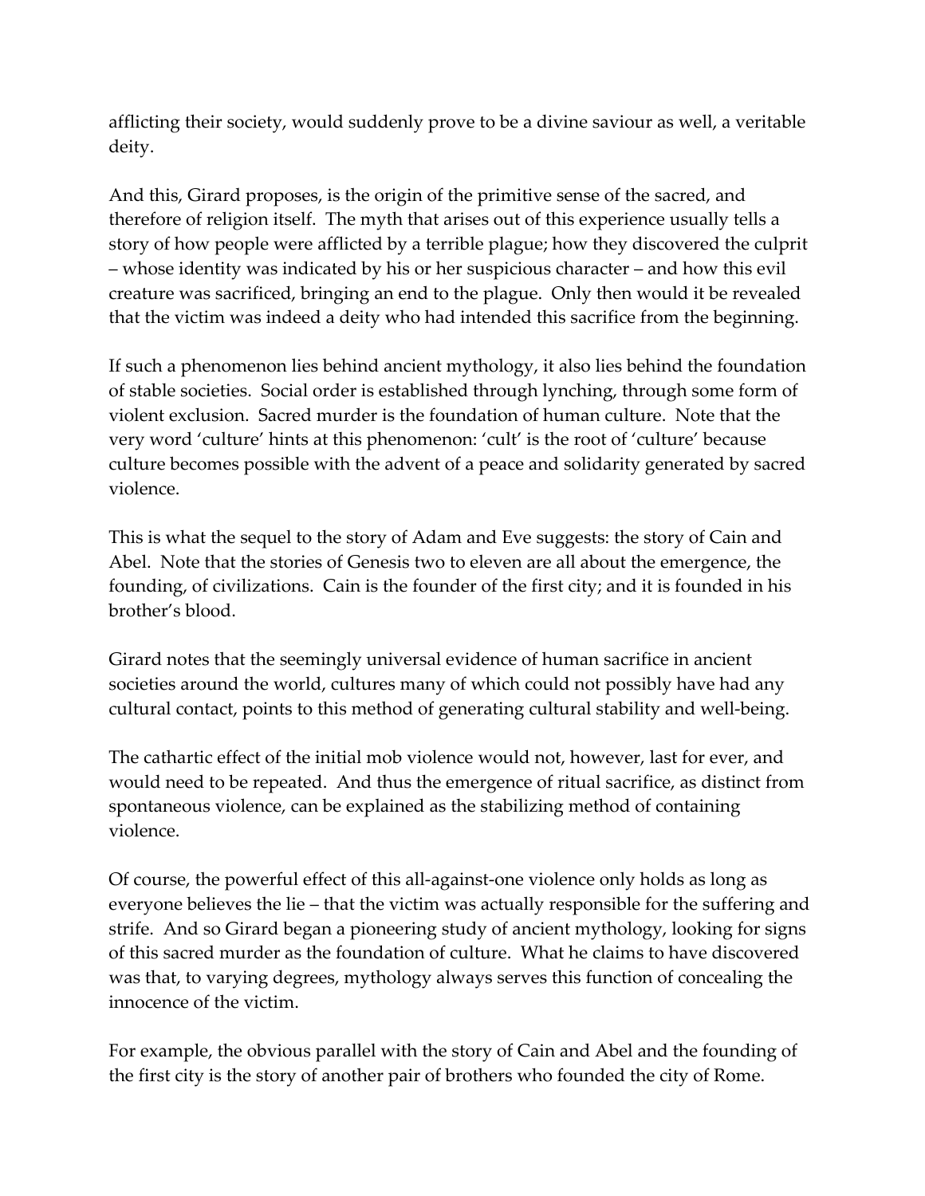afflicting their society, would suddenly prove to be a divine saviour as well, a veritable deity.

And this, Girard proposes, is the origin of the primitive sense of the sacred, and therefore of religion itself. The myth that arises out of this experience usually tells a story of how people were afflicted by a terrible plague; how they discovered the culprit – whose identity was indicated by his or her suspicious character – and how this evil creature was sacrificed, bringing an end to the plague. Only then would it be revealed that the victim was indeed a deity who had intended this sacrifice from the beginning.

If such a phenomenon lies behind ancient mythology, it also lies behind the foundation of stable societies. Social order is established through lynching, through some form of violent exclusion. Sacred murder is the foundation of human culture. Note that the very word 'culture' hints at this phenomenon: 'cult' is the root of 'culture' because culture becomes possible with the advent of a peace and solidarity generated by sacred violence.

This is what the sequel to the story of Adam and Eve suggests: the story of Cain and Abel. Note that the stories of Genesis two to eleven are all about the emergence, the founding, of civilizations. Cain is the founder of the first city; and it is founded in his brother's blood.

Girard notes that the seemingly universal evidence of human sacrifice in ancient societies around the world, cultures many of which could not possibly have had any cultural contact, points to this method of generating cultural stability and well-being.

The cathartic effect of the initial mob violence would not, however, last for ever, and would need to be repeated. And thus the emergence of ritual sacrifice, as distinct from spontaneous violence, can be explained as the stabilizing method of containing violence.

Of course, the powerful effect of this all-against-one violence only holds as long as everyone believes the lie – that the victim was actually responsible for the suffering and strife. And so Girard began a pioneering study of ancient mythology, looking for signs of this sacred murder as the foundation of culture. What he claims to have discovered was that, to varying degrees, mythology always serves this function of concealing the innocence of the victim.

For example, the obvious parallel with the story of Cain and Abel and the founding of the first city is the story of another pair of brothers who founded the city of Rome.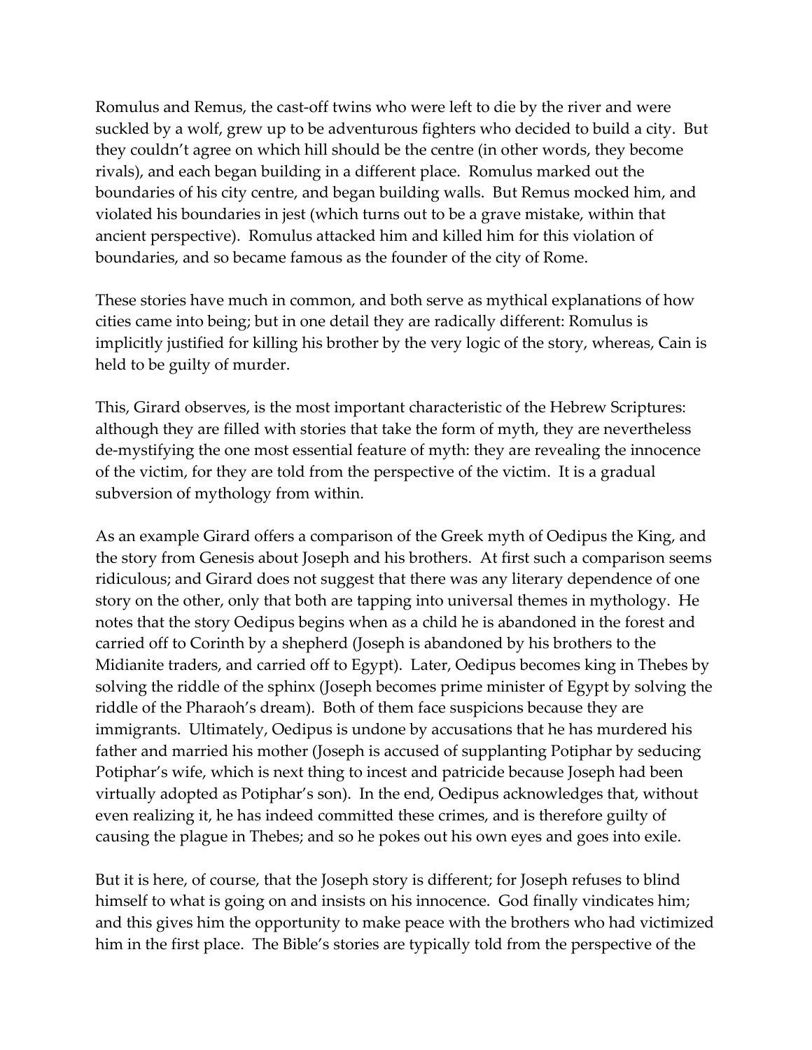Romulus and Remus, the cast-off twins who were left to die by the river and were suckled by a wolf, grew up to be adventurous fighters who decided to build a city. But they couldn't agree on which hill should be the centre (in other words, they become rivals), and each began building in a different place. Romulus marked out the boundaries of his city centre, and began building walls. But Remus mocked him, and violated his boundaries in jest (which turns out to be a grave mistake, within that ancient perspective). Romulus attacked him and killed him for this violation of boundaries, and so became famous as the founder of the city of Rome.

These stories have much in common, and both serve as mythical explanations of how cities came into being; but in one detail they are radically different: Romulus is implicitly justified for killing his brother by the very logic of the story, whereas, Cain is held to be guilty of murder.

This, Girard observes, is the most important characteristic of the Hebrew Scriptures: although they are filled with stories that take the form of myth, they are nevertheless de-mystifying the one most essential feature of myth: they are revealing the innocence of the victim, for they are told from the perspective of the victim. It is a gradual subversion of mythology from within.

As an example Girard offers a comparison of the Greek myth of Oedipus the King, and the story from Genesis about Joseph and his brothers. At first such a comparison seems ridiculous; and Girard does not suggest that there was any literary dependence of one story on the other, only that both are tapping into universal themes in mythology. He notes that the story Oedipus begins when as a child he is abandoned in the forest and carried off to Corinth by a shepherd (Joseph is abandoned by his brothers to the Midianite traders, and carried off to Egypt). Later, Oedipus becomes king in Thebes by solving the riddle of the sphinx (Joseph becomes prime minister of Egypt by solving the riddle of the Pharaoh's dream). Both of them face suspicions because they are immigrants. Ultimately, Oedipus is undone by accusations that he has murdered his father and married his mother (Joseph is accused of supplanting Potiphar by seducing Potiphar's wife, which is next thing to incest and patricide because Joseph had been virtually adopted as Potiphar's son). In the end, Oedipus acknowledges that, without even realizing it, he has indeed committed these crimes, and is therefore guilty of causing the plague in Thebes; and so he pokes out his own eyes and goes into exile.

But it is here, of course, that the Joseph story is different; for Joseph refuses to blind himself to what is going on and insists on his innocence. God finally vindicates him; and this gives him the opportunity to make peace with the brothers who had victimized him in the first place. The Bible's stories are typically told from the perspective of the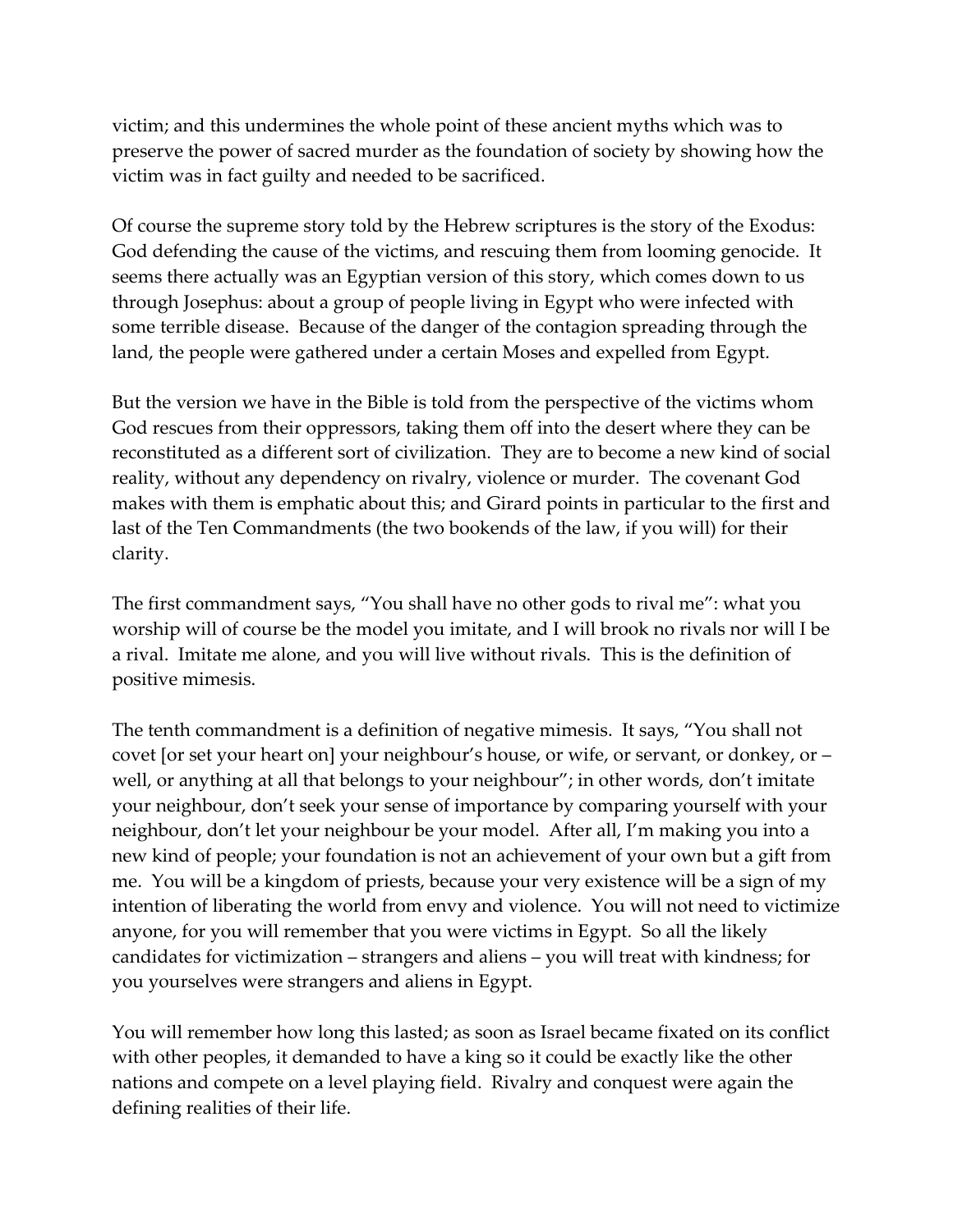victim; and this undermines the whole point of these ancient myths which was to preserve the power of sacred murder as the foundation of society by showing how the victim was in fact guilty and needed to be sacrificed.

Of course the supreme story told by the Hebrew scriptures is the story of the Exodus: God defending the cause of the victims, and rescuing them from looming genocide. It seems there actually was an Egyptian version of this story, which comes down to us through Josephus: about a group of people living in Egypt who were infected with some terrible disease. Because of the danger of the contagion spreading through the land, the people were gathered under a certain Moses and expelled from Egypt.

But the version we have in the Bible is told from the perspective of the victims whom God rescues from their oppressors, taking them off into the desert where they can be reconstituted as a different sort of civilization. They are to become a new kind of social reality, without any dependency on rivalry, violence or murder. The covenant God makes with them is emphatic about this; and Girard points in particular to the first and last of the Ten Commandments (the two bookends of the law, if you will) for their clarity.

The first commandment says, "You shall have no other gods to rival me": what you worship will of course be the model you imitate, and I will brook no rivals nor will I be a rival. Imitate me alone, and you will live without rivals. This is the definition of positive mimesis.

The tenth commandment is a definition of negative mimesis. It says, "You shall not covet [or set your heart on] your neighbour's house, or wife, or servant, or donkey, or – well, or anything at all that belongs to your neighbour"; in other words, don't imitate your neighbour, don't seek your sense of importance by comparing yourself with your neighbour, don't let your neighbour be your model. After all, I'm making you into a new kind of people; your foundation is not an achievement of your own but a gift from me. You will be a kingdom of priests, because your very existence will be a sign of my intention of liberating the world from envy and violence. You will not need to victimize anyone, for you will remember that you were victims in Egypt. So all the likely candidates for victimization – strangers and aliens – you will treat with kindness; for you yourselves were strangers and aliens in Egypt.

You will remember how long this lasted; as soon as Israel became fixated on its conflict with other peoples, it demanded to have a king so it could be exactly like the other nations and compete on a level playing field. Rivalry and conquest were again the defining realities of their life.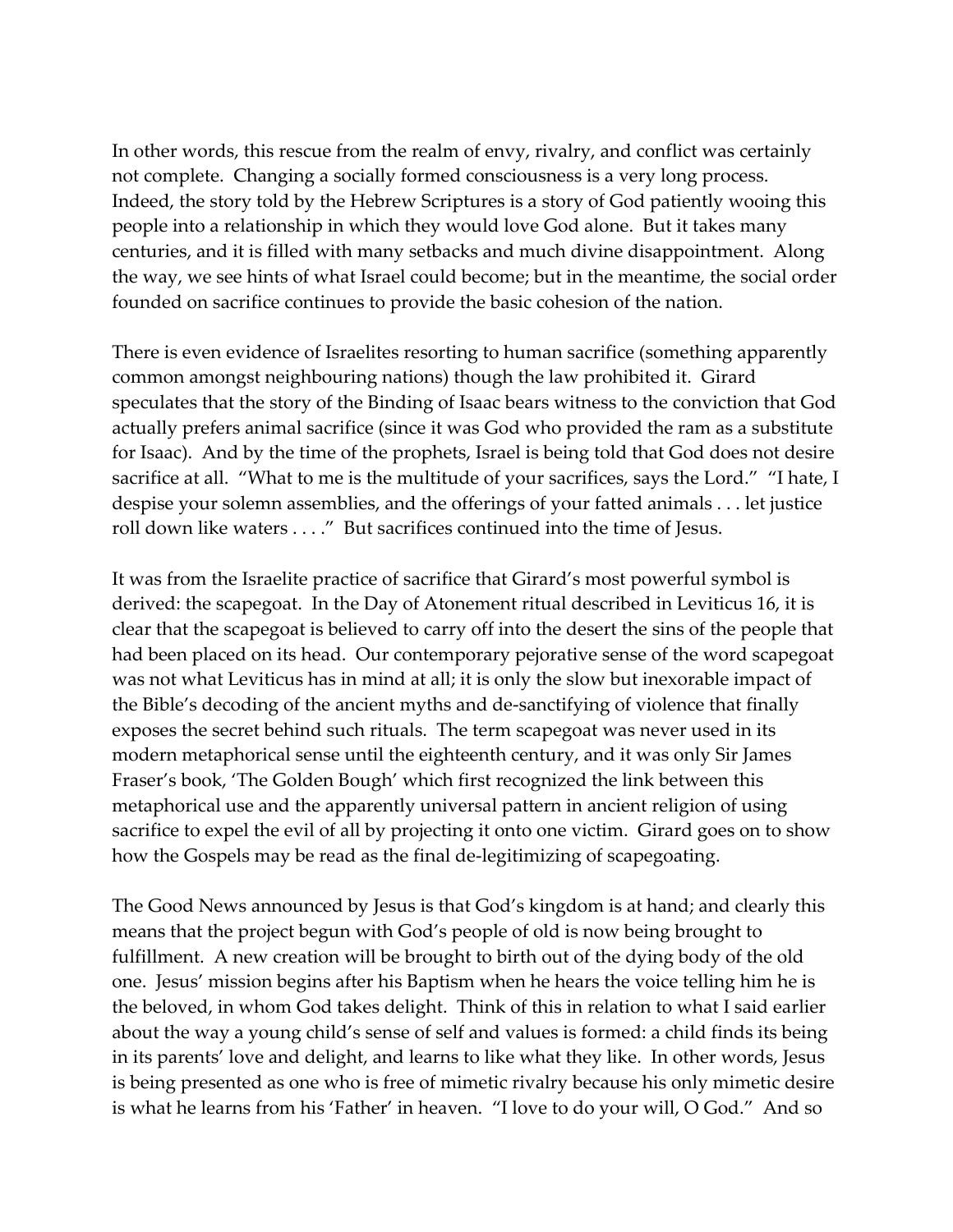In other words, this rescue from the realm of envy, rivalry, and conflict was certainly not complete. Changing a socially formed consciousness is a very long process. Indeed, the story told by the Hebrew Scriptures is a story of God patiently wooing this people into a relationship in which they would love God alone. But it takes many centuries, and it is filled with many setbacks and much divine disappointment. Along the way, we see hints of what Israel could become; but in the meantime, the social order founded on sacrifice continues to provide the basic cohesion of the nation.

There is even evidence of Israelites resorting to human sacrifice (something apparently common amongst neighbouring nations) though the law prohibited it. Girard speculates that the story of the Binding of Isaac bears witness to the conviction that God actually prefers animal sacrifice (since it was God who provided the ram as a substitute for Isaac). And by the time of the prophets, Israel is being told that God does not desire sacrifice at all. "What to me is the multitude of your sacrifices, says the Lord." "I hate, I despise your solemn assemblies, and the offerings of your fatted animals . . . let justice roll down like waters . . . ." But sacrifices continued into the time of Jesus.

It was from the Israelite practice of sacrifice that Girard's most powerful symbol is derived: the scapegoat. In the Day of Atonement ritual described in Leviticus 16, it is clear that the scapegoat is believed to carry off into the desert the sins of the people that had been placed on its head. Our contemporary pejorative sense of the word scapegoat was not what Leviticus has in mind at all; it is only the slow but inexorable impact of the Bible's decoding of the ancient myths and de-sanctifying of violence that finally exposes the secret behind such rituals. The term scapegoat was never used in its modern metaphorical sense until the eighteenth century, and it was only Sir James Fraser's book, 'The Golden Bough' which first recognized the link between this metaphorical use and the apparently universal pattern in ancient religion of using sacrifice to expel the evil of all by projecting it onto one victim. Girard goes on to show how the Gospels may be read as the final de-legitimizing of scapegoating.

The Good News announced by Jesus is that God's kingdom is at hand; and clearly this means that the project begun with God's people of old is now being brought to fulfillment. A new creation will be brought to birth out of the dying body of the old one. Jesus' mission begins after his Baptism when he hears the voice telling him he is the beloved, in whom God takes delight. Think of this in relation to what I said earlier about the way a young child's sense of self and values is formed: a child finds its being in its parents' love and delight, and learns to like what they like. In other words, Jesus is being presented as one who is free of mimetic rivalry because his only mimetic desire is what he learns from his 'Father' in heaven. "I love to do your will, O God." And so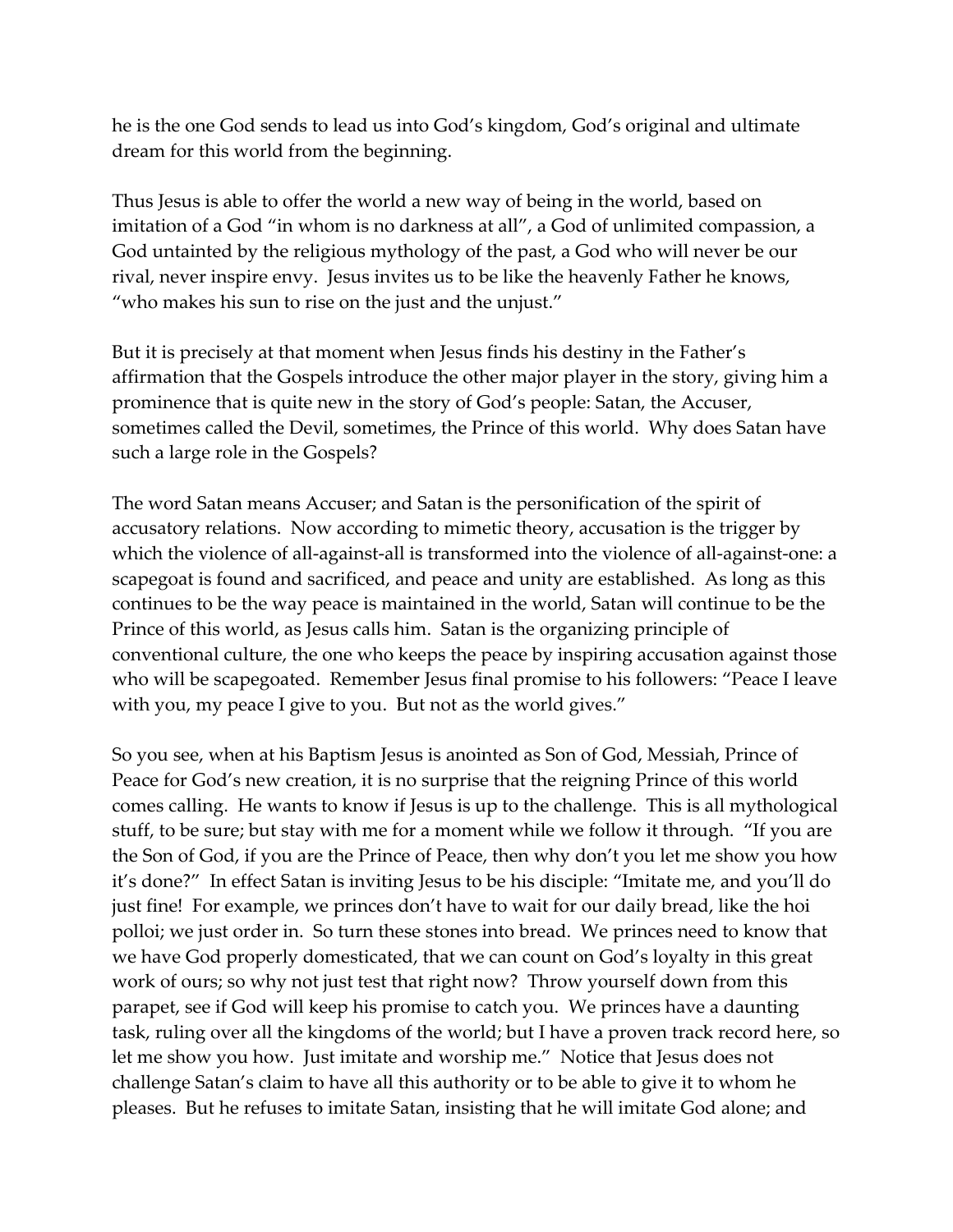he is the one God sends to lead us into God's kingdom, God's original and ultimate dream for this world from the beginning.

Thus Jesus is able to offer the world a new way of being in the world, based on imitation of a God "in whom is no darkness at all", a God of unlimited compassion, a God untainted by the religious mythology of the past, a God who will never be our rival, never inspire envy. Jesus invites us to be like the heavenly Father he knows, "who makes his sun to rise on the just and the unjust."

But it is precisely at that moment when Jesus finds his destiny in the Father's affirmation that the Gospels introduce the other major player in the story, giving him a prominence that is quite new in the story of God's people: Satan, the Accuser, sometimes called the Devil, sometimes, the Prince of this world. Why does Satan have such a large role in the Gospels?

The word Satan means Accuser; and Satan is the personification of the spirit of accusatory relations. Now according to mimetic theory, accusation is the trigger by which the violence of all-against-all is transformed into the violence of all-against-one: a scapegoat is found and sacrificed, and peace and unity are established. As long as this continues to be the way peace is maintained in the world, Satan will continue to be the Prince of this world, as Jesus calls him. Satan is the organizing principle of conventional culture, the one who keeps the peace by inspiring accusation against those who will be scapegoated. Remember Jesus final promise to his followers: "Peace I leave with you, my peace I give to you. But not as the world gives."

So you see, when at his Baptism Jesus is anointed as Son of God, Messiah, Prince of Peace for God's new creation, it is no surprise that the reigning Prince of this world comes calling. He wants to know if Jesus is up to the challenge. This is all mythological stuff, to be sure; but stay with me for a moment while we follow it through. "If you are the Son of God, if you are the Prince of Peace, then why don't you let me show you how it's done?" In effect Satan is inviting Jesus to be his disciple: "Imitate me, and you'll do just fine! For example, we princes don't have to wait for our daily bread, like the hoi polloi; we just order in. So turn these stones into bread. We princes need to know that we have God properly domesticated, that we can count on God's loyalty in this great work of ours; so why not just test that right now? Throw yourself down from this parapet, see if God will keep his promise to catch you. We princes have a daunting task, ruling over all the kingdoms of the world; but I have a proven track record here, so let me show you how. Just imitate and worship me." Notice that Jesus does not challenge Satan's claim to have all this authority or to be able to give it to whom he pleases. But he refuses to imitate Satan, insisting that he will imitate God alone; and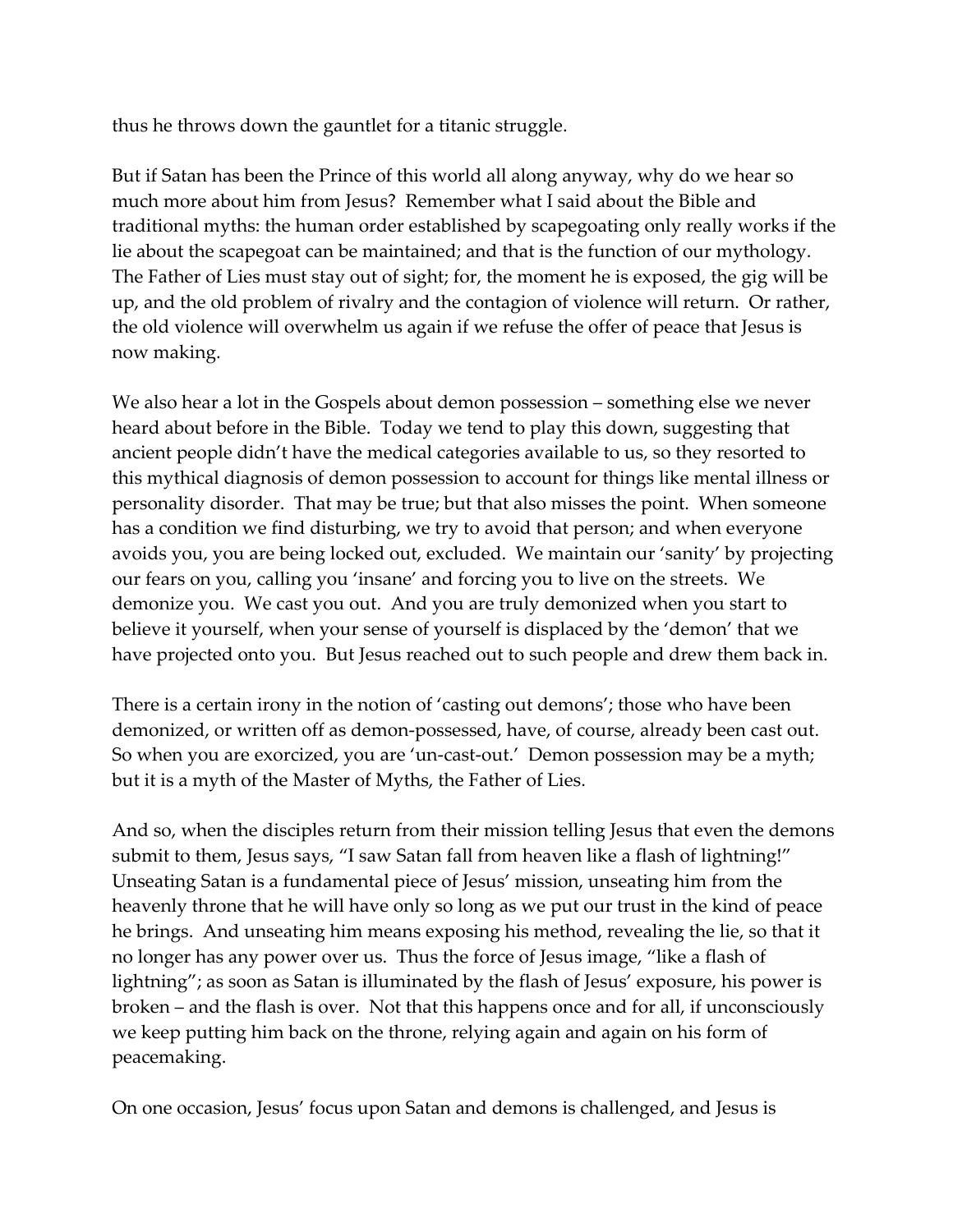thus he throws down the gauntlet for a titanic struggle.

But if Satan has been the Prince of this world all along anyway, why do we hear so much more about him from Jesus? Remember what I said about the Bible and traditional myths: the human order established by scapegoating only really works if the lie about the scapegoat can be maintained; and that is the function of our mythology. The Father of Lies must stay out of sight; for, the moment he is exposed, the gig will be up, and the old problem of rivalry and the contagion of violence will return. Or rather, the old violence will overwhelm us again if we refuse the offer of peace that Jesus is now making.

We also hear a lot in the Gospels about demon possession – something else we never heard about before in the Bible. Today we tend to play this down, suggesting that ancient people didn't have the medical categories available to us, so they resorted to this mythical diagnosis of demon possession to account for things like mental illness or personality disorder. That may be true; but that also misses the point. When someone has a condition we find disturbing, we try to avoid that person; and when everyone avoids you, you are being locked out, excluded. We maintain our 'sanity' by projecting our fears on you, calling you 'insane' and forcing you to live on the streets. We demonize you. We cast you out. And you are truly demonized when you start to believe it yourself, when your sense of yourself is displaced by the 'demon' that we have projected onto you. But Jesus reached out to such people and drew them back in.

There is a certain irony in the notion of 'casting out demons'; those who have been demonized, or written off as demon-possessed, have, of course, already been cast out. So when you are exorcized, you are 'un-cast-out.' Demon possession may be a myth; but it is a myth of the Master of Myths, the Father of Lies.

And so, when the disciples return from their mission telling Jesus that even the demons submit to them, Jesus says, "I saw Satan fall from heaven like a flash of lightning!" Unseating Satan is a fundamental piece of Jesus' mission, unseating him from the heavenly throne that he will have only so long as we put our trust in the kind of peace he brings. And unseating him means exposing his method, revealing the lie, so that it no longer has any power over us. Thus the force of Jesus image, "like a flash of lightning"; as soon as Satan is illuminated by the flash of Jesus' exposure, his power is broken – and the flash is over. Not that this happens once and for all, if unconsciously we keep putting him back on the throne, relying again and again on his form of peacemaking.

On one occasion, Jesus' focus upon Satan and demons is challenged, and Jesus is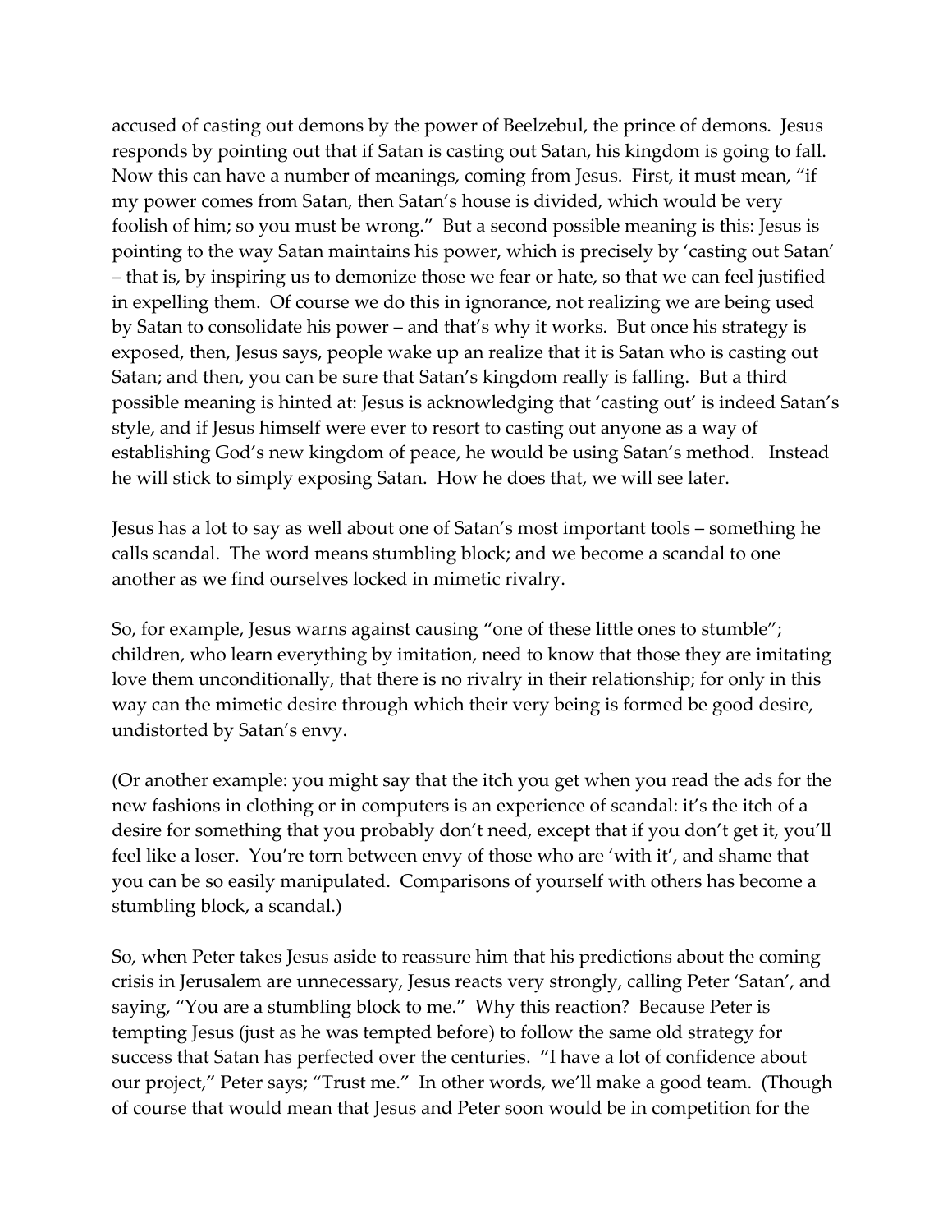accused of casting out demons by the power of Beelzebul, the prince of demons. Jesus responds by pointing out that if Satan is casting out Satan, his kingdom is going to fall. Now this can have a number of meanings, coming from Jesus. First, it must mean, "if my power comes from Satan, then Satan's house is divided, which would be very foolish of him; so you must be wrong." But a second possible meaning is this: Jesus is pointing to the way Satan maintains his power, which is precisely by 'casting out Satan' – that is, by inspiring us to demonize those we fear or hate, so that we can feel justified in expelling them. Of course we do this in ignorance, not realizing we are being used by Satan to consolidate his power – and that's why it works. But once his strategy is exposed, then, Jesus says, people wake up an realize that it is Satan who is casting out Satan; and then, you can be sure that Satan's kingdom really is falling. But a third possible meaning is hinted at: Jesus is acknowledging that 'casting out' is indeed Satan's style, and if Jesus himself were ever to resort to casting out anyone as a way of establishing God's new kingdom of peace, he would be using Satan's method. Instead he will stick to simply exposing Satan. How he does that, we will see later.

Jesus has a lot to say as well about one of Satan's most important tools – something he calls scandal. The word means stumbling block; and we become a scandal to one another as we find ourselves locked in mimetic rivalry.

So, for example, Jesus warns against causing "one of these little ones to stumble"; children, who learn everything by imitation, need to know that those they are imitating love them unconditionally, that there is no rivalry in their relationship; for only in this way can the mimetic desire through which their very being is formed be good desire, undistorted by Satan's envy.

(Or another example: you might say that the itch you get when you read the ads for the new fashions in clothing or in computers is an experience of scandal: it's the itch of a desire for something that you probably don't need, except that if you don't get it, you'll feel like a loser. You're torn between envy of those who are 'with it', and shame that you can be so easily manipulated. Comparisons of yourself with others has become a stumbling block, a scandal.)

So, when Peter takes Jesus aside to reassure him that his predictions about the coming crisis in Jerusalem are unnecessary, Jesus reacts very strongly, calling Peter 'Satan', and saying, "You are a stumbling block to me." Why this reaction? Because Peter is tempting Jesus (just as he was tempted before) to follow the same old strategy for success that Satan has perfected over the centuries. "I have a lot of confidence about our project," Peter says; "Trust me." In other words, we'll make a good team. (Though of course that would mean that Jesus and Peter soon would be in competition for the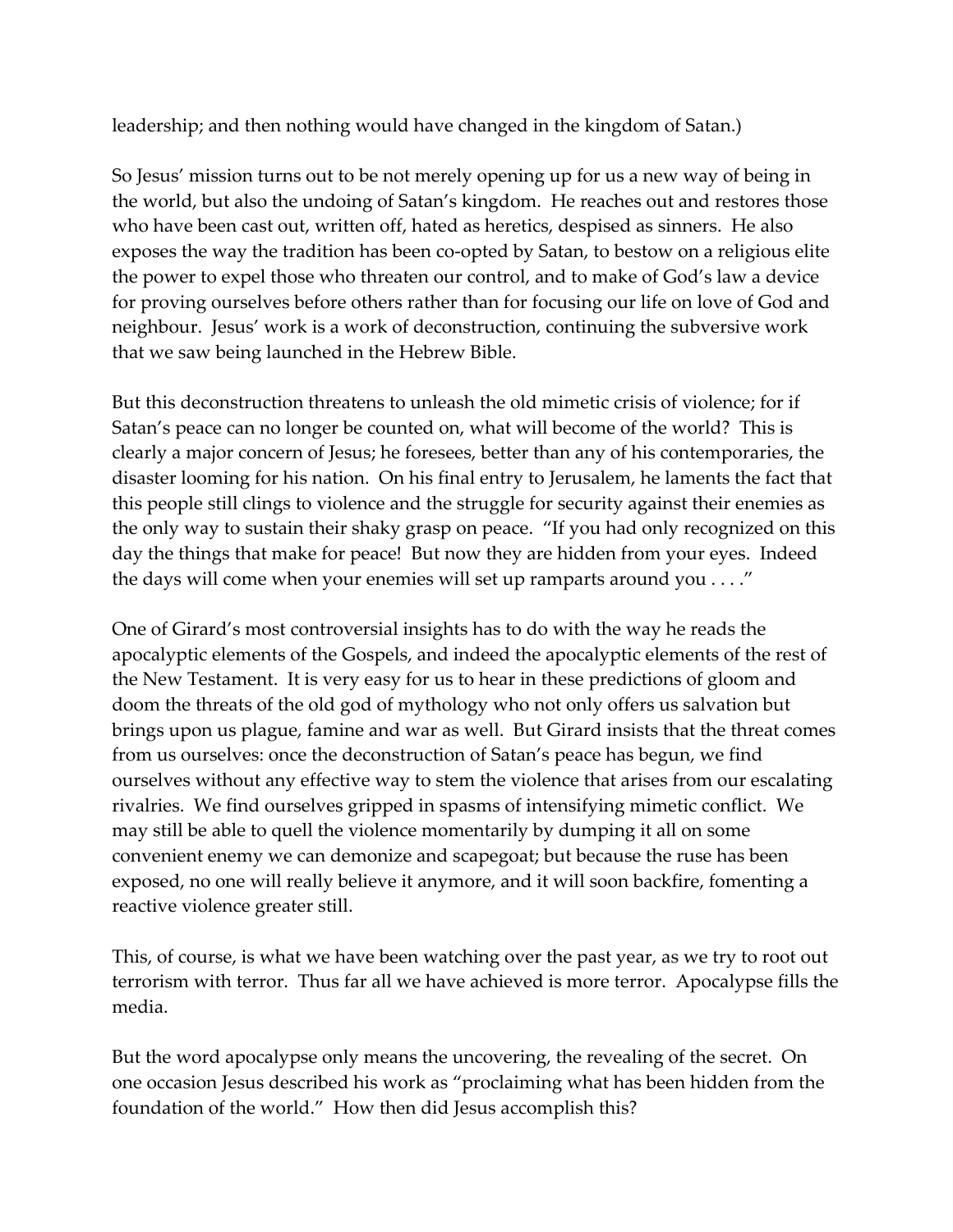leadership; and then nothing would have changed in the kingdom of Satan.)

So Jesus' mission turns out to be not merely opening up for us a new way of being in the world, but also the undoing of Satan's kingdom. He reaches out and restores those who have been cast out, written off, hated as heretics, despised as sinners. He also exposes the way the tradition has been co-opted by Satan, to bestow on a religious elite the power to expel those who threaten our control, and to make of God's law a device for proving ourselves before others rather than for focusing our life on love of God and neighbour. Jesus' work is a work of deconstruction, continuing the subversive work that we saw being launched in the Hebrew Bible.

But this deconstruction threatens to unleash the old mimetic crisis of violence; for if Satan's peace can no longer be counted on, what will become of the world? This is clearly a major concern of Jesus; he foresees, better than any of his contemporaries, the disaster looming for his nation. On his final entry to Jerusalem, he laments the fact that this people still clings to violence and the struggle for security against their enemies as the only way to sustain their shaky grasp on peace. "If you had only recognized on this day the things that make for peace! But now they are hidden from your eyes. Indeed the days will come when your enemies will set up ramparts around you . . . ."

One of Girard's most controversial insights has to do with the way he reads the apocalyptic elements of the Gospels, and indeed the apocalyptic elements of the rest of the New Testament. It is very easy for us to hear in these predictions of gloom and doom the threats of the old god of mythology who not only offers us salvation but brings upon us plague, famine and war as well. But Girard insists that the threat comes from us ourselves: once the deconstruction of Satan's peace has begun, we find ourselves without any effective way to stem the violence that arises from our escalating rivalries. We find ourselves gripped in spasms of intensifying mimetic conflict. We may still be able to quell the violence momentarily by dumping it all on some convenient enemy we can demonize and scapegoat; but because the ruse has been exposed, no one will really believe it anymore, and it will soon backfire, fomenting a reactive violence greater still.

This, of course, is what we have been watching over the past year, as we try to root out terrorism with terror. Thus far all we have achieved is more terror. Apocalypse fills the media.

But the word apocalypse only means the uncovering, the revealing of the secret. On one occasion Jesus described his work as "proclaiming what has been hidden from the foundation of the world." How then did Jesus accomplish this?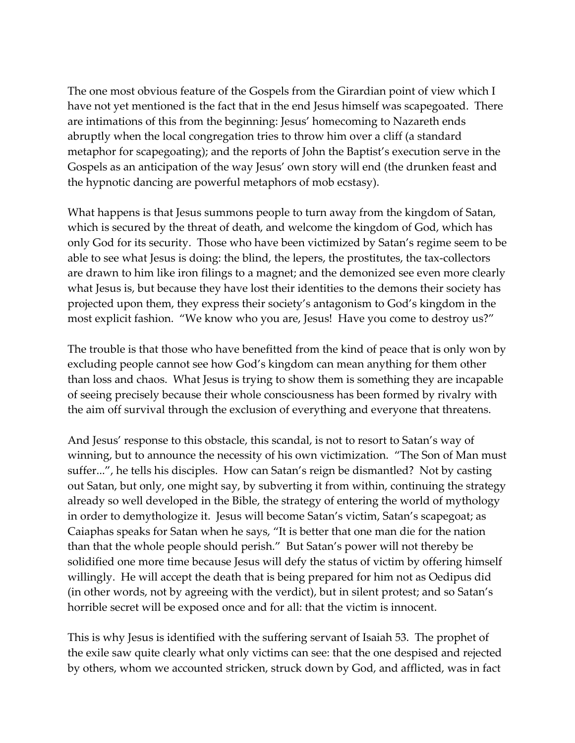The one most obvious feature of the Gospels from the Girardian point of view which I have not yet mentioned is the fact that in the end Jesus himself was scapegoated. There are intimations of this from the beginning: Jesus' homecoming to Nazareth ends abruptly when the local congregation tries to throw him over a cliff (a standard metaphor for scapegoating); and the reports of John the Baptist's execution serve in the Gospels as an anticipation of the way Jesus' own story will end (the drunken feast and the hypnotic dancing are powerful metaphors of mob ecstasy).

What happens is that Jesus summons people to turn away from the kingdom of Satan, which is secured by the threat of death, and welcome the kingdom of God, which has only God for its security. Those who have been victimized by Satan's regime seem to be able to see what Jesus is doing: the blind, the lepers, the prostitutes, the tax-collectors are drawn to him like iron filings to a magnet; and the demonized see even more clearly what Jesus is, but because they have lost their identities to the demons their society has projected upon them, they express their society's antagonism to God's kingdom in the most explicit fashion. "We know who you are, Jesus! Have you come to destroy us?"

The trouble is that those who have benefitted from the kind of peace that is only won by excluding people cannot see how God's kingdom can mean anything for them other than loss and chaos. What Jesus is trying to show them is something they are incapable of seeing precisely because their whole consciousness has been formed by rivalry with the aim off survival through the exclusion of everything and everyone that threatens.

And Jesus' response to this obstacle, this scandal, is not to resort to Satan's way of winning, but to announce the necessity of his own victimization. "The Son of Man must suffer...", he tells his disciples. How can Satan's reign be dismantled? Not by casting out Satan, but only, one might say, by subverting it from within, continuing the strategy already so well developed in the Bible, the strategy of entering the world of mythology in order to demythologize it. Jesus will become Satan's victim, Satan's scapegoat; as Caiaphas speaks for Satan when he says, "It is better that one man die for the nation than that the whole people should perish." But Satan's power will not thereby be solidified one more time because Jesus will defy the status of victim by offering himself willingly. He will accept the death that is being prepared for him not as Oedipus did (in other words, not by agreeing with the verdict), but in silent protest; and so Satan's horrible secret will be exposed once and for all: that the victim is innocent.

This is why Jesus is identified with the suffering servant of Isaiah 53. The prophet of the exile saw quite clearly what only victims can see: that the one despised and rejected by others, whom we accounted stricken, struck down by God, and afflicted, was in fact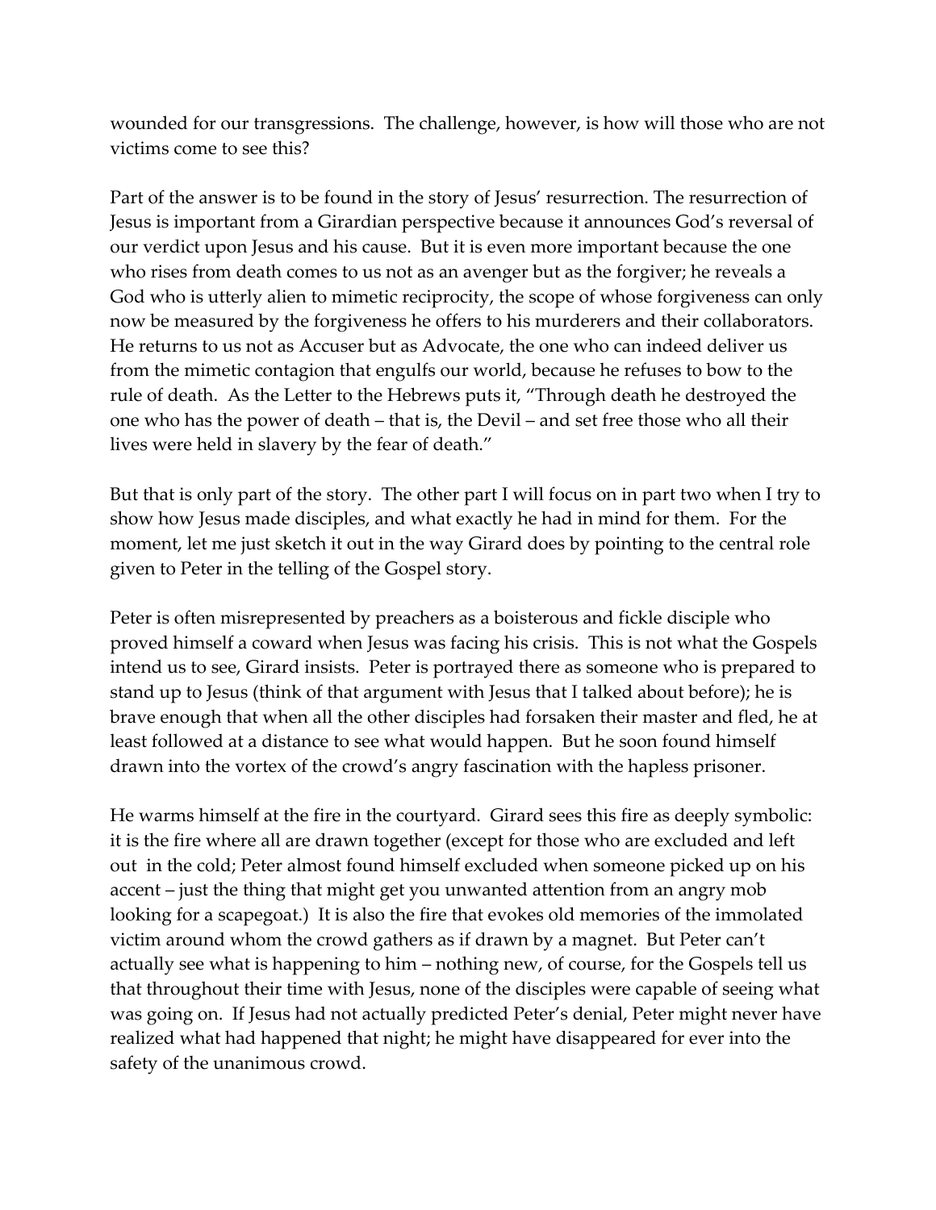wounded for our transgressions. The challenge, however, is how will those who are not victims come to see this?

Part of the answer is to be found in the story of Jesus' resurrection. The resurrection of Jesus is important from a Girardian perspective because it announces God's reversal of our verdict upon Jesus and his cause. But it is even more important because the one who rises from death comes to us not as an avenger but as the forgiver; he reveals a God who is utterly alien to mimetic reciprocity, the scope of whose forgiveness can only now be measured by the forgiveness he offers to his murderers and their collaborators. He returns to us not as Accuser but as Advocate, the one who can indeed deliver us from the mimetic contagion that engulfs our world, because he refuses to bow to the rule of death. As the Letter to the Hebrews puts it, "Through death he destroyed the one who has the power of death – that is, the Devil – and set free those who all their lives were held in slavery by the fear of death."

But that is only part of the story. The other part I will focus on in part two when I try to show how Jesus made disciples, and what exactly he had in mind for them. For the moment, let me just sketch it out in the way Girard does by pointing to the central role given to Peter in the telling of the Gospel story.

Peter is often misrepresented by preachers as a boisterous and fickle disciple who proved himself a coward when Jesus was facing his crisis. This is not what the Gospels intend us to see, Girard insists. Peter is portrayed there as someone who is prepared to stand up to Jesus (think of that argument with Jesus that I talked about before); he is brave enough that when all the other disciples had forsaken their master and fled, he at least followed at a distance to see what would happen. But he soon found himself drawn into the vortex of the crowd's angry fascination with the hapless prisoner.

He warms himself at the fire in the courtyard. Girard sees this fire as deeply symbolic: it is the fire where all are drawn together (except for those who are excluded and left out in the cold; Peter almost found himself excluded when someone picked up on his accent – just the thing that might get you unwanted attention from an angry mob looking for a scapegoat.) It is also the fire that evokes old memories of the immolated victim around whom the crowd gathers as if drawn by a magnet. But Peter can't actually see what is happening to him – nothing new, of course, for the Gospels tell us that throughout their time with Jesus, none of the disciples were capable of seeing what was going on. If Jesus had not actually predicted Peter's denial, Peter might never have realized what had happened that night; he might have disappeared for ever into the safety of the unanimous crowd.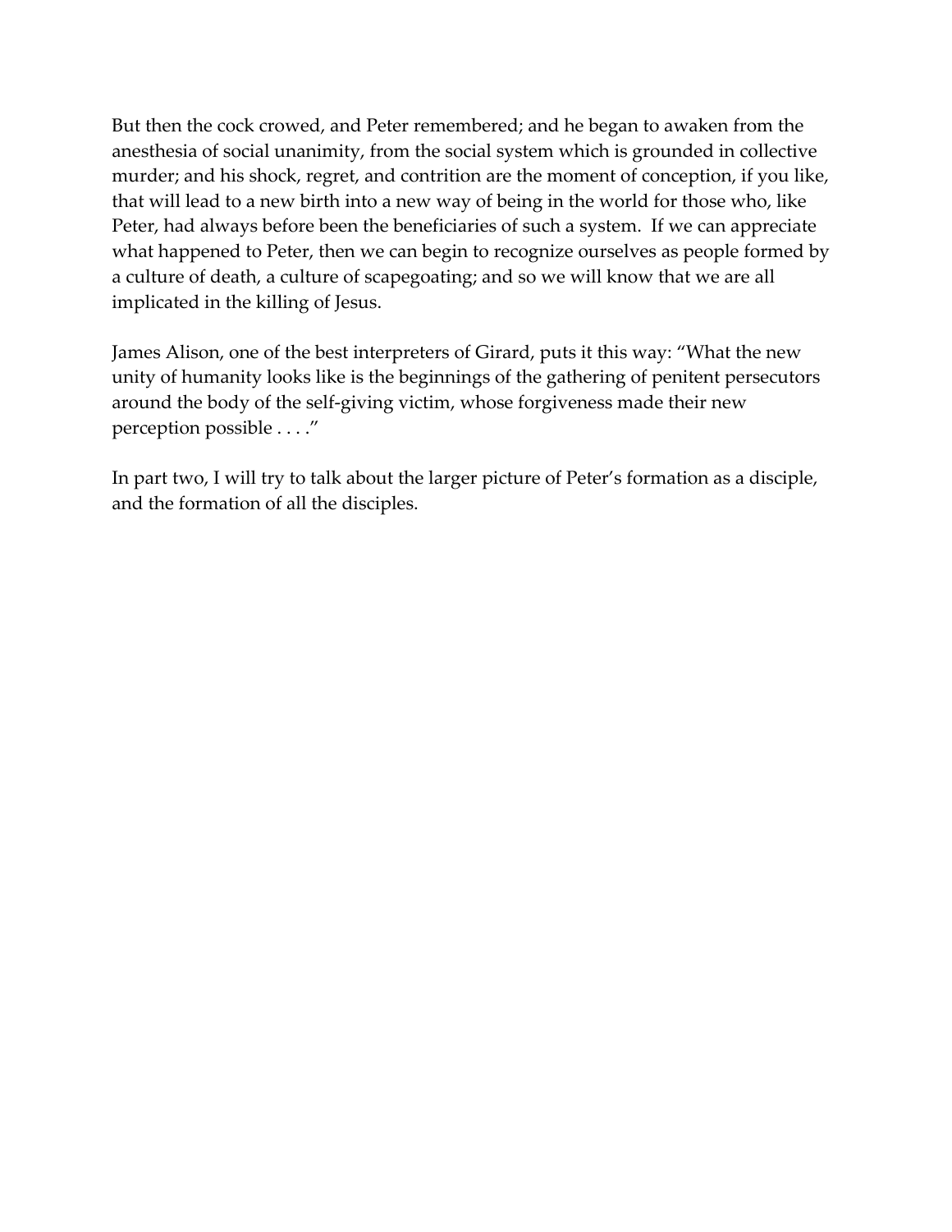But then the cock crowed, and Peter remembered; and he began to awaken from the anesthesia of social unanimity, from the social system which is grounded in collective murder; and his shock, regret, and contrition are the moment of conception, if you like, that will lead to a new birth into a new way of being in the world for those who, like Peter, had always before been the beneficiaries of such a system. If we can appreciate what happened to Peter, then we can begin to recognize ourselves as people formed by a culture of death, a culture of scapegoating; and so we will know that we are all implicated in the killing of Jesus.

James Alison, one of the best interpreters of Girard, puts it this way: "What the new unity of humanity looks like is the beginnings of the gathering of penitent persecutors around the body of the self-giving victim, whose forgiveness made their new perception possible . . . ."

In part two, I will try to talk about the larger picture of Peter's formation as a disciple, and the formation of all the disciples.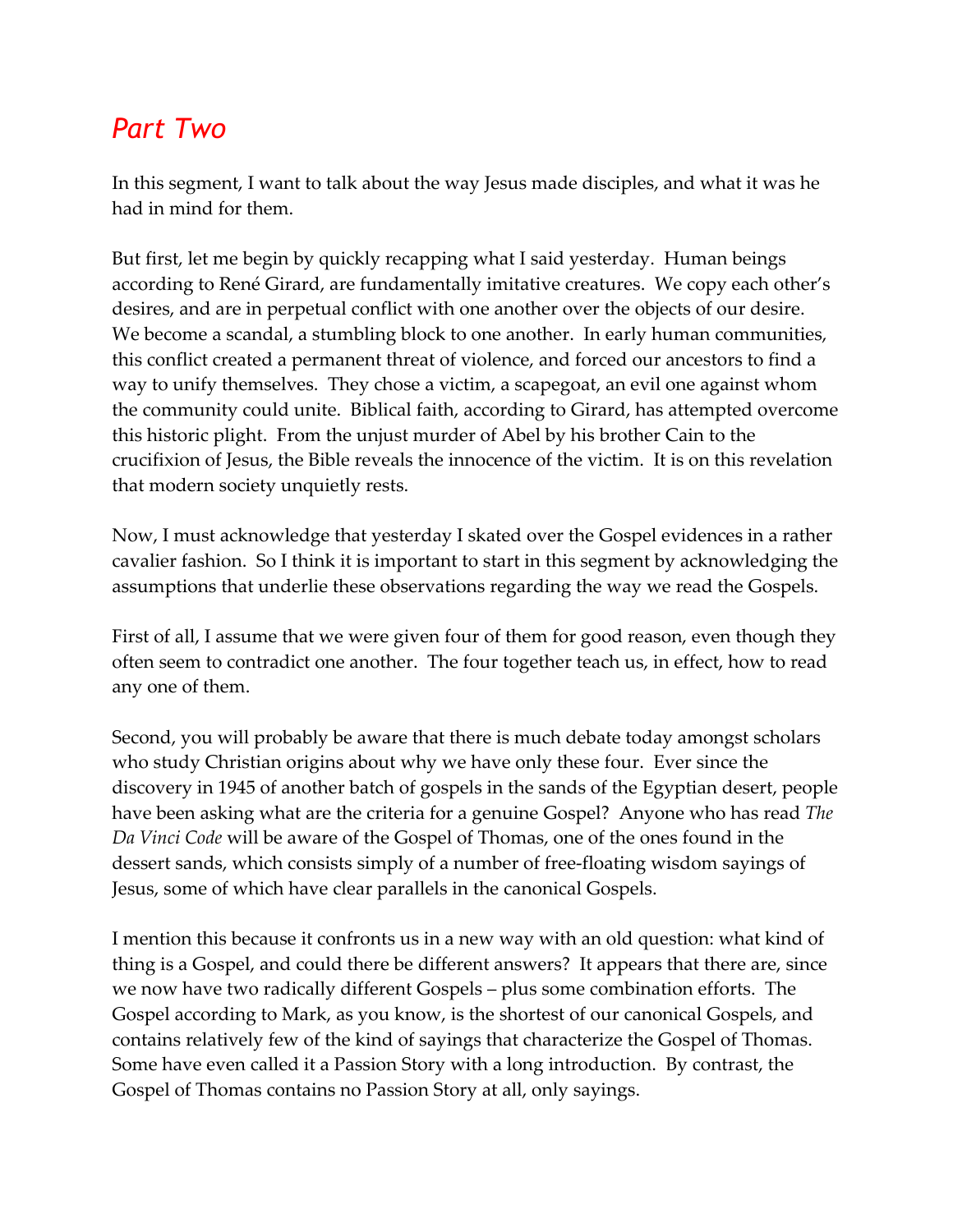## *Part Two*

In this segment, I want to talk about the way Jesus made disciples, and what it was he had in mind for them.

But first, let me begin by quickly recapping what I said yesterday. Human beings according to René Girard, are fundamentally imitative creatures. We copy each other's desires, and are in perpetual conflict with one another over the objects of our desire. We become a scandal, a stumbling block to one another. In early human communities, this conflict created a permanent threat of violence, and forced our ancestors to find a way to unify themselves. They chose a victim, a scapegoat, an evil one against whom the community could unite. Biblical faith, according to Girard, has attempted overcome this historic plight. From the unjust murder of Abel by his brother Cain to the crucifixion of Jesus, the Bible reveals the innocence of the victim. It is on this revelation that modern society unquietly rests.

Now, I must acknowledge that yesterday I skated over the Gospel evidences in a rather cavalier fashion. So I think it is important to start in this segment by acknowledging the assumptions that underlie these observations regarding the way we read the Gospels.

First of all, I assume that we were given four of them for good reason, even though they often seem to contradict one another. The four together teach us, in effect, how to read any one of them.

Second, you will probably be aware that there is much debate today amongst scholars who study Christian origins about why we have only these four. Ever since the discovery in 1945 of another batch of gospels in the sands of the Egyptian desert, people have been asking what are the criteria for a genuine Gospel? Anyone who has read *The Da Vinci Code* will be aware of the Gospel of Thomas, one of the ones found in the dessert sands, which consists simply of a number of free-floating wisdom sayings of Jesus, some of which have clear parallels in the canonical Gospels.

I mention this because it confronts us in a new way with an old question: what kind of thing is a Gospel, and could there be different answers? It appears that there are, since we now have two radically different Gospels – plus some combination efforts. The Gospel according to Mark, as you know, is the shortest of our canonical Gospels, and contains relatively few of the kind of sayings that characterize the Gospel of Thomas. Some have even called it a Passion Story with a long introduction. By contrast, the Gospel of Thomas contains no Passion Story at all, only sayings.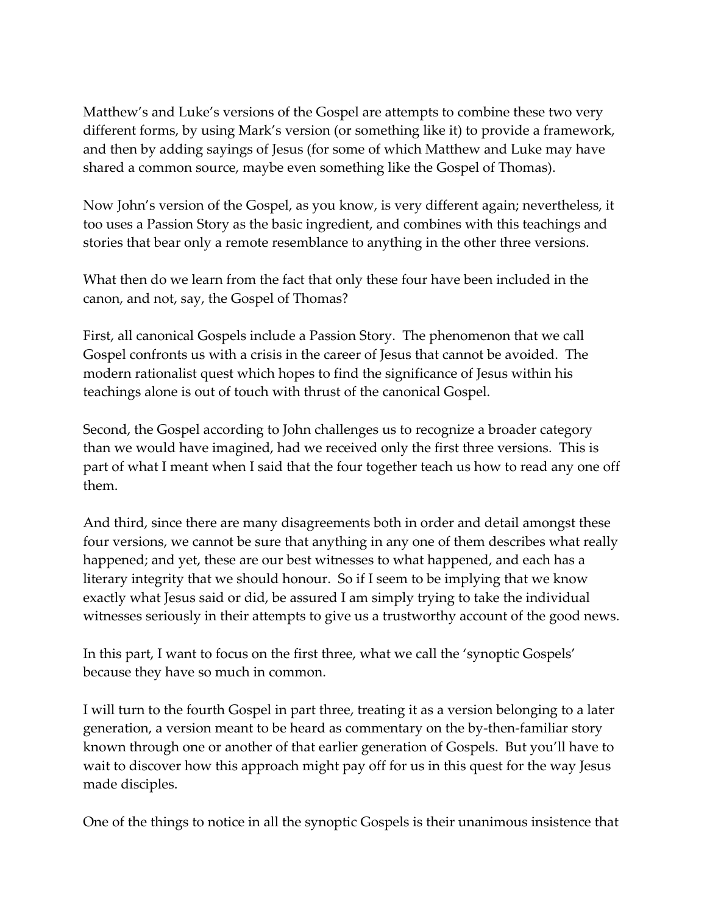Matthew's and Luke's versions of the Gospel are attempts to combine these two very different forms, by using Mark's version (or something like it) to provide a framework, and then by adding sayings of Jesus (for some of which Matthew and Luke may have shared a common source, maybe even something like the Gospel of Thomas).

Now John's version of the Gospel, as you know, is very different again; nevertheless, it too uses a Passion Story as the basic ingredient, and combines with this teachings and stories that bear only a remote resemblance to anything in the other three versions.

What then do we learn from the fact that only these four have been included in the canon, and not, say, the Gospel of Thomas?

First, all canonical Gospels include a Passion Story. The phenomenon that we call Gospel confronts us with a crisis in the career of Jesus that cannot be avoided. The modern rationalist quest which hopes to find the significance of Jesus within his teachings alone is out of touch with thrust of the canonical Gospel.

Second, the Gospel according to John challenges us to recognize a broader category than we would have imagined, had we received only the first three versions. This is part of what I meant when I said that the four together teach us how to read any one off them.

And third, since there are many disagreements both in order and detail amongst these four versions, we cannot be sure that anything in any one of them describes what really happened; and yet, these are our best witnesses to what happened, and each has a literary integrity that we should honour. So if I seem to be implying that we know exactly what Jesus said or did, be assured I am simply trying to take the individual witnesses seriously in their attempts to give us a trustworthy account of the good news.

In this part, I want to focus on the first three, what we call the 'synoptic Gospels' because they have so much in common.

I will turn to the fourth Gospel in part three, treating it as a version belonging to a later generation, a version meant to be heard as commentary on the by-then-familiar story known through one or another of that earlier generation of Gospels. But you'll have to wait to discover how this approach might pay off for us in this quest for the way Jesus made disciples.

One of the things to notice in all the synoptic Gospels is their unanimous insistence that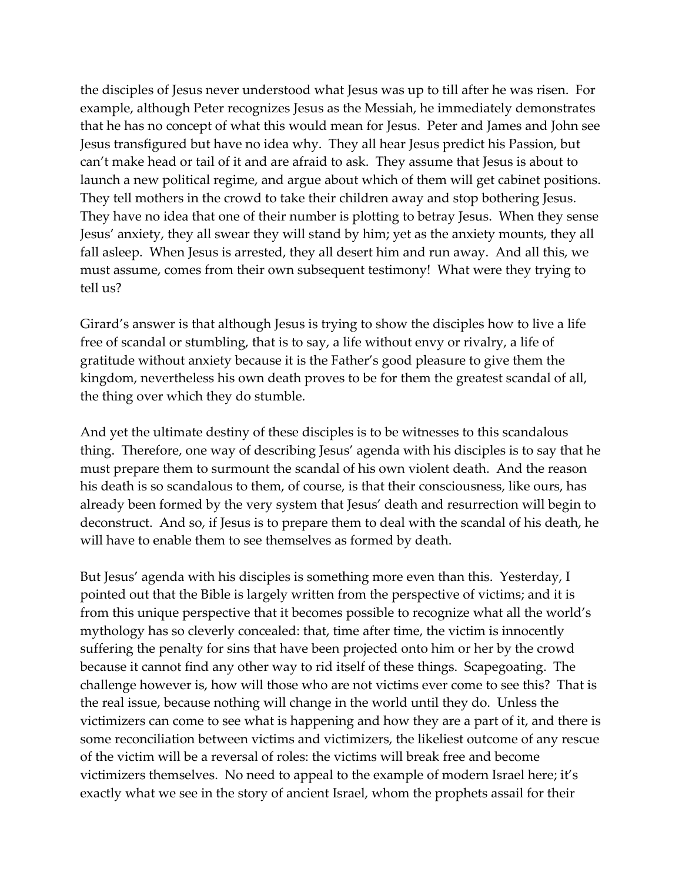the disciples of Jesus never understood what Jesus was up to till after he was risen. For example, although Peter recognizes Jesus as the Messiah, he immediately demonstrates that he has no concept of what this would mean for Jesus. Peter and James and John see Jesus transfigured but have no idea why. They all hear Jesus predict his Passion, but can't make head or tail of it and are afraid to ask. They assume that Jesus is about to launch a new political regime, and argue about which of them will get cabinet positions. They tell mothers in the crowd to take their children away and stop bothering Jesus. They have no idea that one of their number is plotting to betray Jesus. When they sense Jesus' anxiety, they all swear they will stand by him; yet as the anxiety mounts, they all fall asleep. When Jesus is arrested, they all desert him and run away. And all this, we must assume, comes from their own subsequent testimony! What were they trying to tell us?

Girard's answer is that although Jesus is trying to show the disciples how to live a life free of scandal or stumbling, that is to say, a life without envy or rivalry, a life of gratitude without anxiety because it is the Father's good pleasure to give them the kingdom, nevertheless his own death proves to be for them the greatest scandal of all, the thing over which they do stumble.

And yet the ultimate destiny of these disciples is to be witnesses to this scandalous thing. Therefore, one way of describing Jesus' agenda with his disciples is to say that he must prepare them to surmount the scandal of his own violent death. And the reason his death is so scandalous to them, of course, is that their consciousness, like ours, has already been formed by the very system that Jesus' death and resurrection will begin to deconstruct. And so, if Jesus is to prepare them to deal with the scandal of his death, he will have to enable them to see themselves as formed by death.

But Jesus' agenda with his disciples is something more even than this. Yesterday, I pointed out that the Bible is largely written from the perspective of victims; and it is from this unique perspective that it becomes possible to recognize what all the world's mythology has so cleverly concealed: that, time after time, the victim is innocently suffering the penalty for sins that have been projected onto him or her by the crowd because it cannot find any other way to rid itself of these things. Scapegoating. The challenge however is, how will those who are not victims ever come to see this? That is the real issue, because nothing will change in the world until they do. Unless the victimizers can come to see what is happening and how they are a part of it, and there is some reconciliation between victims and victimizers, the likeliest outcome of any rescue of the victim will be a reversal of roles: the victims will break free and become victimizers themselves. No need to appeal to the example of modern Israel here; it's exactly what we see in the story of ancient Israel, whom the prophets assail for their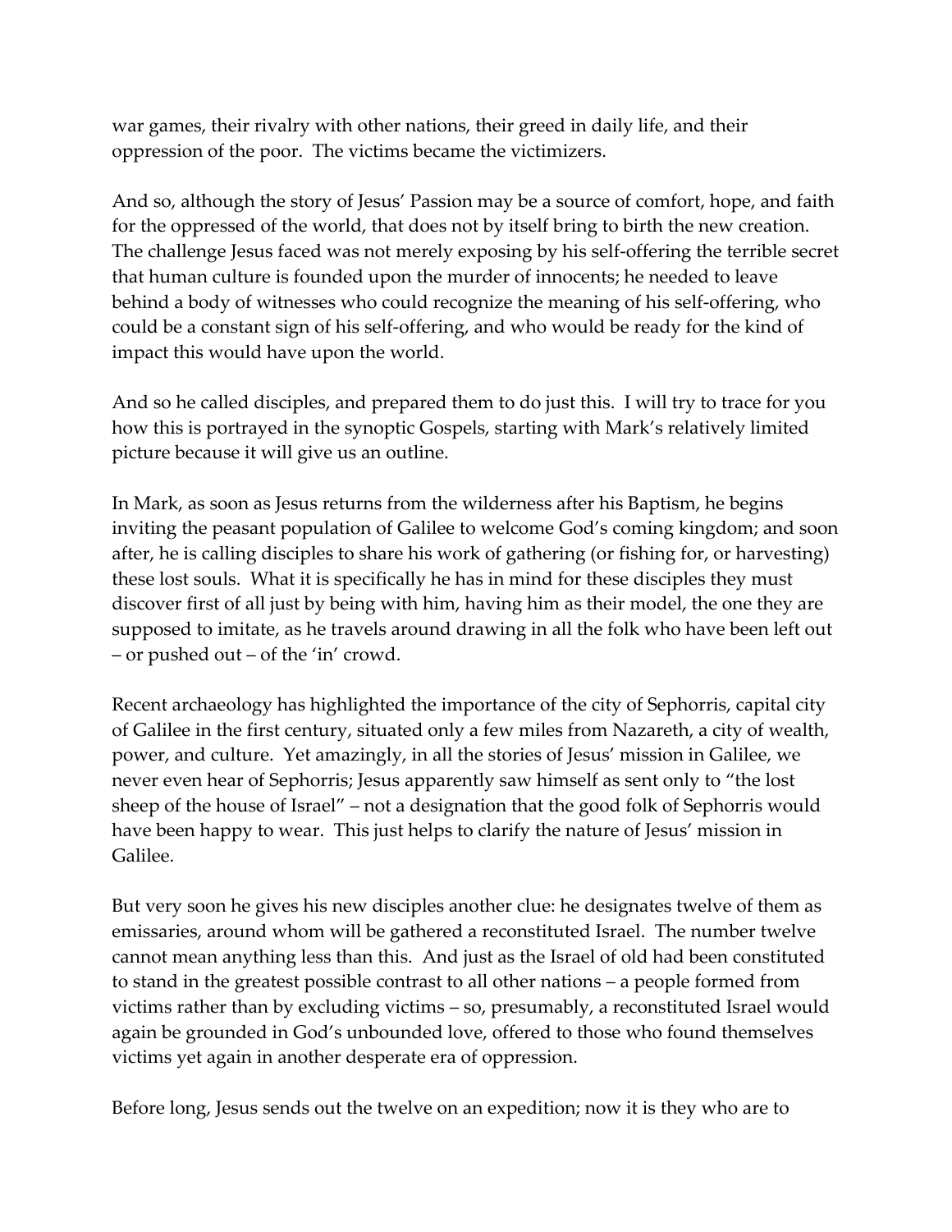war games, their rivalry with other nations, their greed in daily life, and their oppression of the poor. The victims became the victimizers.

And so, although the story of Jesus' Passion may be a source of comfort, hope, and faith for the oppressed of the world, that does not by itself bring to birth the new creation. The challenge Jesus faced was not merely exposing by his self-offering the terrible secret that human culture is founded upon the murder of innocents; he needed to leave behind a body of witnesses who could recognize the meaning of his self-offering, who could be a constant sign of his self-offering, and who would be ready for the kind of impact this would have upon the world.

And so he called disciples, and prepared them to do just this. I will try to trace for you how this is portrayed in the synoptic Gospels, starting with Mark's relatively limited picture because it will give us an outline.

In Mark, as soon as Jesus returns from the wilderness after his Baptism, he begins inviting the peasant population of Galilee to welcome God's coming kingdom; and soon after, he is calling disciples to share his work of gathering (or fishing for, or harvesting) these lost souls. What it is specifically he has in mind for these disciples they must discover first of all just by being with him, having him as their model, the one they are supposed to imitate, as he travels around drawing in all the folk who have been left out – or pushed out – of the 'in' crowd.

Recent archaeology has highlighted the importance of the city of Sephorris, capital city of Galilee in the first century, situated only a few miles from Nazareth, a city of wealth, power, and culture. Yet amazingly, in all the stories of Jesus' mission in Galilee, we never even hear of Sephorris; Jesus apparently saw himself as sent only to "the lost sheep of the house of Israel" – not a designation that the good folk of Sephorris would have been happy to wear. This just helps to clarify the nature of Jesus' mission in Galilee.

But very soon he gives his new disciples another clue: he designates twelve of them as emissaries, around whom will be gathered a reconstituted Israel. The number twelve cannot mean anything less than this. And just as the Israel of old had been constituted to stand in the greatest possible contrast to all other nations – a people formed from victims rather than by excluding victims – so, presumably, a reconstituted Israel would again be grounded in God's unbounded love, offered to those who found themselves victims yet again in another desperate era of oppression.

Before long, Jesus sends out the twelve on an expedition; now it is they who are to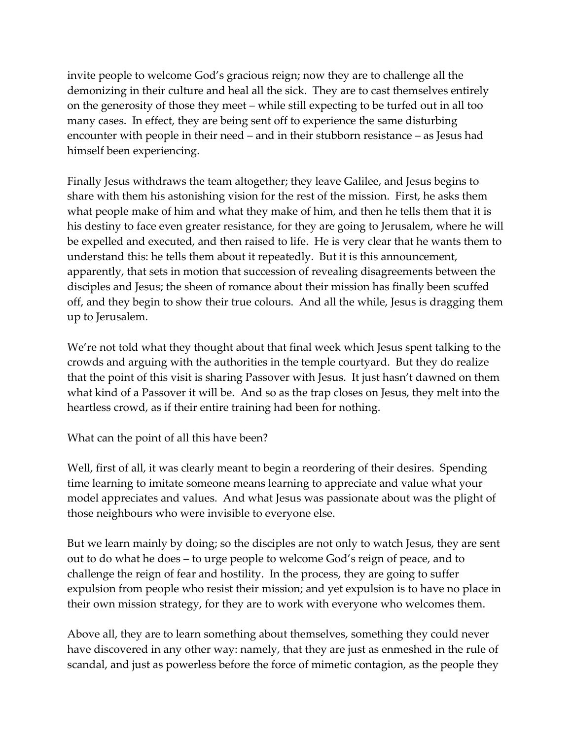invite people to welcome God's gracious reign; now they are to challenge all the demonizing in their culture and heal all the sick. They are to cast themselves entirely on the generosity of those they meet – while still expecting to be turfed out in all too many cases. In effect, they are being sent off to experience the same disturbing encounter with people in their need – and in their stubborn resistance – as Jesus had himself been experiencing.

Finally Jesus withdraws the team altogether; they leave Galilee, and Jesus begins to share with them his astonishing vision for the rest of the mission. First, he asks them what people make of him and what they make of him, and then he tells them that it is his destiny to face even greater resistance, for they are going to Jerusalem, where he will be expelled and executed, and then raised to life. He is very clear that he wants them to understand this: he tells them about it repeatedly. But it is this announcement, apparently, that sets in motion that succession of revealing disagreements between the disciples and Jesus; the sheen of romance about their mission has finally been scuffed off, and they begin to show their true colours. And all the while, Jesus is dragging them up to Jerusalem.

We're not told what they thought about that final week which Jesus spent talking to the crowds and arguing with the authorities in the temple courtyard. But they do realize that the point of this visit is sharing Passover with Jesus. It just hasn't dawned on them what kind of a Passover it will be. And so as the trap closes on Jesus, they melt into the heartless crowd, as if their entire training had been for nothing.

What can the point of all this have been?

Well, first of all, it was clearly meant to begin a reordering of their desires. Spending time learning to imitate someone means learning to appreciate and value what your model appreciates and values. And what Jesus was passionate about was the plight of those neighbours who were invisible to everyone else.

But we learn mainly by doing; so the disciples are not only to watch Jesus, they are sent out to do what he does – to urge people to welcome God's reign of peace, and to challenge the reign of fear and hostility. In the process, they are going to suffer expulsion from people who resist their mission; and yet expulsion is to have no place in their own mission strategy, for they are to work with everyone who welcomes them.

Above all, they are to learn something about themselves, something they could never have discovered in any other way: namely, that they are just as enmeshed in the rule of scandal, and just as powerless before the force of mimetic contagion, as the people they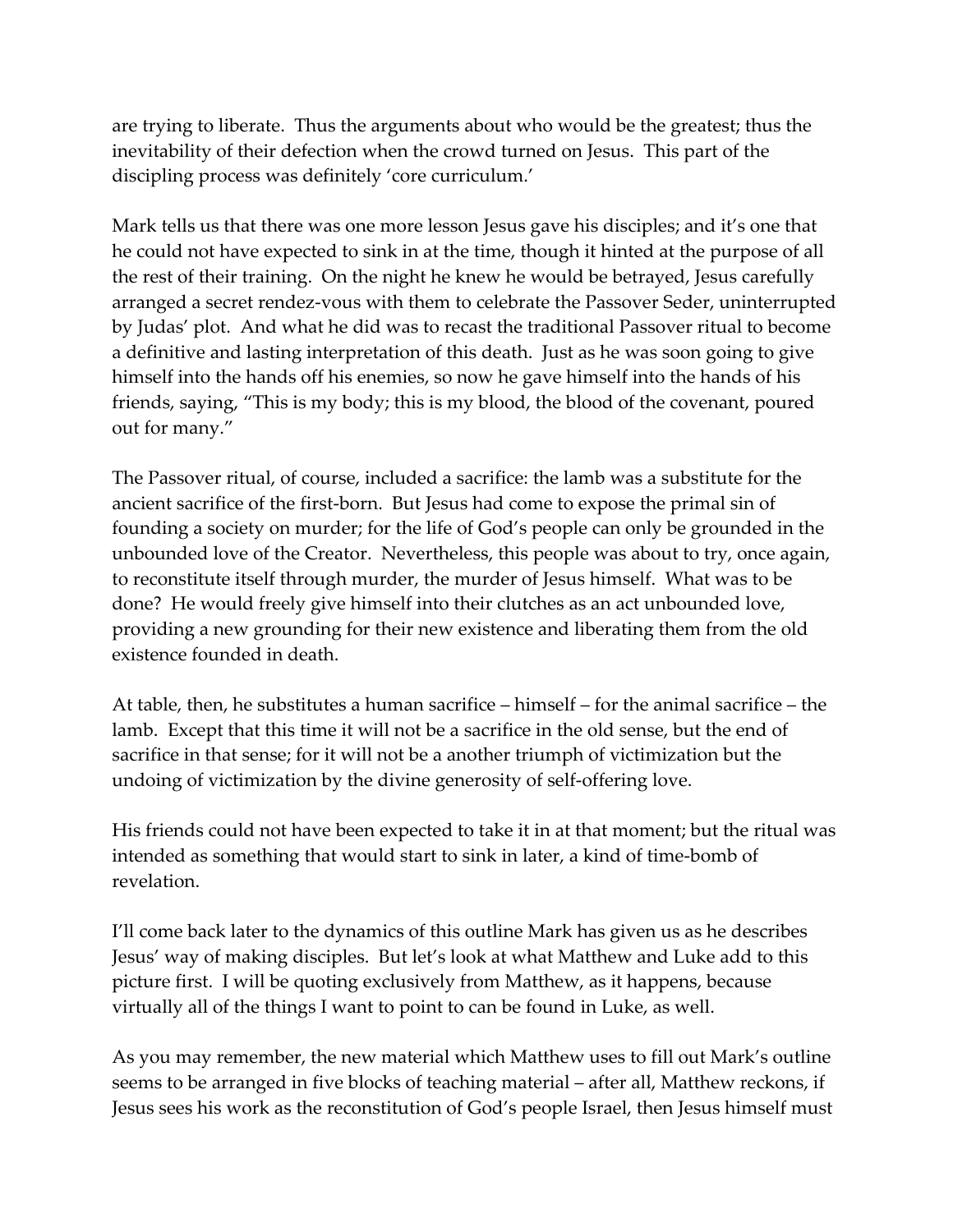are trying to liberate. Thus the arguments about who would be the greatest; thus the inevitability of their defection when the crowd turned on Jesus. This part of the discipling process was definitely 'core curriculum.'

Mark tells us that there was one more lesson Jesus gave his disciples; and it's one that he could not have expected to sink in at the time, though it hinted at the purpose of all the rest of their training. On the night he knew he would be betrayed, Jesus carefully arranged a secret rendez-vous with them to celebrate the Passover Seder, uninterrupted by Judas' plot. And what he did was to recast the traditional Passover ritual to become a definitive and lasting interpretation of this death. Just as he was soon going to give himself into the hands off his enemies, so now he gave himself into the hands of his friends, saying, "This is my body; this is my blood, the blood of the covenant, poured out for many."

The Passover ritual, of course, included a sacrifice: the lamb was a substitute for the ancient sacrifice of the first-born. But Jesus had come to expose the primal sin of founding a society on murder; for the life of God's people can only be grounded in the unbounded love of the Creator. Nevertheless, this people was about to try, once again, to reconstitute itself through murder, the murder of Jesus himself. What was to be done? He would freely give himself into their clutches as an act unbounded love, providing a new grounding for their new existence and liberating them from the old existence founded in death.

At table, then, he substitutes a human sacrifice – himself – for the animal sacrifice – the lamb. Except that this time it will not be a sacrifice in the old sense, but the end of sacrifice in that sense; for it will not be a another triumph of victimization but the undoing of victimization by the divine generosity of self-offering love.

His friends could not have been expected to take it in at that moment; but the ritual was intended as something that would start to sink in later, a kind of time-bomb of revelation.

I'll come back later to the dynamics of this outline Mark has given us as he describes Jesus' way of making disciples. But let's look at what Matthew and Luke add to this picture first. I will be quoting exclusively from Matthew, as it happens, because virtually all of the things I want to point to can be found in Luke, as well.

As you may remember, the new material which Matthew uses to fill out Mark's outline seems to be arranged in five blocks of teaching material – after all, Matthew reckons, if Jesus sees his work as the reconstitution of God's people Israel, then Jesus himself must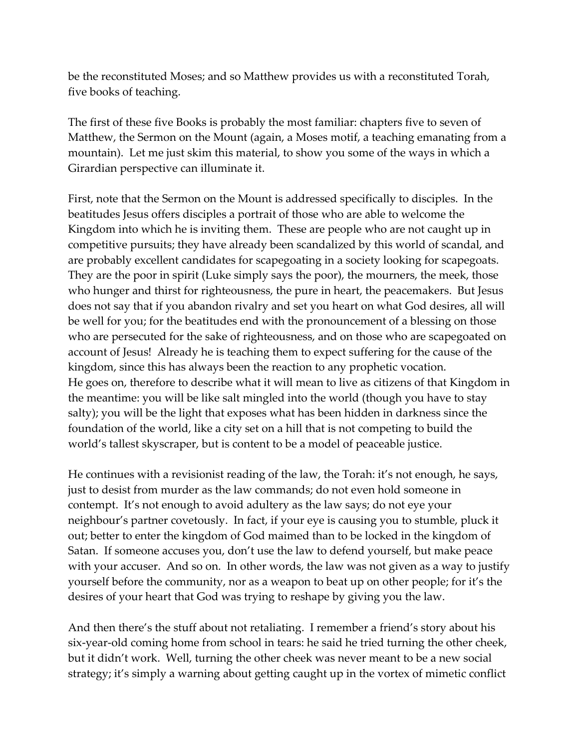be the reconstituted Moses; and so Matthew provides us with a reconstituted Torah, five books of teaching.

The first of these five Books is probably the most familiar: chapters five to seven of Matthew, the Sermon on the Mount (again, a Moses motif, a teaching emanating from a mountain). Let me just skim this material, to show you some of the ways in which a Girardian perspective can illuminate it.

First, note that the Sermon on the Mount is addressed specifically to disciples. In the beatitudes Jesus offers disciples a portrait of those who are able to welcome the Kingdom into which he is inviting them. These are people who are not caught up in competitive pursuits; they have already been scandalized by this world of scandal, and are probably excellent candidates for scapegoating in a society looking for scapegoats. They are the poor in spirit (Luke simply says the poor), the mourners, the meek, those who hunger and thirst for righteousness, the pure in heart, the peacemakers. But Jesus does not say that if you abandon rivalry and set you heart on what God desires, all will be well for you; for the beatitudes end with the pronouncement of a blessing on those who are persecuted for the sake of righteousness, and on those who are scapegoated on account of Jesus! Already he is teaching them to expect suffering for the cause of the kingdom, since this has always been the reaction to any prophetic vocation.
He goes on, therefore to describe what it will mean to live as citizens of that Kingdom in the meantime: you will be like salt mingled into the world (though you have to stay salty); you will be the light that exposes what has been hidden in darkness since the foundation of the world, like a city set on a hill that is not competing to build the world's tallest skyscraper, but is content to be a model of peaceable justice.

He continues with a revisionist reading of the law, the Torah: it's not enough, he says, just to desist from murder as the law commands; do not even hold someone in contempt. It's not enough to avoid adultery as the law says; do not eye your neighbour's partner covetously. In fact, if your eye is causing you to stumble, pluck it out; better to enter the kingdom of God maimed than to be locked in the kingdom of Satan. If someone accuses you, don't use the law to defend yourself, but make peace with your accuser. And so on. In other words, the law was not given as a way to justify yourself before the community, nor as a weapon to beat up on other people; for it's the desires of your heart that God was trying to reshape by giving you the law.

And then there's the stuff about not retaliating. I remember a friend's story about his six-year-old coming home from school in tears: he said he tried turning the other cheek, but it didn't work. Well, turning the other cheek was never meant to be a new social strategy; it's simply a warning about getting caught up in the vortex of mimetic conflict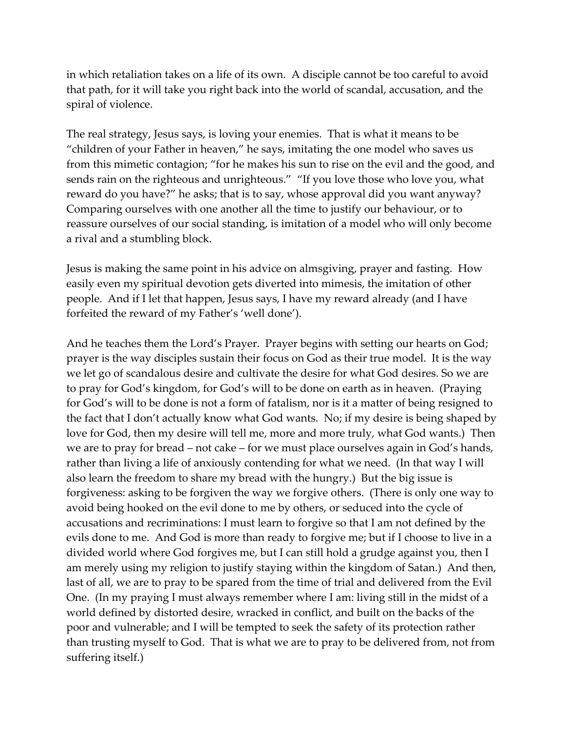in which retaliation takes on a life of its own. A disciple cannot be too careful to avoid that path, for it will take you right back into the world of scandal, accusation, and the spiral of violence.

The real strategy, Jesus says, is loving your enemies. That is what it means to be "children of your Father in heaven," he says, imitating the one model who saves us from this mimetic contagion; "for he makes his sun to rise on the evil and the good, and sends rain on the righteous and unrighteous." "If you love those who love you, what reward do you have?" he asks; that is to say, whose approval did you want anyway? Comparing ourselves with one another all the time to justify our behaviour, or to reassure ourselves of our social standing, is imitation of a model who will only become a rival and a stumbling block.

Jesus is making the same point in his advice on almsgiving, prayer and fasting. How easily even my spiritual devotion gets diverted into mimesis, the imitation of other people. And if I let that happen, Jesus says, I have my reward already (and I have forfeited the reward of my Father's 'well done').

And he teaches them the Lord's Prayer. Prayer begins with setting our hearts on God; prayer is the way disciples sustain their focus on God as their true model. It is the way we let go of scandalous desire and cultivate the desire for what God desires. So we are to pray for God's kingdom, for God's will to be done on earth as in heaven. (Praying for God's will to be done is not a form of fatalism, nor is it a matter of being resigned to the fact that I don't actually know what God wants. No; if my desire is being shaped by love for God, then my desire will tell me, more and more truly, what God wants.) Then we are to pray for bread – not cake – for we must place ourselves again in God's hands, rather than living a life of anxiously contending for what we need. (In that way I will also learn the freedom to share my bread with the hungry.) But the big issue is forgiveness: asking to be forgiven the way we forgive others. (There is only one way to avoid being hooked on the evil done to me by others, or seduced into the cycle of accusations and recriminations: I must learn to forgive so that I am not defined by the evils done to me. And God is more than ready to forgive me; but if I choose to live in a divided world where God forgives me, but I can still hold a grudge against you, then I am merely using my religion to justify staying within the kingdom of Satan.) And then, last of all, we are to pray to be spared from the time of trial and delivered from the Evil One. (In my praying I must always remember where I am: living still in the midst of a world defined by distorted desire, wracked in conflict, and built on the backs of the poor and vulnerable; and I will be tempted to seek the safety of its protection rather than trusting myself to God. That is what we are to pray to be delivered from, not from suffering itself.)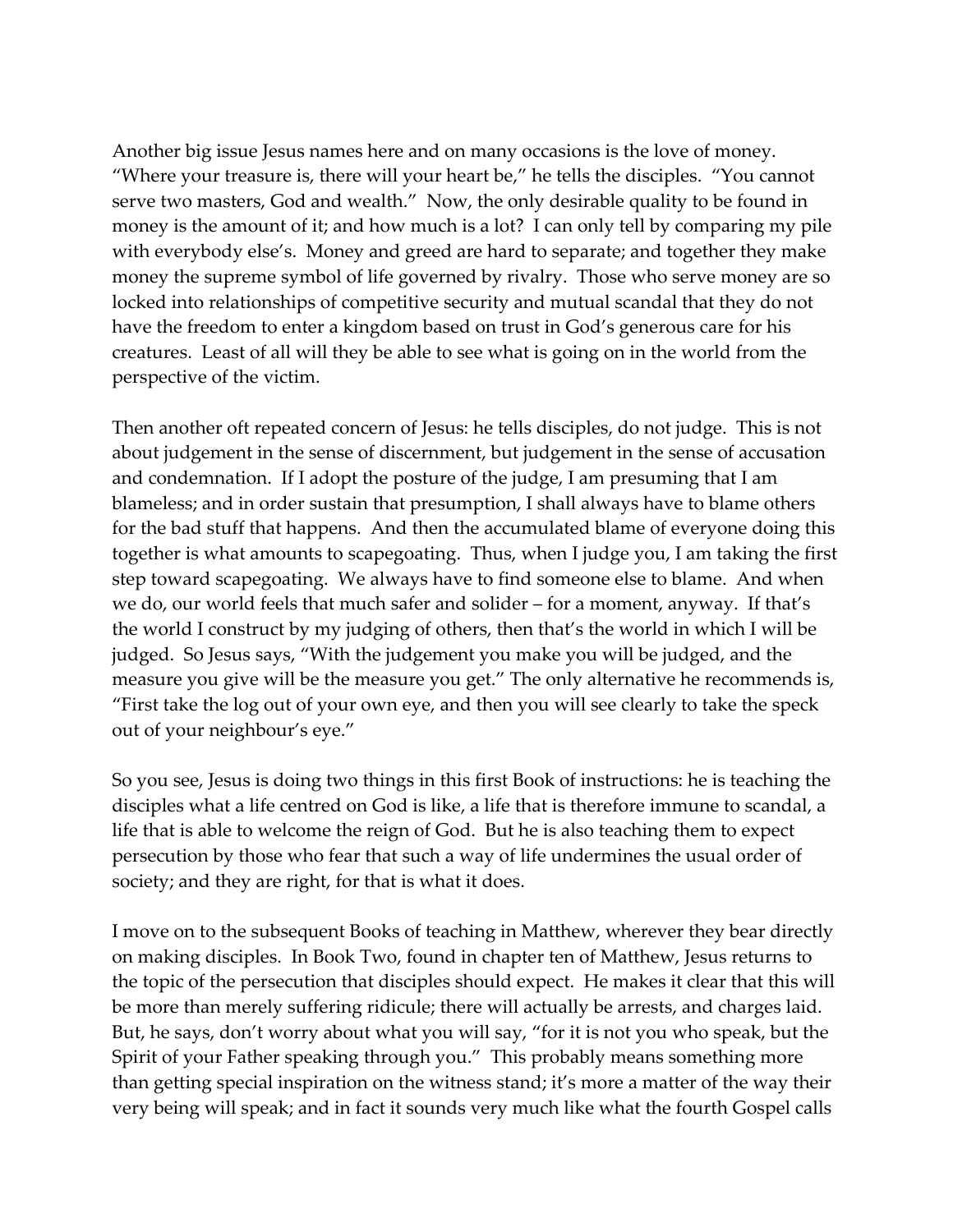Another big issue Jesus names here and on many occasions is the love of money. "Where your treasure is, there will your heart be," he tells the disciples. "You cannot serve two masters, God and wealth." Now, the only desirable quality to be found in money is the amount of it; and how much is a lot? I can only tell by comparing my pile with everybody else's. Money and greed are hard to separate; and together they make money the supreme symbol of life governed by rivalry. Those who serve money are so locked into relationships of competitive security and mutual scandal that they do not have the freedom to enter a kingdom based on trust in God's generous care for his creatures. Least of all will they be able to see what is going on in the world from the perspective of the victim.

Then another oft repeated concern of Jesus: he tells disciples, do not judge. This is not about judgement in the sense of discernment, but judgement in the sense of accusation and condemnation. If I adopt the posture of the judge, I am presuming that I am blameless; and in order sustain that presumption, I shall always have to blame others for the bad stuff that happens. And then the accumulated blame of everyone doing this together is what amounts to scapegoating. Thus, when I judge you, I am taking the first step toward scapegoating. We always have to find someone else to blame. And when we do, our world feels that much safer and solider – for a moment, anyway. If that's the world I construct by my judging of others, then that's the world in which I will be judged. So Jesus says, "With the judgement you make you will be judged, and the measure you give will be the measure you get." The only alternative he recommends is, "First take the log out of your own eye, and then you will see clearly to take the speck out of your neighbour's eye."

So you see, Jesus is doing two things in this first Book of instructions: he is teaching the disciples what a life centred on God is like, a life that is therefore immune to scandal, a life that is able to welcome the reign of God. But he is also teaching them to expect persecution by those who fear that such a way of life undermines the usual order of society; and they are right, for that is what it does.

I move on to the subsequent Books of teaching in Matthew, wherever they bear directly on making disciples. In Book Two, found in chapter ten of Matthew, Jesus returns to the topic of the persecution that disciples should expect. He makes it clear that this will be more than merely suffering ridicule; there will actually be arrests, and charges laid. But, he says, don't worry about what you will say, "for it is not you who speak, but the Spirit of your Father speaking through you." This probably means something more than getting special inspiration on the witness stand; it's more a matter of the way their very being will speak; and in fact it sounds very much like what the fourth Gospel calls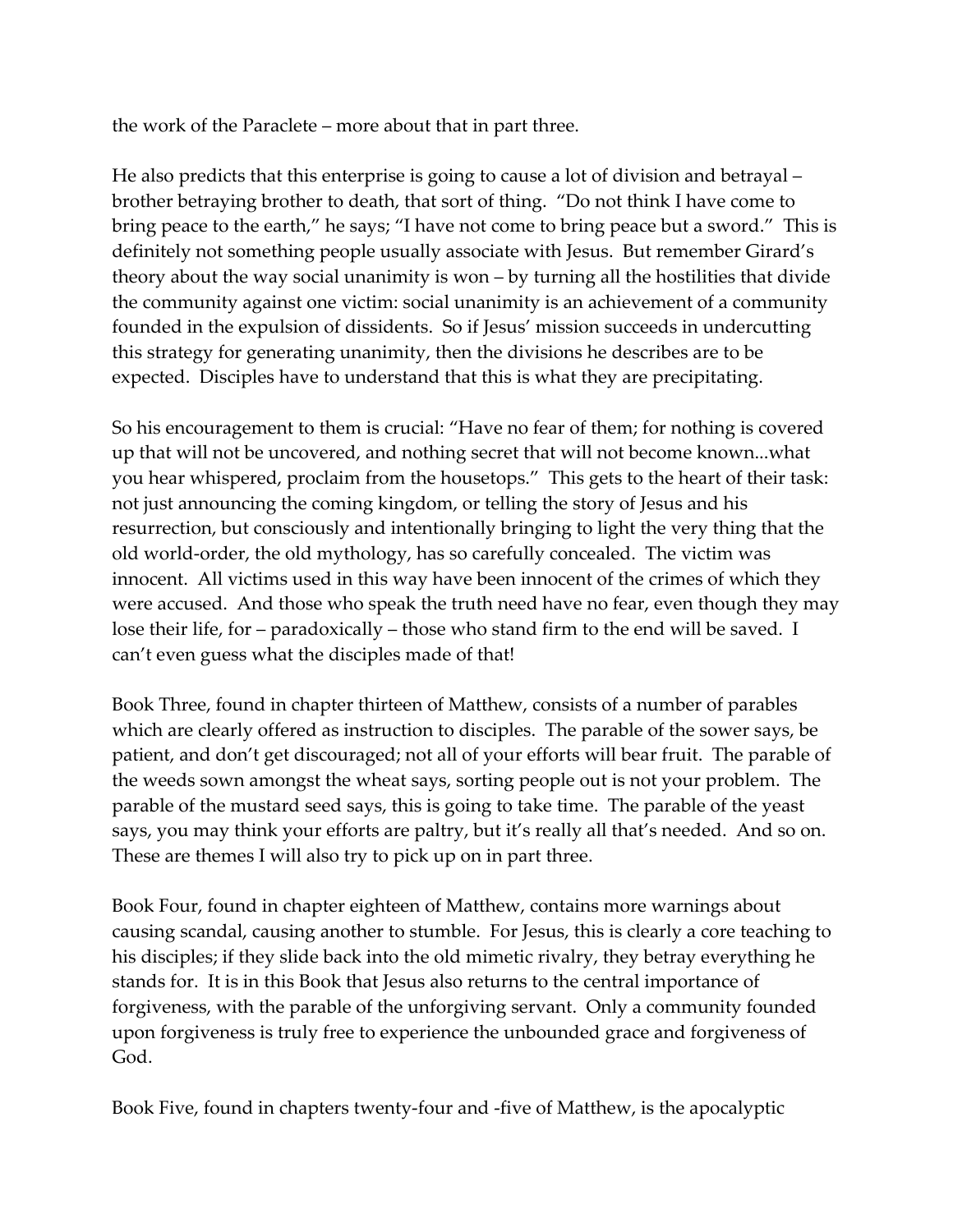the work of the Paraclete – more about that in part three.

He also predicts that this enterprise is going to cause a lot of division and betrayal – brother betraying brother to death, that sort of thing. "Do not think I have come to bring peace to the earth," he says; "I have not come to bring peace but a sword." This is definitely not something people usually associate with Jesus. But remember Girard's theory about the way social unanimity is won – by turning all the hostilities that divide the community against one victim: social unanimity is an achievement of a community founded in the expulsion of dissidents. So if Jesus' mission succeeds in undercutting this strategy for generating unanimity, then the divisions he describes are to be expected. Disciples have to understand that this is what they are precipitating.

So his encouragement to them is crucial: "Have no fear of them; for nothing is covered up that will not be uncovered, and nothing secret that will not become known...what you hear whispered, proclaim from the housetops." This gets to the heart of their task: not just announcing the coming kingdom, or telling the story of Jesus and his resurrection, but consciously and intentionally bringing to light the very thing that the old world-order, the old mythology, has so carefully concealed. The victim was innocent. All victims used in this way have been innocent of the crimes of which they were accused. And those who speak the truth need have no fear, even though they may lose their life, for – paradoxically – those who stand firm to the end will be saved. I can't even guess what the disciples made of that!

Book Three, found in chapter thirteen of Matthew, consists of a number of parables which are clearly offered as instruction to disciples. The parable of the sower says, be patient, and don't get discouraged; not all of your efforts will bear fruit. The parable of the weeds sown amongst the wheat says, sorting people out is not your problem. The parable of the mustard seed says, this is going to take time. The parable of the yeast says, you may think your efforts are paltry, but it's really all that's needed. And so on. These are themes I will also try to pick up on in part three.

Book Four, found in chapter eighteen of Matthew, contains more warnings about causing scandal, causing another to stumble. For Jesus, this is clearly a core teaching to his disciples; if they slide back into the old mimetic rivalry, they betray everything he stands for. It is in this Book that Jesus also returns to the central importance of forgiveness, with the parable of the unforgiving servant. Only a community founded upon forgiveness is truly free to experience the unbounded grace and forgiveness of God.

Book Five, found in chapters twenty-four and -five of Matthew, is the apocalyptic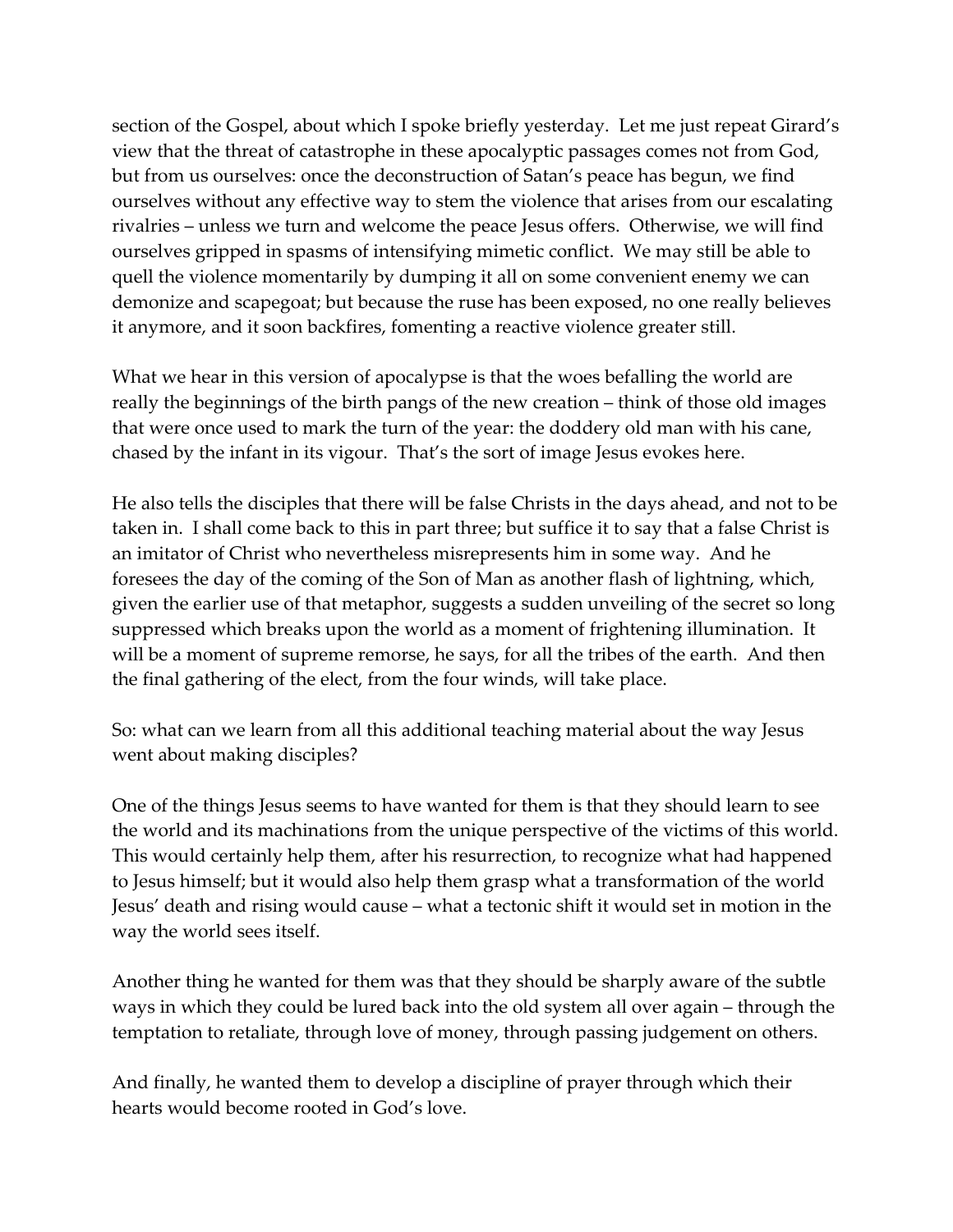section of the Gospel, about which I spoke briefly yesterday. Let me just repeat Girard's view that the threat of catastrophe in these apocalyptic passages comes not from God, but from us ourselves: once the deconstruction of Satan's peace has begun, we find ourselves without any effective way to stem the violence that arises from our escalating rivalries – unless we turn and welcome the peace Jesus offers. Otherwise, we will find ourselves gripped in spasms of intensifying mimetic conflict. We may still be able to quell the violence momentarily by dumping it all on some convenient enemy we can demonize and scapegoat; but because the ruse has been exposed, no one really believes it anymore, and it soon backfires, fomenting a reactive violence greater still.

What we hear in this version of apocalypse is that the woes befalling the world are really the beginnings of the birth pangs of the new creation – think of those old images that were once used to mark the turn of the year: the doddery old man with his cane, chased by the infant in its vigour. That's the sort of image Jesus evokes here.

He also tells the disciples that there will be false Christs in the days ahead, and not to be taken in. I shall come back to this in part three; but suffice it to say that a false Christ is an imitator of Christ who nevertheless misrepresents him in some way. And he foresees the day of the coming of the Son of Man as another flash of lightning, which, given the earlier use of that metaphor, suggests a sudden unveiling of the secret so long suppressed which breaks upon the world as a moment of frightening illumination. It will be a moment of supreme remorse, he says, for all the tribes of the earth. And then the final gathering of the elect, from the four winds, will take place.

So: what can we learn from all this additional teaching material about the way Jesus went about making disciples?

One of the things Jesus seems to have wanted for them is that they should learn to see the world and its machinations from the unique perspective of the victims of this world. This would certainly help them, after his resurrection, to recognize what had happened to Jesus himself; but it would also help them grasp what a transformation of the world Jesus' death and rising would cause – what a tectonic shift it would set in motion in the way the world sees itself.

Another thing he wanted for them was that they should be sharply aware of the subtle ways in which they could be lured back into the old system all over again – through the temptation to retaliate, through love of money, through passing judgement on others.

And finally, he wanted them to develop a discipline of prayer through which their hearts would become rooted in God's love.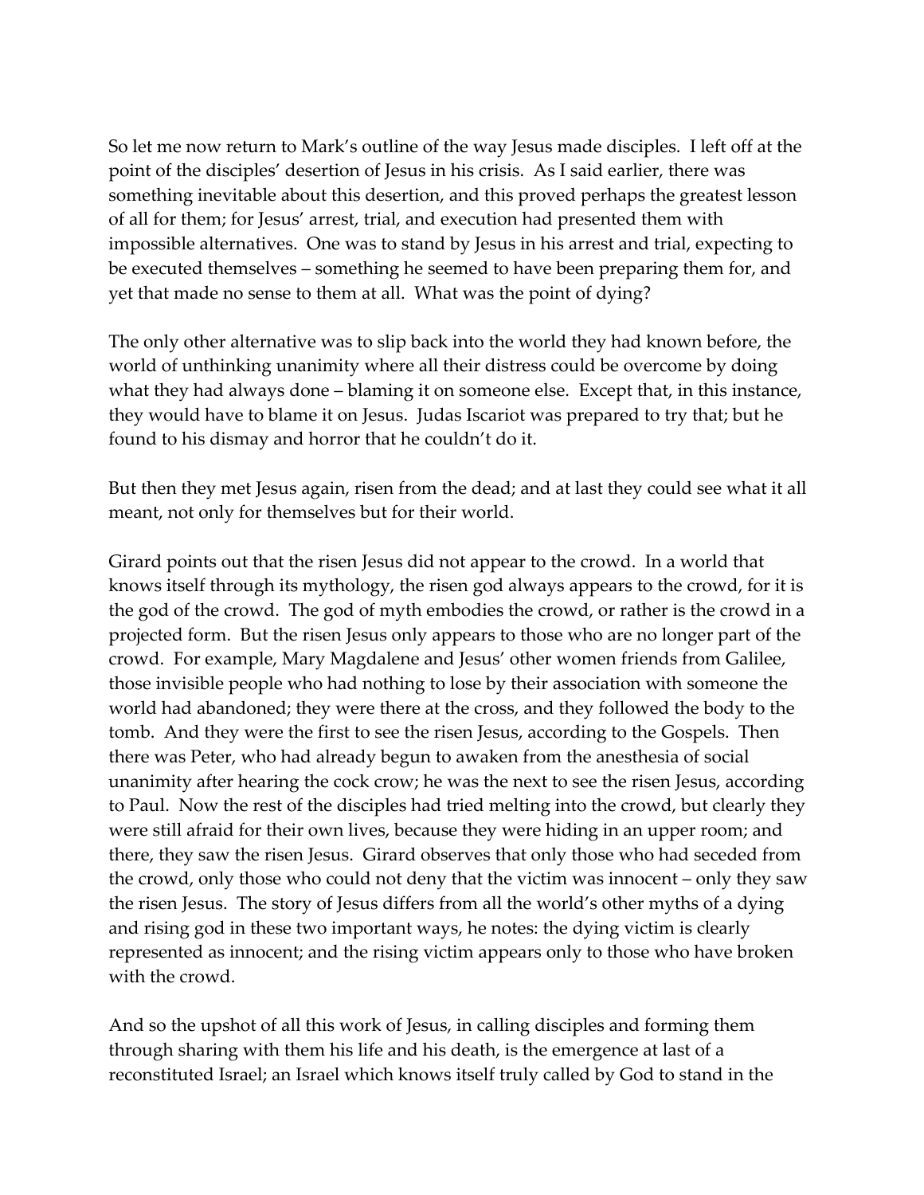So let me now return to Mark's outline of the way Jesus made disciples. I left off at the point of the disciples' desertion of Jesus in his crisis. As I said earlier, there was something inevitable about this desertion, and this proved perhaps the greatest lesson of all for them; for Jesus' arrest, trial, and execution had presented them with impossible alternatives. One was to stand by Jesus in his arrest and trial, expecting to be executed themselves – something he seemed to have been preparing them for, and yet that made no sense to them at all. What was the point of dying?

The only other alternative was to slip back into the world they had known before, the world of unthinking unanimity where all their distress could be overcome by doing what they had always done – blaming it on someone else. Except that, in this instance, they would have to blame it on Jesus. Judas Iscariot was prepared to try that; but he found to his dismay and horror that he couldn't do it.

But then they met Jesus again, risen from the dead; and at last they could see what it all meant, not only for themselves but for their world.

Girard points out that the risen Jesus did not appear to the crowd. In a world that knows itself through its mythology, the risen god always appears to the crowd, for it is the god of the crowd. The god of myth embodies the crowd, or rather is the crowd in a projected form. But the risen Jesus only appears to those who are no longer part of the crowd. For example, Mary Magdalene and Jesus' other women friends from Galilee, those invisible people who had nothing to lose by their association with someone the world had abandoned; they were there at the cross, and they followed the body to the tomb. And they were the first to see the risen Jesus, according to the Gospels. Then there was Peter, who had already begun to awaken from the anesthesia of social unanimity after hearing the cock crow; he was the next to see the risen Jesus, according to Paul. Now the rest of the disciples had tried melting into the crowd, but clearly they were still afraid for their own lives, because they were hiding in an upper room; and there, they saw the risen Jesus. Girard observes that only those who had seceded from the crowd, only those who could not deny that the victim was innocent – only they saw the risen Jesus. The story of Jesus differs from all the world's other myths of a dying and rising god in these two important ways, he notes: the dying victim is clearly represented as innocent; and the rising victim appears only to those who have broken with the crowd.

And so the upshot of all this work of Jesus, in calling disciples and forming them through sharing with them his life and his death, is the emergence at last of a reconstituted Israel; an Israel which knows itself truly called by God to stand in the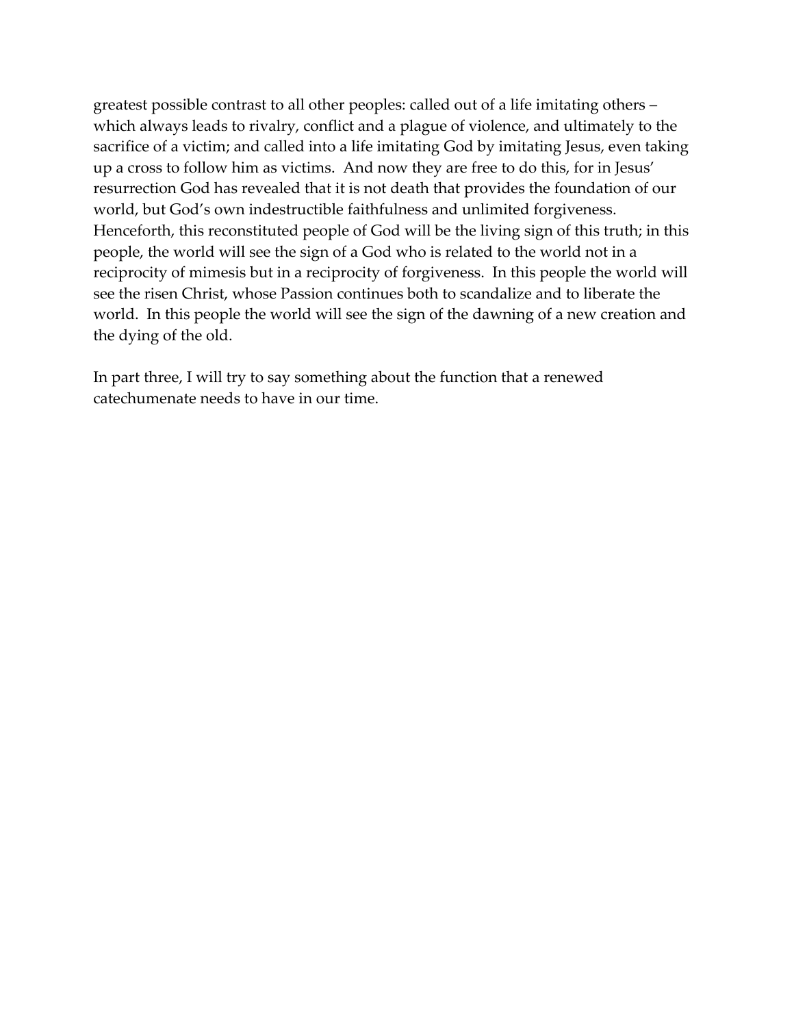greatest possible contrast to all other peoples: called out of a life imitating others – which always leads to rivalry, conflict and a plague of violence, and ultimately to the sacrifice of a victim; and called into a life imitating God by imitating Jesus, even taking up a cross to follow him as victims. And now they are free to do this, for in Jesus' resurrection God has revealed that it is not death that provides the foundation of our world, but God's own indestructible faithfulness and unlimited forgiveness. Henceforth, this reconstituted people of God will be the living sign of this truth; in this people, the world will see the sign of a God who is related to the world not in a reciprocity of mimesis but in a reciprocity of forgiveness. In this people the world will see the risen Christ, whose Passion continues both to scandalize and to liberate the world. In this people the world will see the sign of the dawning of a new creation and the dying of the old.

In part three, I will try to say something about the function that a renewed catechumenate needs to have in our time.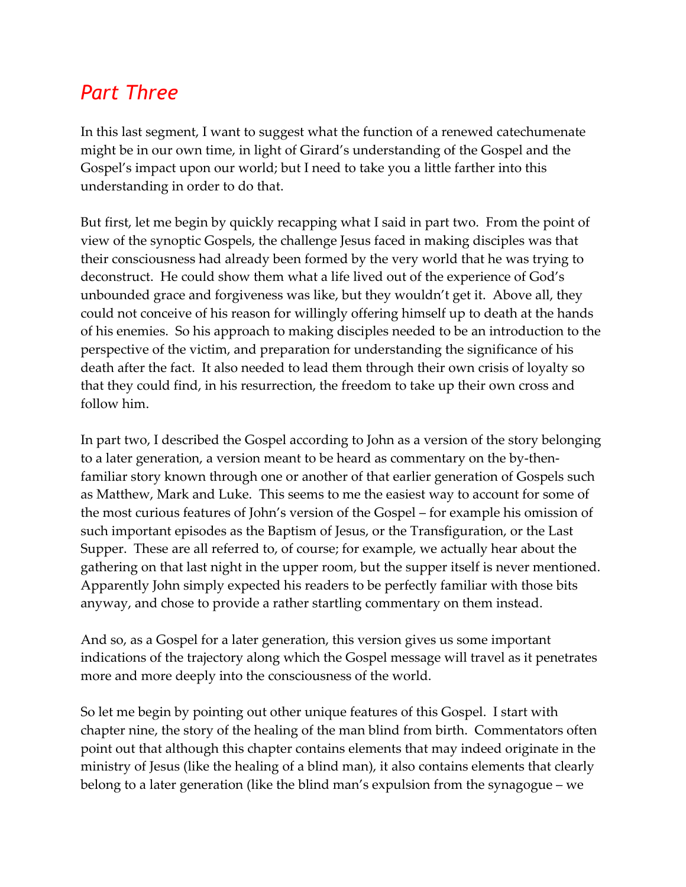## *Part Three*

In this last segment, I want to suggest what the function of a renewed catechumenate might be in our own time, in light of Girard's understanding of the Gospel and the Gospel's impact upon our world; but I need to take you a little farther into this understanding in order to do that.

But first, let me begin by quickly recapping what I said in part two. From the point of view of the synoptic Gospels, the challenge Jesus faced in making disciples was that their consciousness had already been formed by the very world that he was trying to deconstruct. He could show them what a life lived out of the experience of God's unbounded grace and forgiveness was like, but they wouldn't get it. Above all, they could not conceive of his reason for willingly offering himself up to death at the hands of his enemies. So his approach to making disciples needed to be an introduction to the perspective of the victim, and preparation for understanding the significance of his death after the fact. It also needed to lead them through their own crisis of loyalty so that they could find, in his resurrection, the freedom to take up their own cross and follow him.

In part two, I described the Gospel according to John as a version of the story belonging to a later generation, a version meant to be heard as commentary on the by-then-familiar story known through one or another of that earlier generation of Gospels such as Matthew, Mark and Luke. This seems to me the easiest way to account for some of the most curious features of John's version of the Gospel – for example his omission of such important episodes as the Baptism of Jesus, or the Transfiguration, or the Last Supper. These are all referred to, of course; for example, we actually hear about the gathering on that last night in the upper room, but the supper itself is never mentioned. Apparently John simply expected his readers to be perfectly familiar with those bits anyway, and chose to provide a rather startling commentary on them instead.

And so, as a Gospel for a later generation, this version gives us some important indications of the trajectory along which the Gospel message will travel as it penetrates more and more deeply into the consciousness of the world.

So let me begin by pointing out other unique features of this Gospel. I start with chapter nine, the story of the healing of the man blind from birth. Commentators often point out that although this chapter contains elements that may indeed originate in the ministry of Jesus (like the healing of a blind man), it also contains elements that clearly belong to a later generation (like the blind man's expulsion from the synagogue – we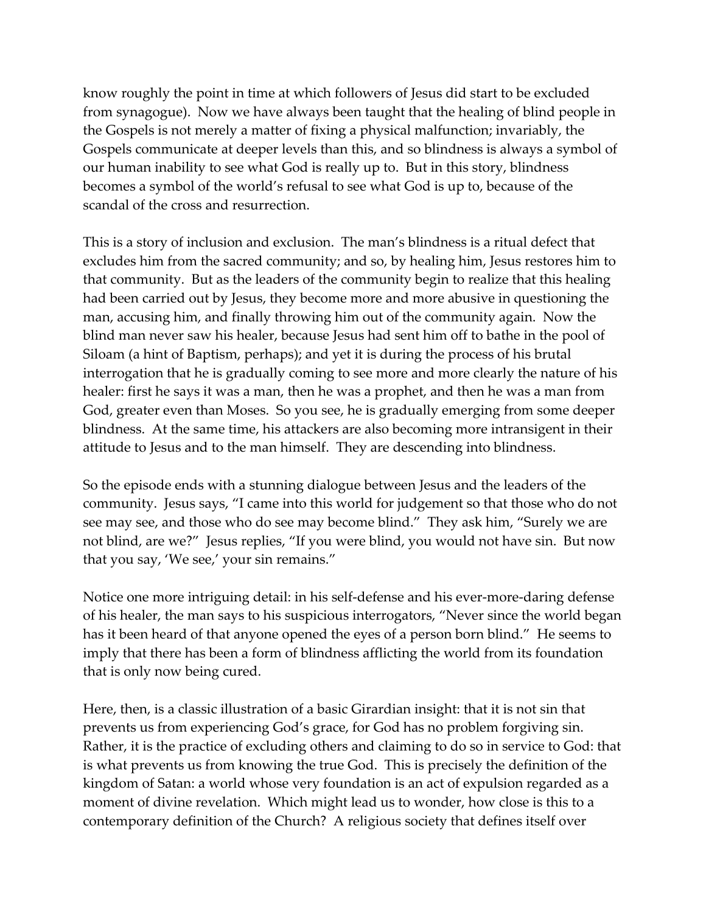know roughly the point in time at which followers of Jesus did start to be excluded from synagogue). Now we have always been taught that the healing of blind people in the Gospels is not merely a matter of fixing a physical malfunction; invariably, the Gospels communicate at deeper levels than this, and so blindness is always a symbol of our human inability to see what God is really up to. But in this story, blindness becomes a symbol of the world's refusal to see what God is up to, because of the scandal of the cross and resurrection.

This is a story of inclusion and exclusion. The man's blindness is a ritual defect that excludes him from the sacred community; and so, by healing him, Jesus restores him to that community. But as the leaders of the community begin to realize that this healing had been carried out by Jesus, they become more and more abusive in questioning the man, accusing him, and finally throwing him out of the community again. Now the blind man never saw his healer, because Jesus had sent him off to bathe in the pool of Siloam (a hint of Baptism, perhaps); and yet it is during the process of his brutal interrogation that he is gradually coming to see more and more clearly the nature of his healer: first he says it was a man, then he was a prophet, and then he was a man from God, greater even than Moses. So you see, he is gradually emerging from some deeper blindness. At the same time, his attackers are also becoming more intransigent in their attitude to Jesus and to the man himself. They are descending into blindness.

So the episode ends with a stunning dialogue between Jesus and the leaders of the community. Jesus says, "I came into this world for judgement so that those who do not see may see, and those who do see may become blind." They ask him, "Surely we are not blind, are we?" Jesus replies, "If you were blind, you would not have sin. But now that you say, 'We see,' your sin remains."

Notice one more intriguing detail: in his self-defense and his ever-more-daring defense of his healer, the man says to his suspicious interrogators, "Never since the world began has it been heard of that anyone opened the eyes of a person born blind." He seems to imply that there has been a form of blindness afflicting the world from its foundation that is only now being cured.

Here, then, is a classic illustration of a basic Girardian insight: that it is not sin that prevents us from experiencing God's grace, for God has no problem forgiving sin. Rather, it is the practice of excluding others and claiming to do so in service to God: that is what prevents us from knowing the true God. This is precisely the definition of the kingdom of Satan: a world whose very foundation is an act of expulsion regarded as a moment of divine revelation. Which might lead us to wonder, how close is this to a contemporary definition of the Church? A religious society that defines itself over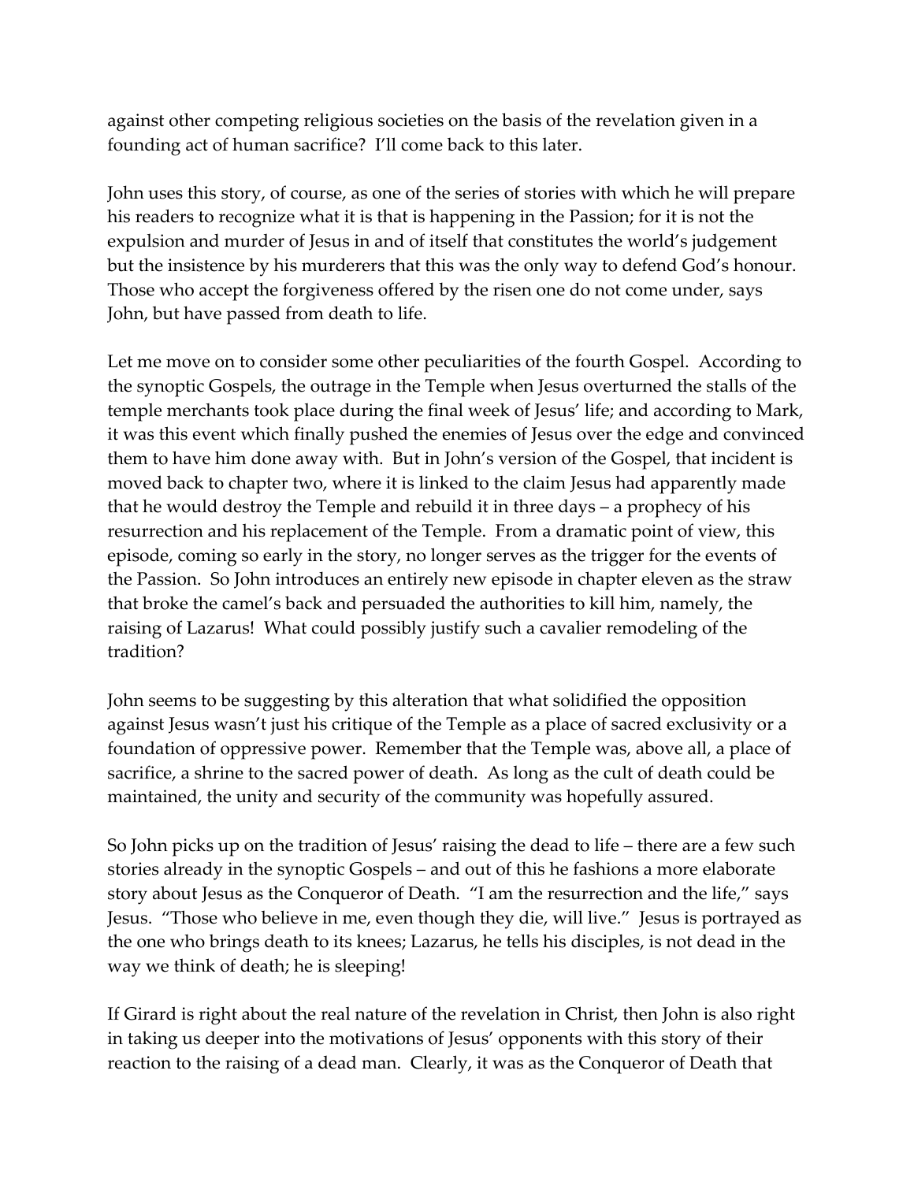against other competing religious societies on the basis of the revelation given in a founding act of human sacrifice? I'll come back to this later.

John uses this story, of course, as one of the series of stories with which he will prepare his readers to recognize what it is that is happening in the Passion; for it is not the expulsion and murder of Jesus in and of itself that constitutes the world's judgement but the insistence by his murderers that this was the only way to defend God's honour. Those who accept the forgiveness offered by the risen one do not come under, says John, but have passed from death to life.

Let me move on to consider some other peculiarities of the fourth Gospel. According to the synoptic Gospels, the outrage in the Temple when Jesus overturned the stalls of the temple merchants took place during the final week of Jesus' life; and according to Mark, it was this event which finally pushed the enemies of Jesus over the edge and convinced them to have him done away with. But in John's version of the Gospel, that incident is moved back to chapter two, where it is linked to the claim Jesus had apparently made that he would destroy the Temple and rebuild it in three days – a prophecy of his resurrection and his replacement of the Temple. From a dramatic point of view, this episode, coming so early in the story, no longer serves as the trigger for the events of the Passion. So John introduces an entirely new episode in chapter eleven as the straw that broke the camel's back and persuaded the authorities to kill him, namely, the raising of Lazarus! What could possibly justify such a cavalier remodeling of the tradition?

John seems to be suggesting by this alteration that what solidified the opposition against Jesus wasn't just his critique of the Temple as a place of sacred exclusivity or a foundation of oppressive power. Remember that the Temple was, above all, a place of sacrifice, a shrine to the sacred power of death. As long as the cult of death could be maintained, the unity and security of the community was hopefully assured.

So John picks up on the tradition of Jesus' raising the dead to life – there are a few such stories already in the synoptic Gospels – and out of this he fashions a more elaborate story about Jesus as the Conqueror of Death. "I am the resurrection and the life," says Jesus. "Those who believe in me, even though they die, will live." Jesus is portrayed as the one who brings death to its knees; Lazarus, he tells his disciples, is not dead in the way we think of death; he is sleeping!

If Girard is right about the real nature of the revelation in Christ, then John is also right in taking us deeper into the motivations of Jesus' opponents with this story of their reaction to the raising of a dead man. Clearly, it was as the Conqueror of Death that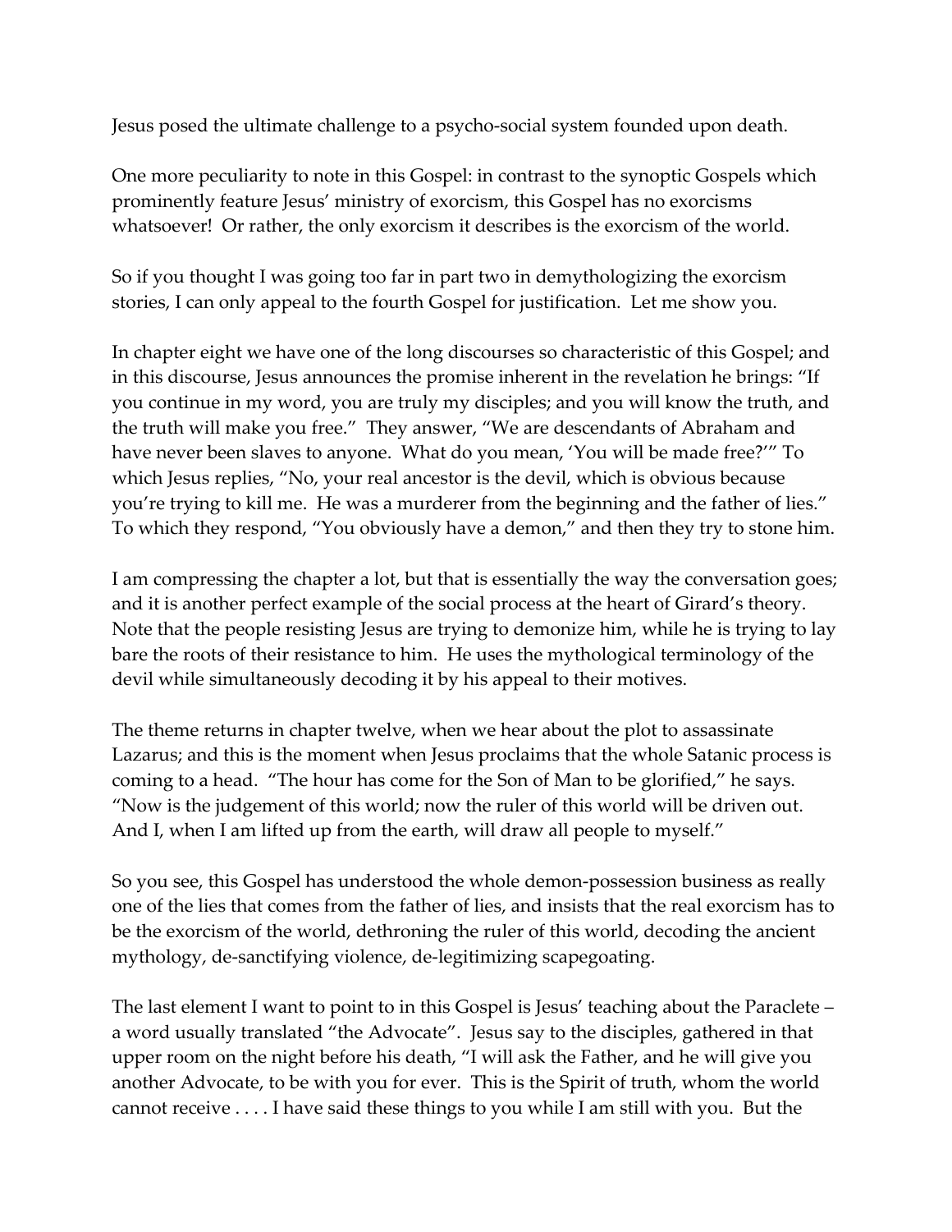Jesus posed the ultimate challenge to a psycho-social system founded upon death.

One more peculiarity to note in this Gospel: in contrast to the synoptic Gospels which prominently feature Jesus' ministry of exorcism, this Gospel has no exorcisms whatsoever! Or rather, the only exorcism it describes is the exorcism of the world.

So if you thought I was going too far in part two in demythologizing the exorcism stories, I can only appeal to the fourth Gospel for justification. Let me show you.

In chapter eight we have one of the long discourses so characteristic of this Gospel; and in this discourse, Jesus announces the promise inherent in the revelation he brings: "If you continue in my word, you are truly my disciples; and you will know the truth, and the truth will make you free." They answer, "We are descendants of Abraham and have never been slaves to anyone. What do you mean, 'You will be made free?'" To which Jesus replies, "No, your real ancestor is the devil, which is obvious because you're trying to kill me. He was a murderer from the beginning and the father of lies." To which they respond, "You obviously have a demon," and then they try to stone him.

I am compressing the chapter a lot, but that is essentially the way the conversation goes; and it is another perfect example of the social process at the heart of Girard's theory. Note that the people resisting Jesus are trying to demonize him, while he is trying to lay bare the roots of their resistance to him. He uses the mythological terminology of the devil while simultaneously decoding it by his appeal to their motives.

The theme returns in chapter twelve, when we hear about the plot to assassinate Lazarus; and this is the moment when Jesus proclaims that the whole Satanic process is coming to a head. "The hour has come for the Son of Man to be glorified," he says. "Now is the judgement of this world; now the ruler of this world will be driven out. And I, when I am lifted up from the earth, will draw all people to myself."

So you see, this Gospel has understood the whole demon-possession business as really one of the lies that comes from the father of lies, and insists that the real exorcism has to be the exorcism of the world, dethroning the ruler of this world, decoding the ancient mythology, de-sanctifying violence, de-legitimizing scapegoating.

The last element I want to point to in this Gospel is Jesus' teaching about the Paraclete – a word usually translated "the Advocate". Jesus say to the disciples, gathered in that upper room on the night before his death, "I will ask the Father, and he will give you another Advocate, to be with you for ever. This is the Spirit of truth, whom the world cannot receive . . . . I have said these things to you while I am still with you. But the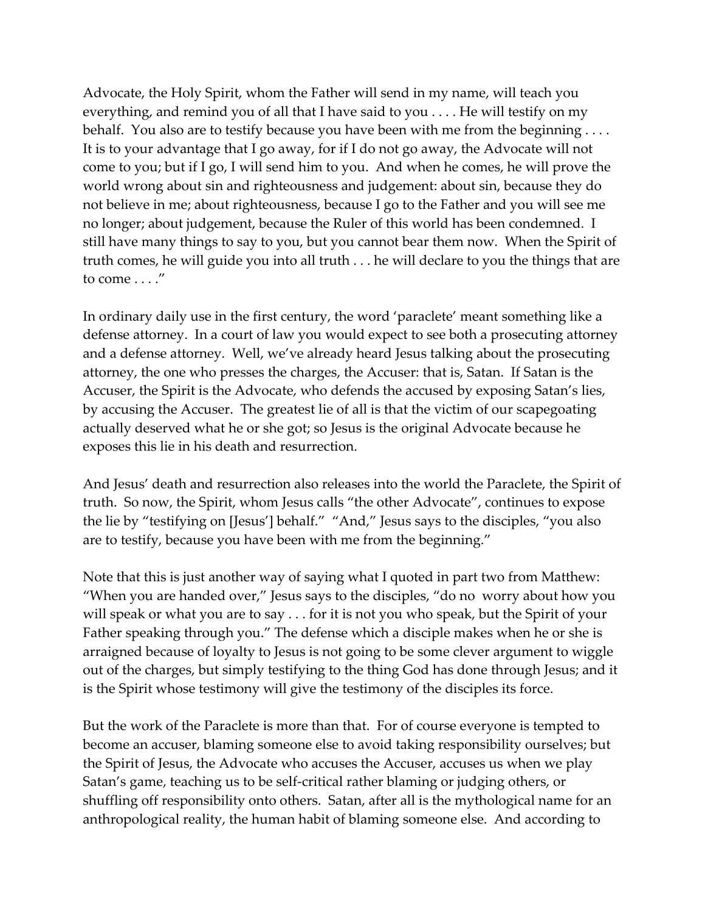Advocate, the Holy Spirit, whom the Father will send in my name, will teach you everything, and remind you of all that I have said to you . . . . He will testify on my behalf. You also are to testify because you have been with me from the beginning . . . . It is to your advantage that I go away, for if I do not go away, the Advocate will not come to you; but if I go, I will send him to you. And when he comes, he will prove the world wrong about sin and righteousness and judgement: about sin, because they do not believe in me; about righteousness, because I go to the Father and you will see me no longer; about judgement, because the Ruler of this world has been condemned. I still have many things to say to you, but you cannot bear them now. When the Spirit of truth comes, he will guide you into all truth . . . he will declare to you the things that are to come . . . ."

In ordinary daily use in the first century, the word 'paraclete' meant something like a defense attorney. In a court of law you would expect to see both a prosecuting attorney and a defense attorney. Well, we've already heard Jesus talking about the prosecuting attorney, the one who presses the charges, the Accuser: that is, Satan. If Satan is the Accuser, the Spirit is the Advocate, who defends the accused by exposing Satan's lies, by accusing the Accuser. The greatest lie of all is that the victim of our scapegoating actually deserved what he or she got; so Jesus is the original Advocate because he exposes this lie in his death and resurrection.

And Jesus' death and resurrection also releases into the world the Paraclete, the Spirit of truth. So now, the Spirit, whom Jesus calls "the other Advocate", continues to expose the lie by "testifying on [Jesus'] behalf." "And," Jesus says to the disciples, "you also are to testify, because you have been with me from the beginning."

Note that this is just another way of saying what I quoted in part two from Matthew: "When you are handed over," Jesus says to the disciples, "do no worry about how you will speak or what you are to say . . . for it is not you who speak, but the Spirit of your Father speaking through you." The defense which a disciple makes when he or she is arraigned because of loyalty to Jesus is not going to be some clever argument to wiggle out of the charges, but simply testifying to the thing God has done through Jesus; and it is the Spirit whose testimony will give the testimony of the disciples its force.

But the work of the Paraclete is more than that. For of course everyone is tempted to become an accuser, blaming someone else to avoid taking responsibility ourselves; but the Spirit of Jesus, the Advocate who accuses the Accuser, accuses us when we play Satan's game, teaching us to be self-critical rather blaming or judging others, or shuffling off responsibility onto others. Satan, after all is the mythological name for an anthropological reality, the human habit of blaming someone else. And according to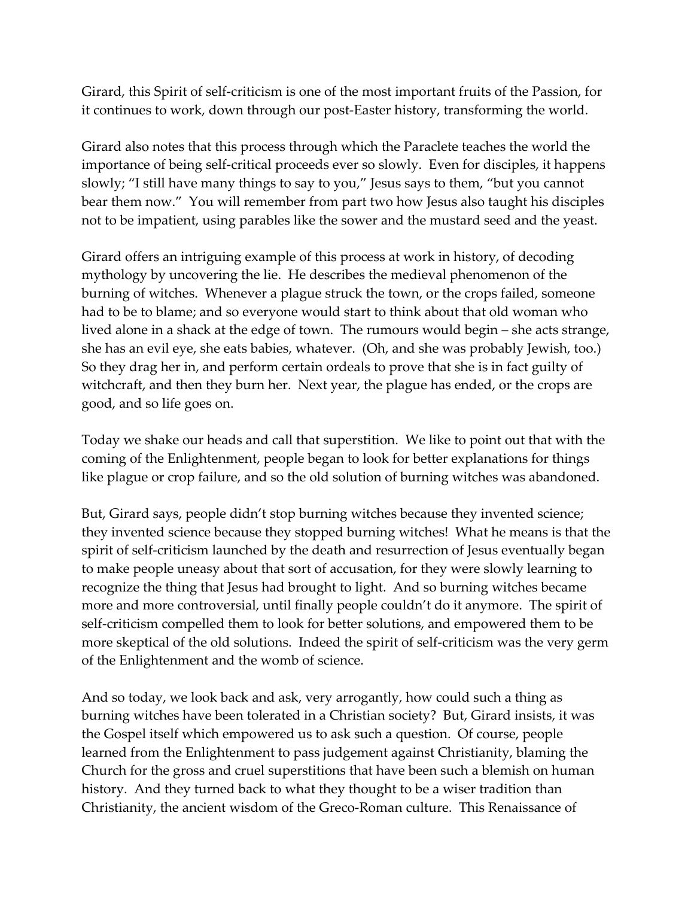Girard, this Spirit of self-criticism is one of the most important fruits of the Passion, for it continues to work, down through our post-Easter history, transforming the world.

Girard also notes that this process through which the Paraclete teaches the world the importance of being self-critical proceeds ever so slowly. Even for disciples, it happens slowly; "I still have many things to say to you," Jesus says to them, "but you cannot bear them now." You will remember from part two how Jesus also taught his disciples not to be impatient, using parables like the sower and the mustard seed and the yeast.

Girard offers an intriguing example of this process at work in history, of decoding mythology by uncovering the lie. He describes the medieval phenomenon of the burning of witches. Whenever a plague struck the town, or the crops failed, someone had to be to blame; and so everyone would start to think about that old woman who lived alone in a shack at the edge of town. The rumours would begin – she acts strange, she has an evil eye, she eats babies, whatever. (Oh, and she was probably Jewish, too.) So they drag her in, and perform certain ordeals to prove that she is in fact guilty of witchcraft, and then they burn her. Next year, the plague has ended, or the crops are good, and so life goes on.

Today we shake our heads and call that superstition. We like to point out that with the coming of the Enlightenment, people began to look for better explanations for things like plague or crop failure, and so the old solution of burning witches was abandoned.

But, Girard says, people didn't stop burning witches because they invented science; they invented science because they stopped burning witches! What he means is that the spirit of self-criticism launched by the death and resurrection of Jesus eventually began to make people uneasy about that sort of accusation, for they were slowly learning to recognize the thing that Jesus had brought to light. And so burning witches became more and more controversial, until finally people couldn't do it anymore. The spirit of self-criticism compelled them to look for better solutions, and empowered them to be more skeptical of the old solutions. Indeed the spirit of self-criticism was the very germ of the Enlightenment and the womb of science.

And so today, we look back and ask, very arrogantly, how could such a thing as burning witches have been tolerated in a Christian society? But, Girard insists, it was the Gospel itself which empowered us to ask such a question. Of course, people learned from the Enlightenment to pass judgement against Christianity, blaming the Church for the gross and cruel superstitions that have been such a blemish on human history. And they turned back to what they thought to be a wiser tradition than Christianity, the ancient wisdom of the Greco-Roman culture. This Renaissance of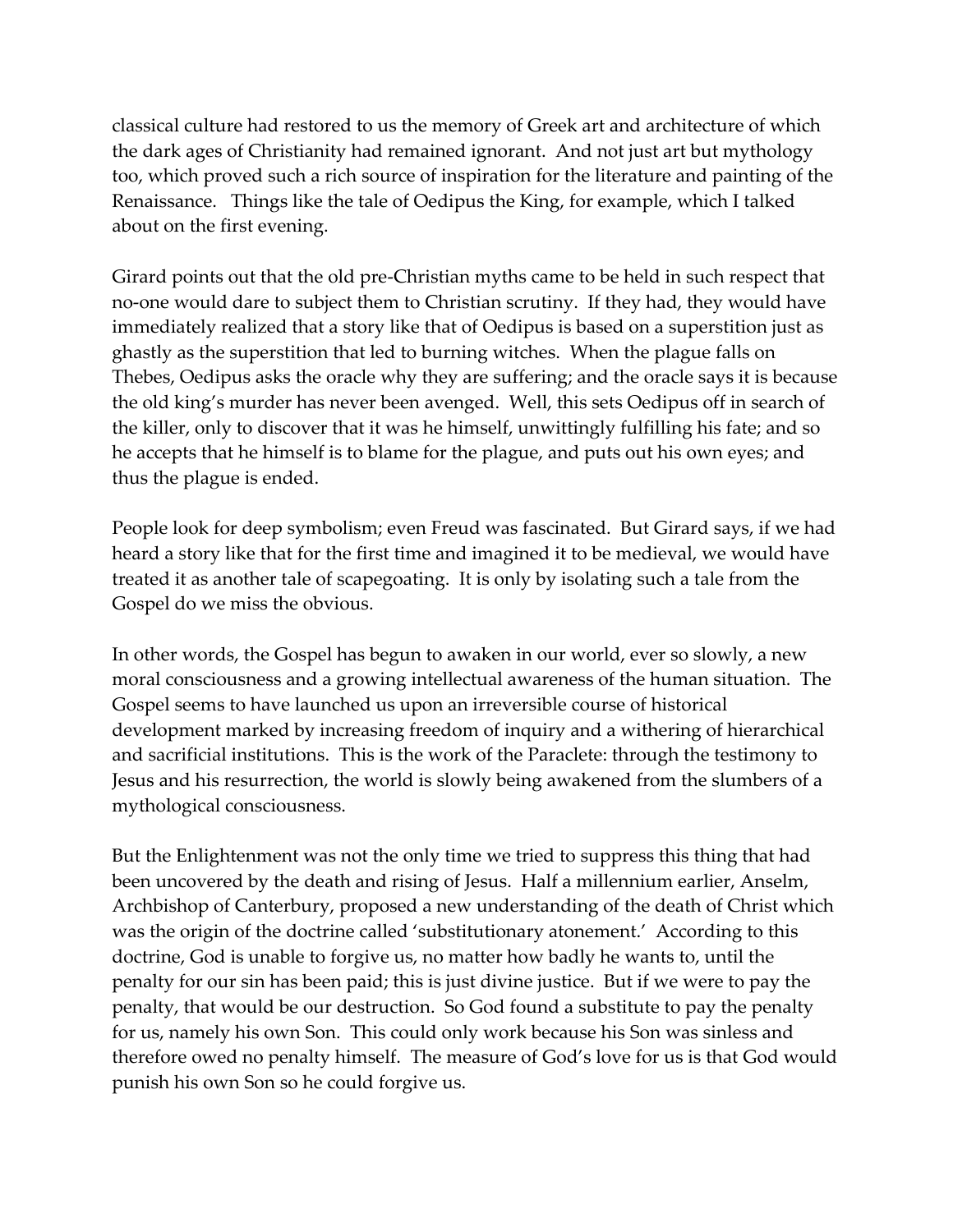classical culture had restored to us the memory of Greek art and architecture of which the dark ages of Christianity had remained ignorant. And not just art but mythology too, which proved such a rich source of inspiration for the literature and painting of the Renaissance. Things like the tale of Oedipus the King, for example, which I talked about on the first evening.

Girard points out that the old pre-Christian myths came to be held in such respect that no-one would dare to subject them to Christian scrutiny. If they had, they would have immediately realized that a story like that of Oedipus is based on a superstition just as ghastly as the superstition that led to burning witches. When the plague falls on Thebes, Oedipus asks the oracle why they are suffering; and the oracle says it is because the old king's murder has never been avenged. Well, this sets Oedipus off in search of the killer, only to discover that it was he himself, unwittingly fulfilling his fate; and so he accepts that he himself is to blame for the plague, and puts out his own eyes; and thus the plague is ended.

People look for deep symbolism; even Freud was fascinated. But Girard says, if we had heard a story like that for the first time and imagined it to be medieval, we would have treated it as another tale of scapegoating. It is only by isolating such a tale from the Gospel do we miss the obvious.

In other words, the Gospel has begun to awaken in our world, ever so slowly, a new moral consciousness and a growing intellectual awareness of the human situation. The Gospel seems to have launched us upon an irreversible course of historical development marked by increasing freedom of inquiry and a withering of hierarchical and sacrificial institutions. This is the work of the Paraclete: through the testimony to Jesus and his resurrection, the world is slowly being awakened from the slumbers of a mythological consciousness.

But the Enlightenment was not the only time we tried to suppress this thing that had been uncovered by the death and rising of Jesus. Half a millennium earlier, Anselm, Archbishop of Canterbury, proposed a new understanding of the death of Christ which was the origin of the doctrine called 'substitutionary atonement.' According to this doctrine, God is unable to forgive us, no matter how badly he wants to, until the penalty for our sin has been paid; this is just divine justice. But if we were to pay the penalty, that would be our destruction. So God found a substitute to pay the penalty for us, namely his own Son. This could only work because his Son was sinless and therefore owed no penalty himself. The measure of God's love for us is that God would punish his own Son so he could forgive us.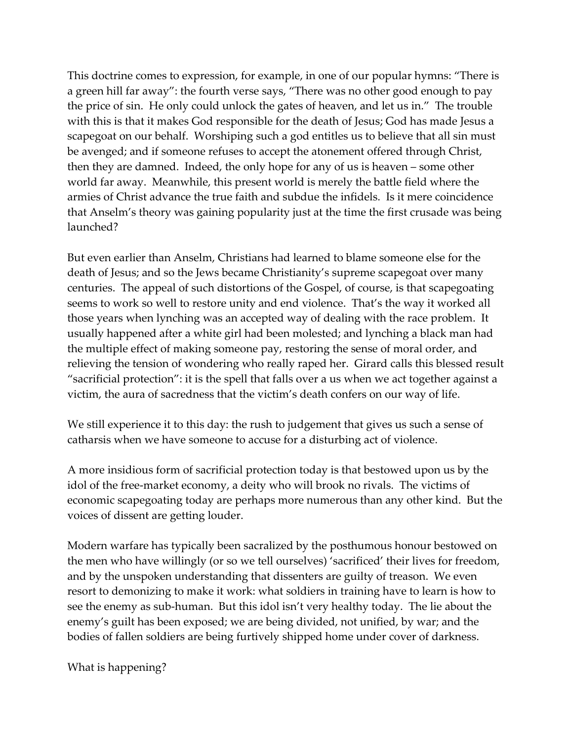This doctrine comes to expression, for example, in one of our popular hymns: "There is a green hill far away": the fourth verse says, "There was no other good enough to pay the price of sin. He only could unlock the gates of heaven, and let us in." The trouble with this is that it makes God responsible for the death of Jesus; God has made Jesus a scapegoat on our behalf. Worshiping such a god entitles us to believe that all sin must be avenged; and if someone refuses to accept the atonement offered through Christ, then they are damned. Indeed, the only hope for any of us is heaven – some other world far away. Meanwhile, this present world is merely the battle field where the armies of Christ advance the true faith and subdue the infidels. Is it mere coincidence that Anselm's theory was gaining popularity just at the time the first crusade was being launched?

But even earlier than Anselm, Christians had learned to blame someone else for the death of Jesus; and so the Jews became Christianity's supreme scapegoat over many centuries. The appeal of such distortions of the Gospel, of course, is that scapegoating seems to work so well to restore unity and end violence. That's the way it worked all those years when lynching was an accepted way of dealing with the race problem. It usually happened after a white girl had been molested; and lynching a black man had the multiple effect of making someone pay, restoring the sense of moral order, and relieving the tension of wondering who really raped her. Girard calls this blessed result "sacrificial protection": it is the spell that falls over a us when we act together against a victim, the aura of sacredness that the victim's death confers on our way of life.

We still experience it to this day: the rush to judgement that gives us such a sense of catharsis when we have someone to accuse for a disturbing act of violence.

A more insidious form of sacrificial protection today is that bestowed upon us by the idol of the free-market economy, a deity who will brook no rivals. The victims of economic scapegoating today are perhaps more numerous than any other kind. But the voices of dissent are getting louder.

Modern warfare has typically been sacralized by the posthumous honour bestowed on the men who have willingly (or so we tell ourselves) 'sacrificed' their lives for freedom, and by the unspoken understanding that dissenters are guilty of treason. We even resort to demonizing to make it work: what soldiers in training have to learn is how to see the enemy as sub-human. But this idol isn't very healthy today. The lie about the enemy's guilt has been exposed; we are being divided, not unified, by war; and the bodies of fallen soldiers are being furtively shipped home under cover of darkness.

What is happening?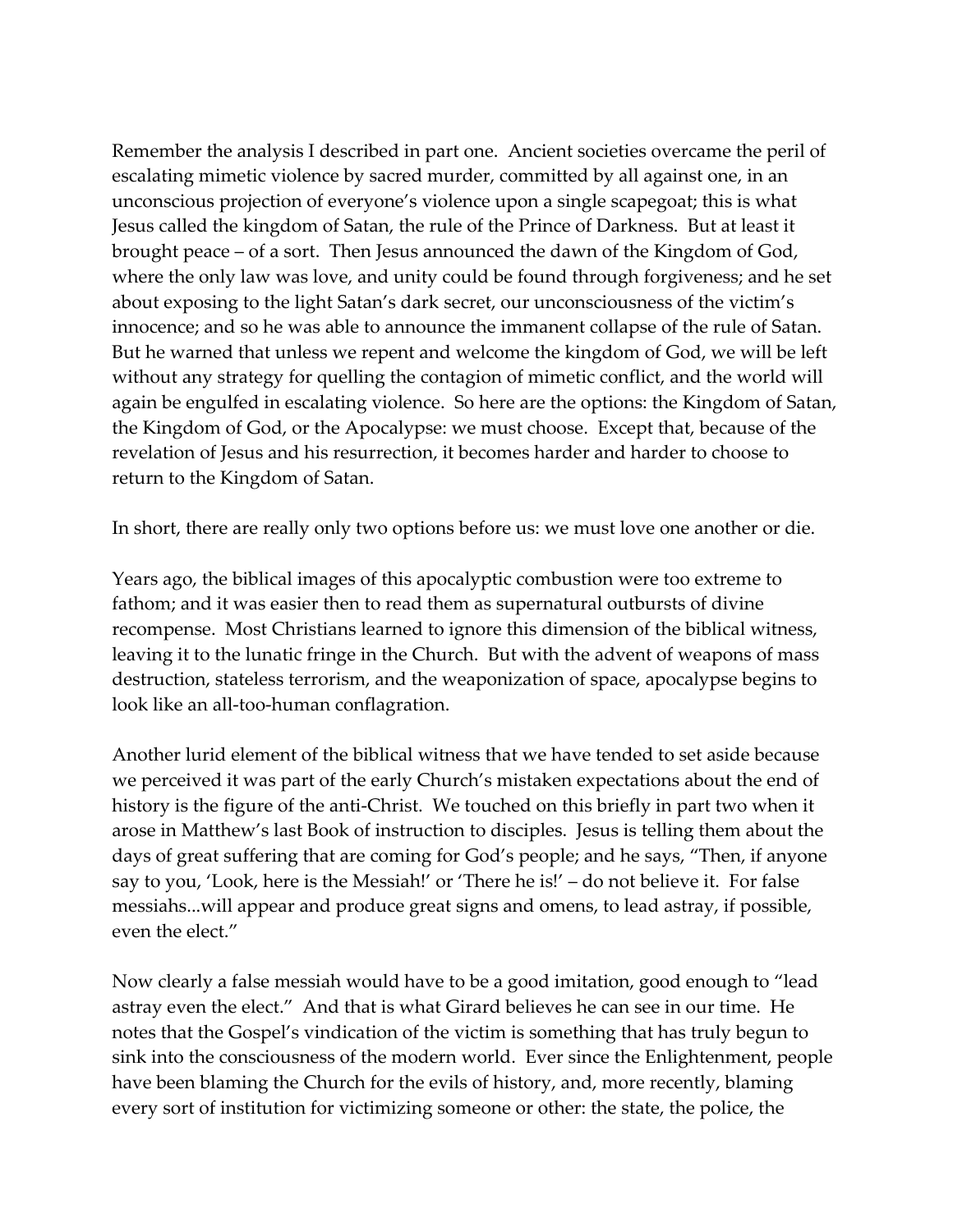Remember the analysis I described in part one. Ancient societies overcame the peril of escalating mimetic violence by sacred murder, committed by all against one, in an unconscious projection of everyone's violence upon a single scapegoat; this is what Jesus called the kingdom of Satan, the rule of the Prince of Darkness. But at least it brought peace – of a sort. Then Jesus announced the dawn of the Kingdom of God, where the only law was love, and unity could be found through forgiveness; and he set about exposing to the light Satan's dark secret, our unconsciousness of the victim's innocence; and so he was able to announce the immanent collapse of the rule of Satan. But he warned that unless we repent and welcome the kingdom of God, we will be left without any strategy for quelling the contagion of mimetic conflict, and the world will again be engulfed in escalating violence. So here are the options: the Kingdom of Satan, the Kingdom of God, or the Apocalypse: we must choose. Except that, because of the revelation of Jesus and his resurrection, it becomes harder and harder to choose to return to the Kingdom of Satan.

In short, there are really only two options before us: we must love one another or die.

Years ago, the biblical images of this apocalyptic combustion were too extreme to fathom; and it was easier then to read them as supernatural outbursts of divine recompense. Most Christians learned to ignore this dimension of the biblical witness, leaving it to the lunatic fringe in the Church. But with the advent of weapons of mass destruction, stateless terrorism, and the weaponization of space, apocalypse begins to look like an all-too-human conflagration.

Another lurid element of the biblical witness that we have tended to set aside because we perceived it was part of the early Church's mistaken expectations about the end of history is the figure of the anti-Christ. We touched on this briefly in part two when it arose in Matthew's last Book of instruction to disciples. Jesus is telling them about the days of great suffering that are coming for God's people; and he says, "Then, if anyone say to you, 'Look, here is the Messiah!' or 'There he is!' – do not believe it. For false messiahs...will appear and produce great signs and omens, to lead astray, if possible, even the elect."

Now clearly a false messiah would have to be a good imitation, good enough to "lead astray even the elect." And that is what Girard believes he can see in our time. He notes that the Gospel's vindication of the victim is something that has truly begun to sink into the consciousness of the modern world. Ever since the Enlightenment, people have been blaming the Church for the evils of history, and, more recently, blaming every sort of institution for victimizing someone or other: the state, the police, the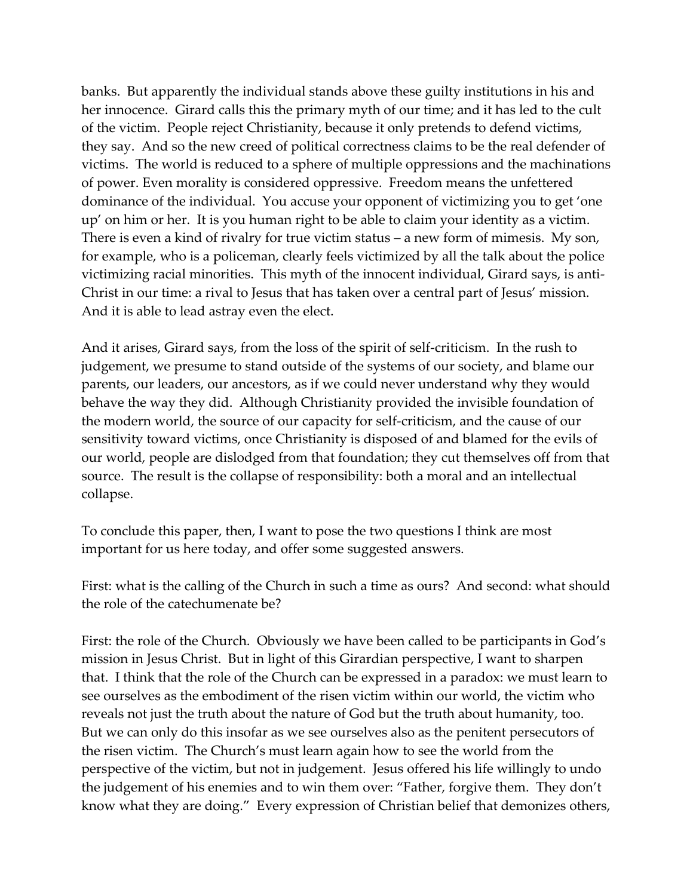banks. But apparently the individual stands above these guilty institutions in his and her innocence. Girard calls this the primary myth of our time; and it has led to the cult of the victim. People reject Christianity, because it only pretends to defend victims, they say. And so the new creed of political correctness claims to be the real defender of victims. The world is reduced to a sphere of multiple oppressions and the machinations of power. Even morality is considered oppressive. Freedom means the unfettered dominance of the individual. You accuse your opponent of victimizing you to get 'one up' on him or her. It is you human right to be able to claim your identity as a victim. There is even a kind of rivalry for true victim status – a new form of mimesis. My son, for example, who is a policeman, clearly feels victimized by all the talk about the police victimizing racial minorities. This myth of the innocent individual, Girard says, is anti-Christ in our time: a rival to Jesus that has taken over a central part of Jesus' mission. And it is able to lead astray even the elect.

And it arises, Girard says, from the loss of the spirit of self-criticism. In the rush to judgement, we presume to stand outside of the systems of our society, and blame our parents, our leaders, our ancestors, as if we could never understand why they would behave the way they did. Although Christianity provided the invisible foundation of the modern world, the source of our capacity for self-criticism, and the cause of our sensitivity toward victims, once Christianity is disposed of and blamed for the evils of our world, people are dislodged from that foundation; they cut themselves off from that source. The result is the collapse of responsibility: both a moral and an intellectual collapse.

To conclude this paper, then, I want to pose the two questions I think are most important for us here today, and offer some suggested answers.

First: what is the calling of the Church in such a time as ours? And second: what should the role of the catechumenate be?

First: the role of the Church. Obviously we have been called to be participants in God's mission in Jesus Christ. But in light of this Girardian perspective, I want to sharpen that. I think that the role of the Church can be expressed in a paradox: we must learn to see ourselves as the embodiment of the risen victim within our world, the victim who reveals not just the truth about the nature of God but the truth about humanity, too. But we can only do this insofar as we see ourselves also as the penitent persecutors of the risen victim. The Church's must learn again how to see the world from the perspective of the victim, but not in judgement. Jesus offered his life willingly to undo the judgement of his enemies and to win them over: "Father, forgive them. They don't know what they are doing." Every expression of Christian belief that demonizes others,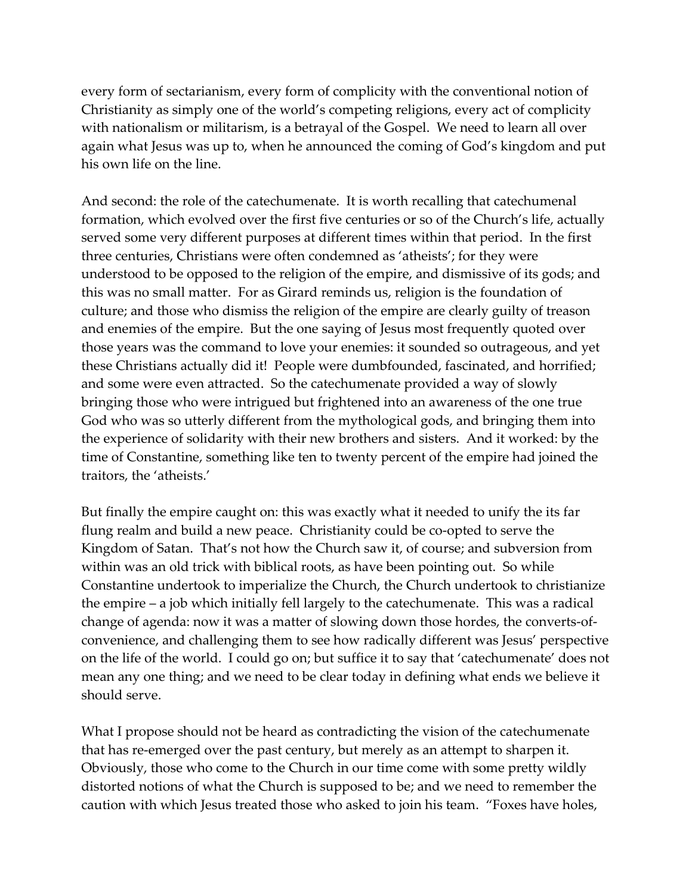every form of sectarianism, every form of complicity with the conventional notion of Christianity as simply one of the world's competing religions, every act of complicity with nationalism or militarism, is a betrayal of the Gospel. We need to learn all over again what Jesus was up to, when he announced the coming of God's kingdom and put his own life on the line.

And second: the role of the catechumenate. It is worth recalling that catechumenal formation, which evolved over the first five centuries or so of the Church's life, actually served some very different purposes at different times within that period. In the first three centuries, Christians were often condemned as 'atheists'; for they were understood to be opposed to the religion of the empire, and dismissive of its gods; and this was no small matter. For as Girard reminds us, religion is the foundation of culture; and those who dismiss the religion of the empire are clearly guilty of treason and enemies of the empire. But the one saying of Jesus most frequently quoted over those years was the command to love your enemies: it sounded so outrageous, and yet these Christians actually did it! People were dumbfounded, fascinated, and horrified; and some were even attracted. So the catechumenate provided a way of slowly bringing those who were intrigued but frightened into an awareness of the one true God who was so utterly different from the mythological gods, and bringing them into the experience of solidarity with their new brothers and sisters. And it worked: by the time of Constantine, something like ten to twenty percent of the empire had joined the traitors, the 'atheists.'

But finally the empire caught on: this was exactly what it needed to unify the its far flung realm and build a new peace. Christianity could be co-opted to serve the Kingdom of Satan. That's not how the Church saw it, of course; and subversion from within was an old trick with biblical roots, as have been pointing out. So while Constantine undertook to imperialize the Church, the Church undertook to christianize the empire – a job which initially fell largely to the catechumenate. This was a radical change of agenda: now it was a matter of slowing down those hordes, the converts-of-convenience, and challenging them to see how radically different was Jesus' perspective on the life of the world. I could go on; but suffice it to say that 'catechumenate' does not mean any one thing; and we need to be clear today in defining what ends we believe it should serve.

What I propose should not be heard as contradicting the vision of the catechumenate that has re-emerged over the past century, but merely as an attempt to sharpen it. Obviously, those who come to the Church in our time come with some pretty wildly distorted notions of what the Church is supposed to be; and we need to remember the caution with which Jesus treated those who asked to join his team. "Foxes have holes,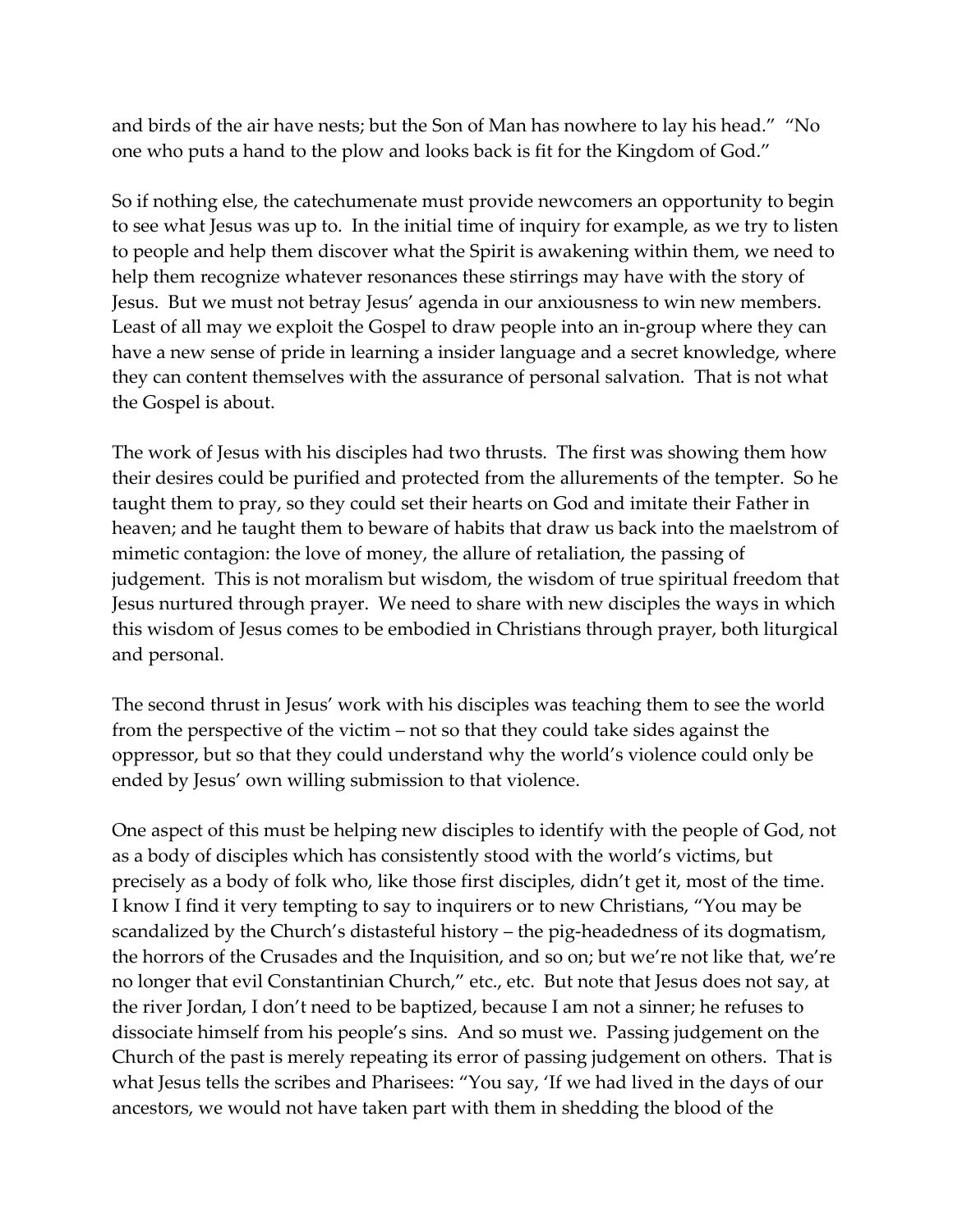and birds of the air have nests; but the Son of Man has nowhere to lay his head." "No one who puts a hand to the plow and looks back is fit for the Kingdom of God."

So if nothing else, the catechumenate must provide newcomers an opportunity to begin to see what Jesus was up to. In the initial time of inquiry for example, as we try to listen to people and help them discover what the Spirit is awakening within them, we need to help them recognize whatever resonances these stirrings may have with the story of Jesus. But we must not betray Jesus' agenda in our anxiousness to win new members. Least of all may we exploit the Gospel to draw people into an in-group where they can have a new sense of pride in learning a insider language and a secret knowledge, where they can content themselves with the assurance of personal salvation. That is not what the Gospel is about.

The work of Jesus with his disciples had two thrusts. The first was showing them how their desires could be purified and protected from the allurements of the tempter. So he taught them to pray, so they could set their hearts on God and imitate their Father in heaven; and he taught them to beware of habits that draw us back into the maelstrom of mimetic contagion: the love of money, the allure of retaliation, the passing of judgement. This is not moralism but wisdom, the wisdom of true spiritual freedom that Jesus nurtured through prayer. We need to share with new disciples the ways in which this wisdom of Jesus comes to be embodied in Christians through prayer, both liturgical and personal.

The second thrust in Jesus' work with his disciples was teaching them to see the world from the perspective of the victim – not so that they could take sides against the oppressor, but so that they could understand why the world's violence could only be ended by Jesus' own willing submission to that violence.

One aspect of this must be helping new disciples to identify with the people of God, not as a body of disciples which has consistently stood with the world's victims, but precisely as a body of folk who, like those first disciples, didn't get it, most of the time. I know I find it very tempting to say to inquirers or to new Christians, "You may be scandalized by the Church's distasteful history – the pig-headedness of its dogmatism, the horrors of the Crusades and the Inquisition, and so on; but we're not like that, we're no longer that evil Constantinian Church," etc., etc. But note that Jesus does not say, at the river Jordan, I don't need to be baptized, because I am not a sinner; he refuses to dissociate himself from his people's sins. And so must we. Passing judgement on the Church of the past is merely repeating its error of passing judgement on others. That is what Jesus tells the scribes and Pharisees: "You say, 'If we had lived in the days of our ancestors, we would not have taken part with them in shedding the blood of the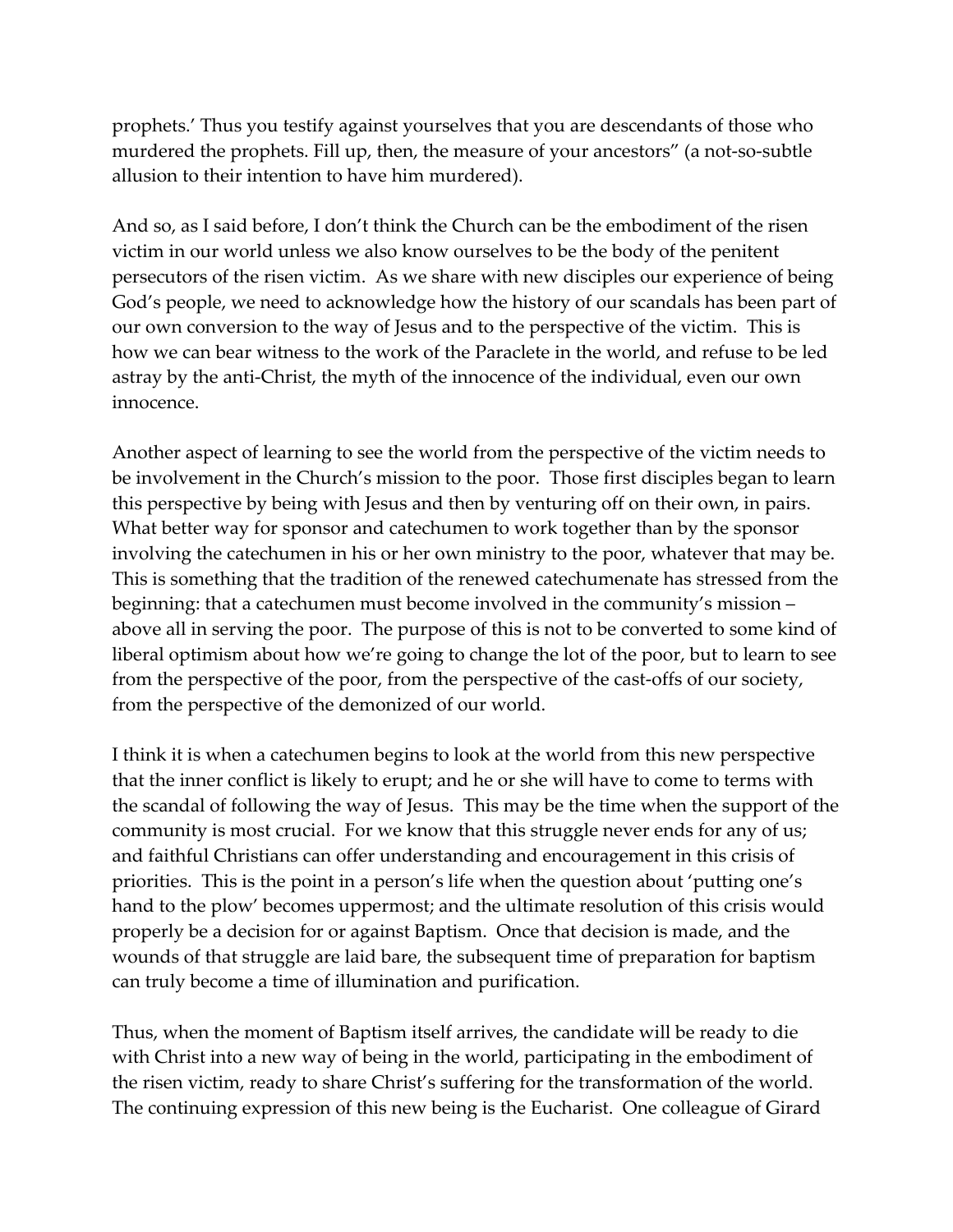prophets.' Thus you testify against yourselves that you are descendants of those who murdered the prophets. Fill up, then, the measure of your ancestors" (a not-so-subtle allusion to their intention to have him murdered).

And so, as I said before, I don't think the Church can be the embodiment of the risen victim in our world unless we also know ourselves to be the body of the penitent persecutors of the risen victim. As we share with new disciples our experience of being God's people, we need to acknowledge how the history of our scandals has been part of our own conversion to the way of Jesus and to the perspective of the victim. This is how we can bear witness to the work of the Paraclete in the world, and refuse to be led astray by the anti-Christ, the myth of the innocence of the individual, even our own innocence.

Another aspect of learning to see the world from the perspective of the victim needs to be involvement in the Church's mission to the poor. Those first disciples began to learn this perspective by being with Jesus and then by venturing off on their own, in pairs. What better way for sponsor and catechumen to work together than by the sponsor involving the catechumen in his or her own ministry to the poor, whatever that may be. This is something that the tradition of the renewed catechumenate has stressed from the beginning: that a catechumen must become involved in the community's mission – above all in serving the poor. The purpose of this is not to be converted to some kind of liberal optimism about how we're going to change the lot of the poor, but to learn to see from the perspective of the poor, from the perspective of the cast-offs of our society, from the perspective of the demonized of our world.

I think it is when a catechumen begins to look at the world from this new perspective that the inner conflict is likely to erupt; and he or she will have to come to terms with the scandal of following the way of Jesus. This may be the time when the support of the community is most crucial. For we know that this struggle never ends for any of us; and faithful Christians can offer understanding and encouragement in this crisis of priorities. This is the point in a person's life when the question about 'putting one's hand to the plow' becomes uppermost; and the ultimate resolution of this crisis would properly be a decision for or against Baptism. Once that decision is made, and the wounds of that struggle are laid bare, the subsequent time of preparation for baptism can truly become a time of illumination and purification.

Thus, when the moment of Baptism itself arrives, the candidate will be ready to die with Christ into a new way of being in the world, participating in the embodiment of the risen victim, ready to share Christ's suffering for the transformation of the world. The continuing expression of this new being is the Eucharist. One colleague of Girard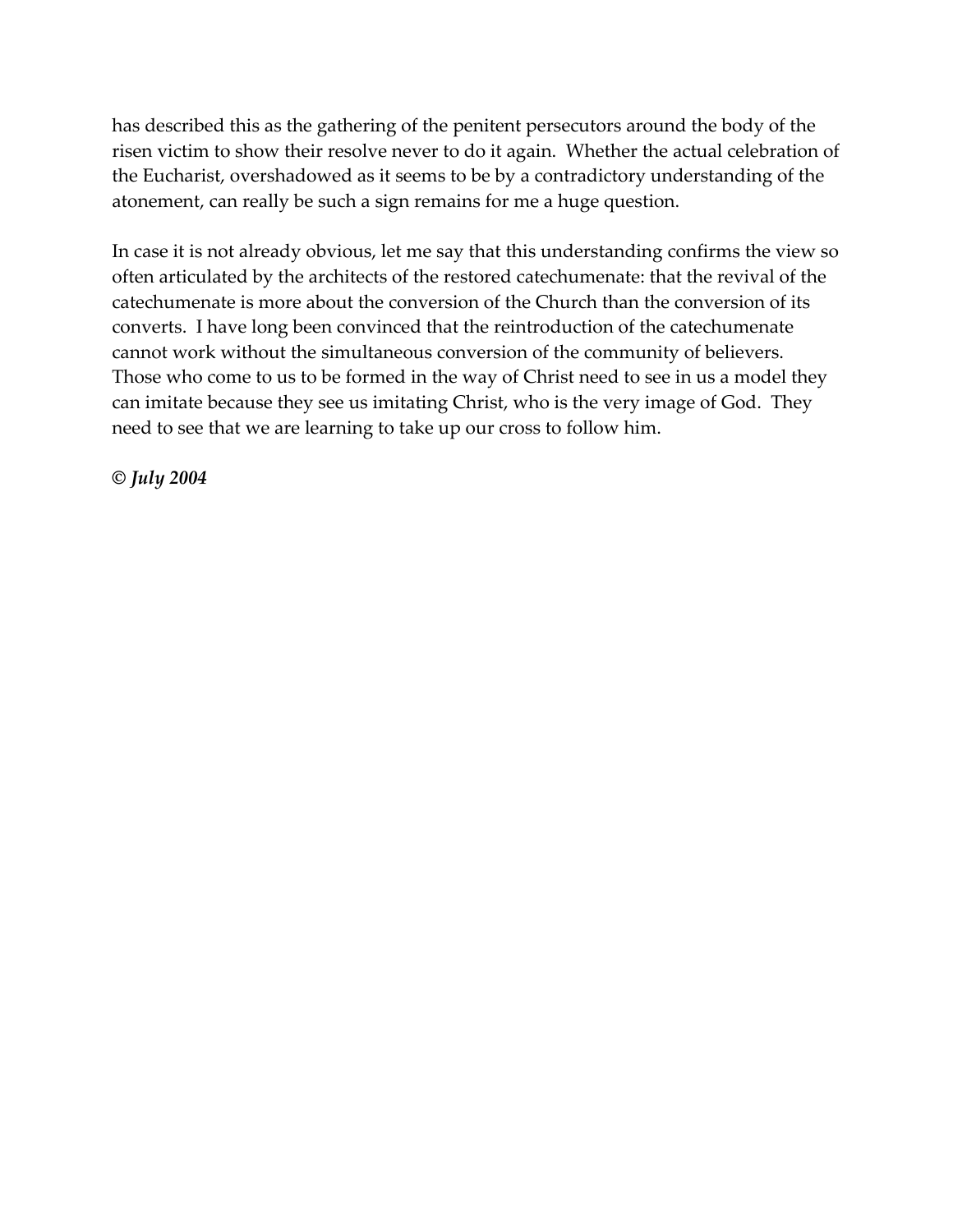has described this as the gathering of the penitent persecutors around the body of the risen victim to show their resolve never to do it again. Whether the actual celebration of the Eucharist, overshadowed as it seems to be by a contradictory understanding of the atonement, can really be such a sign remains for me a huge question.

In case it is not already obvious, let me say that this understanding confirms the view so often articulated by the architects of the restored catechumenate: that the revival of the catechumenate is more about the conversion of the Church than the conversion of its converts. I have long been convinced that the reintroduction of the catechumenate cannot work without the simultaneous conversion of the community of believers. Those who come to us to be formed in the way of Christ need to see in us a model they can imitate because they see us imitating Christ, who is the very image of God. They need to see that we are learning to take up our cross to follow him.

***© July 2004***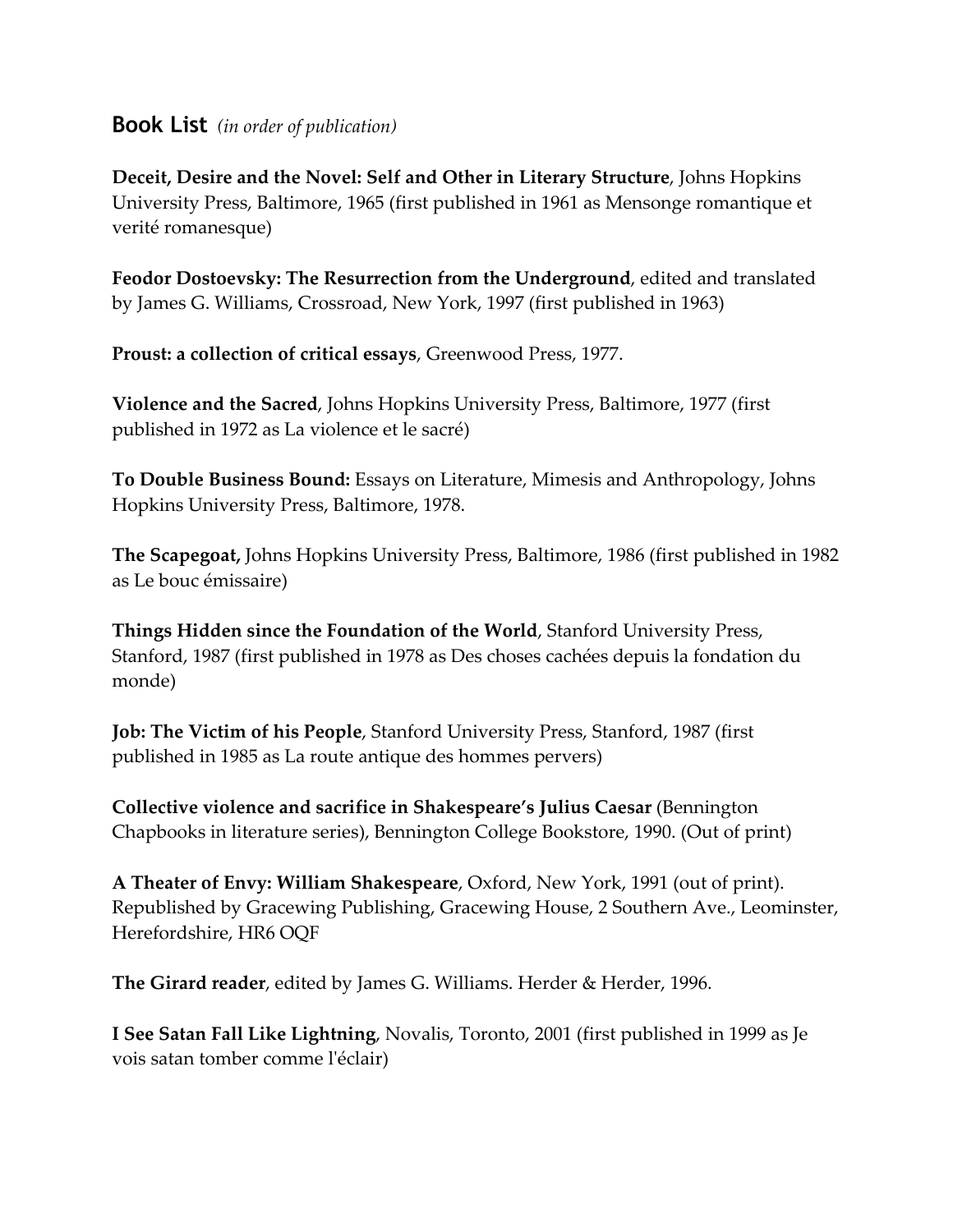## **Book List** *(in order of publication)*

**Deceit, Desire and the Novel: Self and Other in Literary Structure**, Johns Hopkins University Press, Baltimore, 1965 (first published in 1961 as Mensonge romantique et verité romanesque)

**Feodor Dostoevsky: The Resurrection from the Underground**, edited and translated by James G. Williams, Crossroad, New York, 1997 (first published in 1963)

**Proust: a collection of critical essays**, Greenwood Press, 1977.

**Violence and the Sacred**, Johns Hopkins University Press, Baltimore, 1977 (first published in 1972 as La violence et le sacré)

**To Double Business Bound:** Essays on Literature, Mimesis and Anthropology, Johns Hopkins University Press, Baltimore, 1978.

**The Scapegoat,** Johns Hopkins University Press, Baltimore, 1986 (first published in 1982 as Le bouc émissaire)

**Things Hidden since the Foundation of the World**, Stanford University Press, Stanford, 1987 (first published in 1978 as Des choses cachées depuis la fondation du monde)

**Job: The Victim of his People**, Stanford University Press, Stanford, 1987 (first published in 1985 as La route antique des hommes pervers)

**Collective violence and sacrifice in Shakespeare's Julius Caesar** (Bennington Chapbooks in literature series), Bennington College Bookstore, 1990. (Out of print)

**A Theater of Envy: William Shakespeare**, Oxford, New York, 1991 (out of print). Republished by Gracewing Publishing, Gracewing House, 2 Southern Ave., Leominster, Herefordshire, HR6 OQF

**The Girard reader**, edited by James G. Williams. Herder & Herder, 1996.

**I See Satan Fall Like Lightning**, Novalis, Toronto, 2001 (first published in 1999 as Je vois satan tomber comme l'éclair)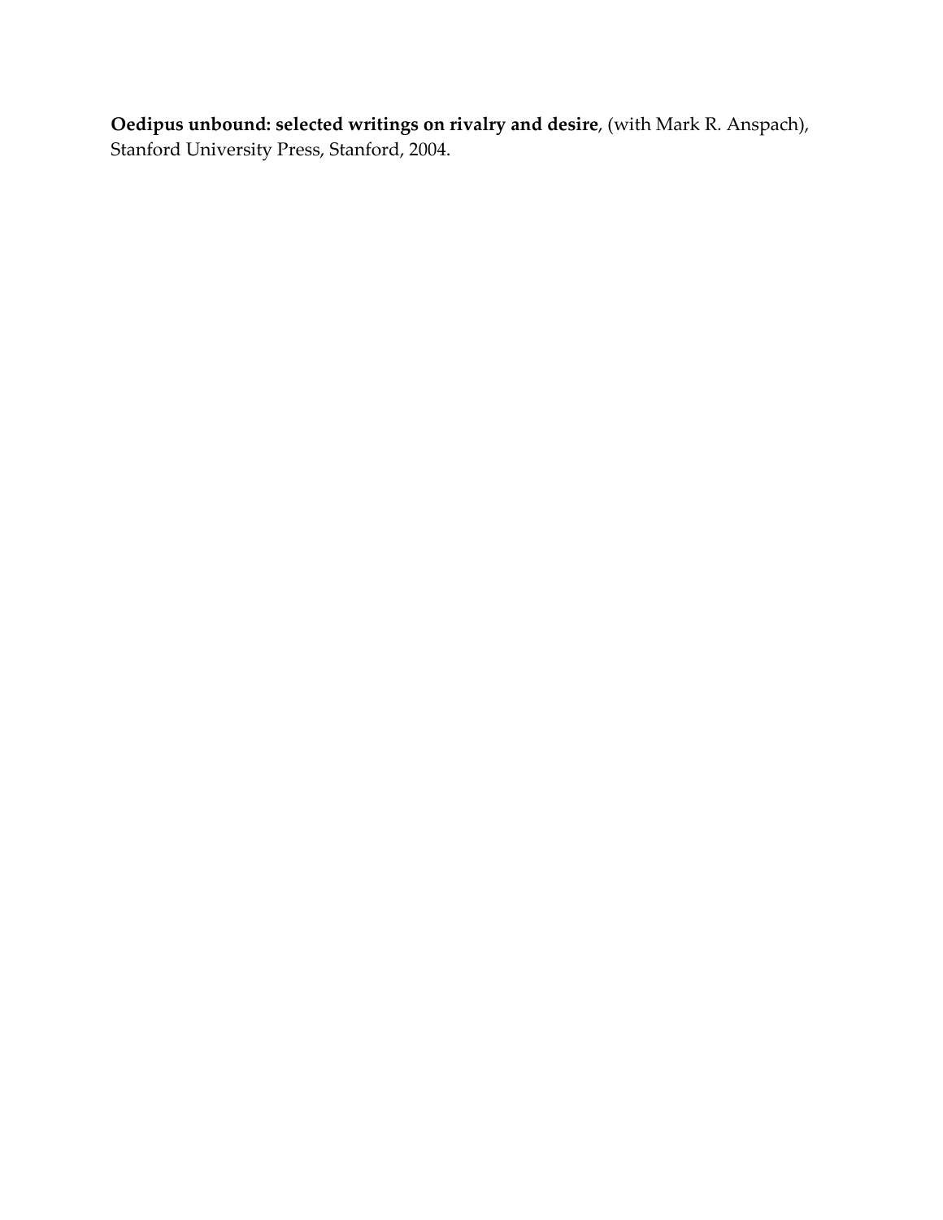**Oedipus unbound: selected writings on rivalry and desire**, (with Mark R. Anspach), Stanford University Press, Stanford, 2004.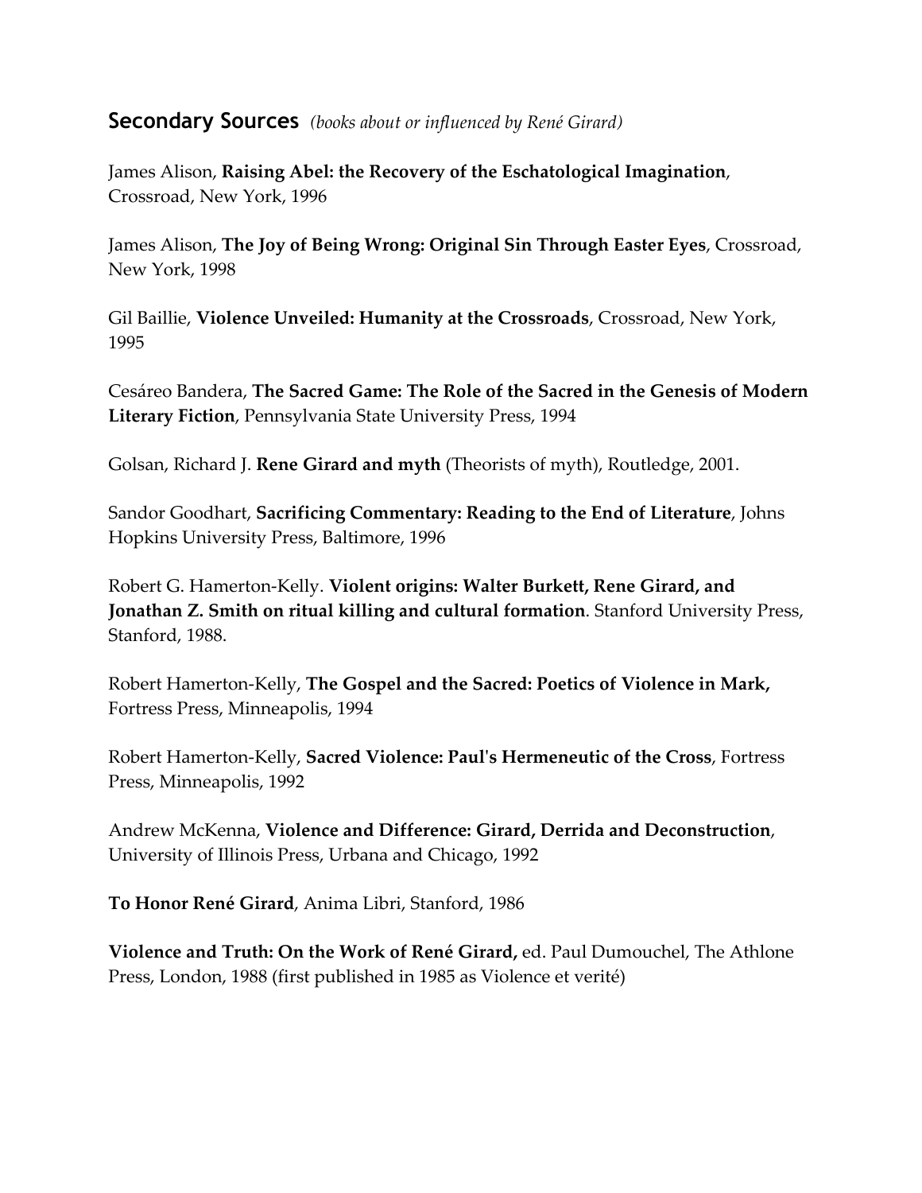## Secondary Sources *(books about or influenced by René Girard)*

James Alison, **Raising Abel: the Recovery of the Eschatological Imagination**, Crossroad, New York, 1996

James Alison, **The Joy of Being Wrong: Original Sin Through Easter Eyes**, Crossroad, New York, 1998

Gil Baillie, **Violence Unveiled: Humanity at the Crossroads**, Crossroad, New York, 1995

Cesáreo Bandera, **The Sacred Game: The Role of the Sacred in the Genesis of Modern Literary Fiction**, Pennsylvania State University Press, 1994

Golsan, Richard J. **Rene Girard and myth** (Theorists of myth), Routledge, 2001.

Sandor Goodhart, **Sacrificing Commentary: Reading to the End of Literature**, Johns Hopkins University Press, Baltimore, 1996

Robert G. Hamerton-Kelly. **Violent origins: Walter Burkett, Rene Girard, and Jonathan Z. Smith on ritual killing and cultural formation**. Stanford University Press, Stanford, 1988.

Robert Hamerton-Kelly, **The Gospel and the Sacred: Poetics of Violence in Mark,** Fortress Press, Minneapolis, 1994

Robert Hamerton-Kelly, **Sacred Violence: Paul's Hermeneutic of the Cross**, Fortress Press, Minneapolis, 1992

Andrew McKenna, **Violence and Difference: Girard, Derrida and Deconstruction**, University of Illinois Press, Urbana and Chicago, 1992

**To Honor René Girard**, Anima Libri, Stanford, 1986

**Violence and Truth: On the Work of René Girard,** ed. Paul Dumouchel, The Athlone Press, London, 1988 (first published in 1985 as Violence et verité)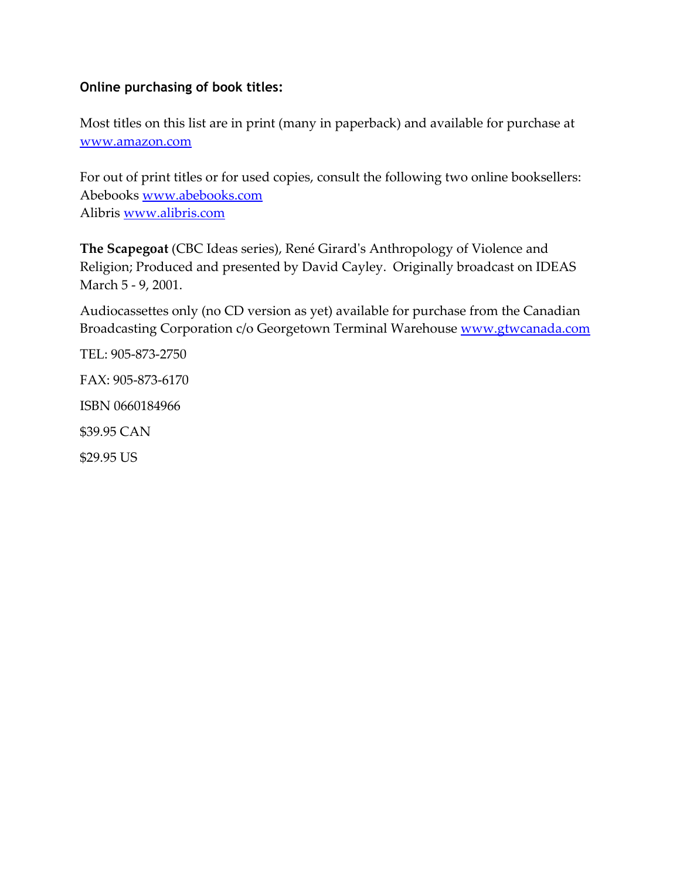**Online purchasing of book titles:**

Most titles on this list are in print (many in paperback) and available for purchase at www.amazon.com

For out of print titles or for used copies, consult the following two online booksellers:
Abebooks www.abebooks.com
Alibris www.alibris.com

**The Scapegoat** (CBC Ideas series), René Girard's Anthropology of Violence and Religion; Produced and presented by David Cayley. Originally broadcast on IDEAS March 5 - 9, 2001.

Audiocassettes only (no CD version as yet) available for purchase from the Canadian Broadcasting Corporation c/o Georgetown Terminal Warehouse www.gtwcanada.com

TEL: 905-873-2750

FAX: 905-873-6170

ISBN 0660184966

$39.95 CAN

$29.95 US